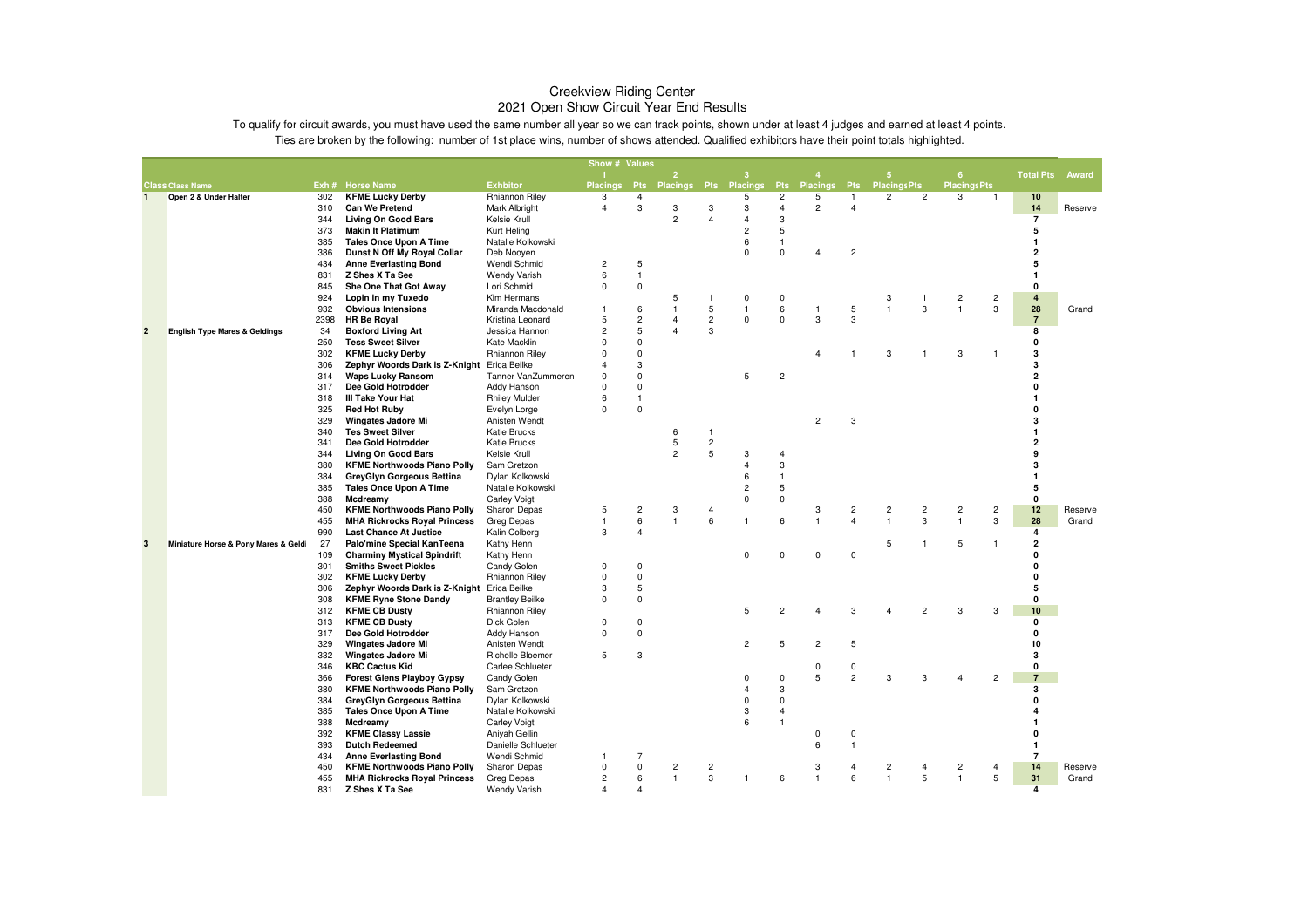# Creekview Riding Center

## 2021 Open Show Circuit Year End Results

To qualify for circuit awards, you must have used the same number all year so we can track points, shown under at least 4 judges and earned at least 4 points.

Ties are broken by the following: number of 1st place wins, number of shows attended. Qualified exhibitors have their point totals highlighted.

| | | | | | Show # Values | | | | | | | | | | | | | |
|---|---|---|---|---|---|---|---|---|---|---|---|---|---|---|---|---|---|---|
| | | | | | 1 | | 2 | | 3 | | 4 | | 5 | | 6 | | | |
| **Class** | **Class Name** | **Exh #** | **Horse Name** | **Exhibitor** | **Placings** | **Pts** | **Placings** | **Pts** | **Placings** | **Pts** | **Placings** | **Pts** | **Placings** | **Pts** | **Placings** | **Pts** | **Total Pts** | **Award** |
| 1 | Open 2 & Under Halter | 302 | **KFME Lucky Derby** | Rhiannon Riley | 3 | 4 | | | 5 | 2 | 5 | 1 | 2 | 2 | 3 | 1 | **10** | |
| | | 310 | **Can We Pretend** | Mark Albright | 4 | 3 | 3 | 3 | 3 | 4 | 2 | 4 | | | | | **14** | Reserve |
| | | 344 | **Living On Good Bars** | Kelsie Krull | | | 2 | 4 | 4 | 3 | | | | | | | **7** | |
| | | 373 | **Makin It Platimum** | Kurt Heling | | | | | 2 | 5 | | | | | | | **5** | |
| | | 385 | **Tales Once Upon A Time** | Natalie Kolkowski | | | | | 6 | 1 | | | | | | | **1** | |
| | | 386 | **Dunst N Off My Royal Collar** | Deb Nooyen | | | | | 0 | 0 | 4 | 2 | | | | | **2** | |
| | | 434 | **Anne Everlasting Bond** | Wendi Schmid | 2 | 5 | | | | | | | | | | | **5** | |
| | | 831 | **Z Shes X Ta See** | Wendy Varish | 6 | 1 | | | | | | | | | | | **1** | |
| | | 845 | **She One That Got Away** | Lori Schmid | 0 | 0 | | | | | | | | | | | **0** | |
| | | 924 | **Lopin in my Tuxedo** | Kim Hermans | | | 5 | 1 | 0 | 0 | | | 3 | 1 | 2 | 2 | **4** | |
| | | 932 | **Obvious Intensions** | Miranda Macdonald | 1 | 6 | 1 | 5 | 1 | 6 | 1 | 5 | 1 | 3 | 1 | 3 | **28** | Grand |
| | | 2398 | **HR Be Royal** | Kristina Leonard | 5 | 2 | 4 | 2 | 0 | 0 | 3 | 3 | | | | | **7** | |
| 2 | English Type Mares & Geldings | 34 | **Boxford Living Art** | Jessica Hannon | 2 | 5 | 4 | 3 | | | | | | | | | **8** | |
| | | 250 | **Tess Sweet Silver** | Kate Macklin | 0 | 0 | | | | | | | | | | | **0** | |
| | | 302 | **KFME Lucky Derby** | Rhiannon Riley | 0 | 0 | | | | | 4 | 1 | 3 | 1 | 3 | 1 | **3** | |
| | | 306 | **Zephyr Woords Dark is Z-Knight** | Erica Beilke | 4 | 3 | | | | | | | | | | | **3** | |
| | | 314 | **Waps Lucky Ransom** | Tanner VanZummeren | 0 | 0 | | | 5 | 2 | | | | | | | **2** | |
| | | 317 | **Dee Gold Hotrodder** | Addy Hanson | 0 | 0 | | | | | | | | | | | **0** | |
| | | 318 | **Ill Take Your Hat** | Rhiley Mulder | 6 | 1 | | | | | | | | | | | **1** | |
| | | 325 | **Red Hot Ruby** | Evelyn Lorge | 0 | 0 | | | | | | | | | | | **0** | |
| | | 329 | **Wingates Jadore Mi** | Anisten Wendt | | | | | | | 2 | 3 | | | | | **3** | |
| | | 340 | **Tes Sweet Silver** | Katie Brucks | | | 6 | 1 | | | | | | | | | **1** | |
| | | 341 | **Dee Gold Hotrodder** | Katie Brucks | | | 5 | 2 | | | | | | | | | **2** | |
| | | 344 | **Living On Good Bars** | Kelsie Krull | | | 2 | 5 | 3 | 4 | | | | | | | **9** | |
| | | 380 | **KFME Northwoods Piano Polly** | Sam Gretzon | | | | | 4 | 3 | | | | | | | **3** | |
| | | 384 | **GreyGlyn Gorgeous Bettina** | Dylan Kolkowski | | | | | 6 | 1 | | | | | | | **1** | |
| | | 385 | **Tales Once Upon A Time** | Natalie Kolkowski | | | | | 2 | 5 | | | | | | | **5** | |
| | | 388 | **Mcdreamy** | Carley Voigt | | | | | 0 | 0 | | | | | | | **0** | |
| | | 450 | **KFME Northwoods Piano Polly** | Sharon Depas | 5 | 2 | 3 | 4 | | | 3 | 2 | 2 | 2 | 2 | 2 | **12** | Reserve |
| | | 455 | **MHA Rickrocks Royal Princess** | Greg Depas | 1 | 6 | 1 | 6 | 1 | 6 | 1 | 4 | 1 | 3 | 1 | 3 | **28** | Grand |
| | | 990 | **Last Chance At Justice** | Kalin Colberg | 3 | 4 | | | | | | | | | | | **4** | |
| 3 | Miniature Horse & Pony Mares & Geldi | 27 | **Palo'mine Special KanTeena** | Kathy Henn | | | | | | | | | 5 | 1 | 5 | 1 | **2** | |
| | | 109 | **Charminy Mystical Spindrift** | Kathy Henn | | | | | 0 | 0 | 0 | 0 | | | | | **0** | |
| | | 301 | **Smiths Sweet Pickles** | Candy Golen | 0 | 0 | | | | | | | | | | | **0** | |
| | | 302 | **KFME Lucky Derby** | Rhiannon Riley | 0 | 0 | | | | | | | | | | | **0** | |
| | | 306 | **Zephyr Woords Dark is Z-Knight** | Erica Beilke | 3 | 5 | | | | | | | | | | | **5** | |
| | | 308 | **KFME Ryne Stone Dandy** | Brantley Beilke | 0 | 0 | | | | | | | | | | | **0** | |
| | | 312 | **KFME CB Dusty** | Rhiannon Riley | | | | | 5 | 2 | 4 | 3 | 4 | 2 | 3 | 3 | **10** | |
| | | 313 | **KFME CB Dusty** | Dick Golen | 0 | 0 | | | | | | | | | | | **0** | |
| | | 317 | **Dee Gold Hotrodder** | Addy Hanson | 0 | 0 | | | | | | | | | | | **0** | |
| | | 329 | **Wingates Jadore Mi** | Anisten Wendt | | | | | 2 | 5 | 2 | 5 | | | | | **10** | |
| | | 332 | **Wingates Jadore Mi** | Richelle Bloemer | 5 | 3 | | | | | | | | | | | **3** | |
| | | 346 | **KBC Cactus Kid** | Carlee Schlueter | | | | | | | 0 | 0 | | | | | **0** | |
| | | 366 | **Forest Glens Playboy Gypsy** | Candy Golen | | | | | 0 | 0 | 5 | 2 | 3 | 3 | 4 | 2 | **7** | |
| | | 380 | **KFME Northwoods Piano Polly** | Sam Gretzon | | | | | 4 | 3 | | | | | | | **3** | |
| | | 384 | **GreyGlyn Gorgeous Bettina** | Dylan Kolkowski | | | | | 0 | 0 | | | | | | | **0** | |
| | | 385 | **Tales Once Upon A Time** | Natalie Kolkowski | | | | | 3 | 4 | | | | | | | **4** | |
| | | 388 | **Mcdreamy** | Carley Voigt | | | | | 6 | 1 | | | | | | | **1** | |
| | | 392 | **KFME Classy Lassie** | Aniyah Gellin | | | | | | | 0 | 0 | | | | | **0** | |
| | | 393 | **Dutch Redeemed** | Danielle Schlueter | | | | | | | 6 | 1 | | | | | **1** | |
| | | 434 | **Anne Everlasting Bond** | Wendi Schmid | 1 | 7 | | | | | | | | | | | **7** | |
| | | 450 | **KFME Northwoods Piano Polly** | Sharon Depas | 0 | 0 | 2 | 2 | | | 3 | 4 | 2 | 4 | 2 | 4 | **14** | Reserve |
| | | 455 | **MHA Rickrocks Royal Princess** | Greg Depas | 2 | 6 | 1 | 3 | 1 | 6 | 1 | 6 | 1 | 5 | 1 | 5 | **31** | Grand |
| | | 831 | **Z Shes X Ta See** | Wendy Varish | 4 | 4 | | | | | | | | | | | **4** | |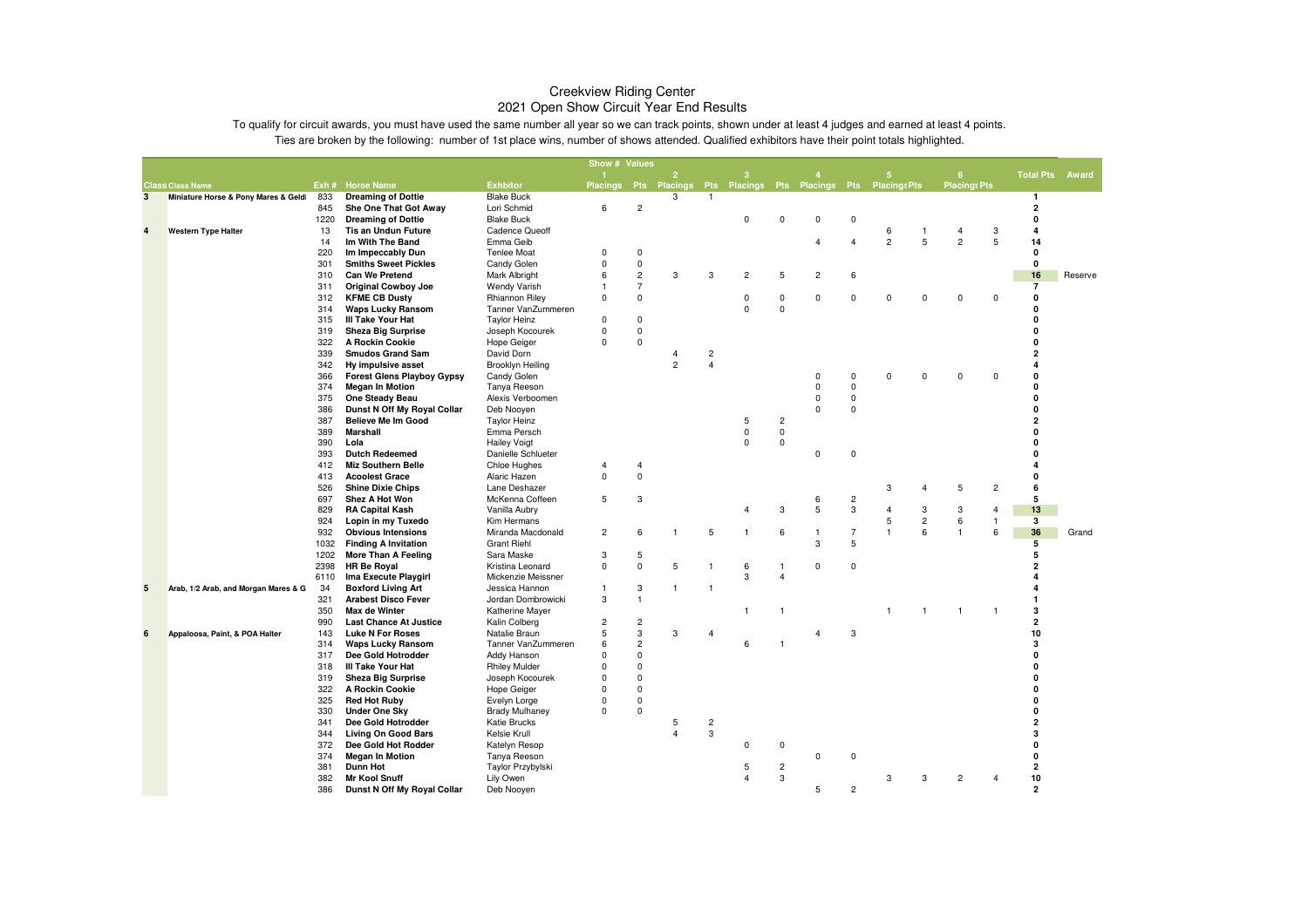# Creekview Riding Center
## 2021 Open Show Circuit Year End Results

To qualify for circuit awards, you must have used the same number all year so we can track points, shown under at least 4 judges and earned at least 4 points.
Ties are broken by the following: number of 1st place wins, number of shows attended. Qualified exhibitors have their point totals highlighted.

| | | | | | Show # 1 | Values | 2 | | 3 | | 4 | | 5 | | 6 | | | |
|---|---|---|---|---|---|---|---|---|---|---|---|---|---|---|---|---|---|---|
| Class | Class Name | Exh # | Horse Name | Exhbitor | Placings | Pts | Placings | Pts | Placings | Pts | Placings | Pts | Placings | Pts | Placings | Pts | Total Pts | Award |
| 3 | Miniature Horse & Pony Mares & Geldi | 833 | **Dreaming of Dottie** | Blake Buck | | | 3 | 1 | | | | | | | | | 1 | |
| | | 845 | **She One That Got Away** | Lori Schmid | 6 | 2 | | | | | | | | | | | 2 | |
| | | 1220 | **Dreaming of Dottie** | Blake Buck | | | | | 0 | 0 | 0 | 0 | | | | | 0 | |
| 4 | Western Type Halter | 13 | **Tis an Undun Future** | Cadence Queoff | | | | | | | | | 6 | 1 | 4 | 3 | 4 | |
| | | 14 | **Im With The Band** | Emma Geib | | | | | | | 4 | 4 | 2 | 5 | 2 | 5 | 14 | |
| | | 220 | **Im Impeccably Dun** | Tenlee Moat | 0 | 0 | | | | | | | | | | | 0 | |
| | | 301 | **Smiths Sweet Pickles** | Candy Golen | 0 | 0 | | | | | | | | | | | 0 | |
| | | 310 | **Can We Pretend** | Mark Albright | 6 | 2 | 3 | 3 | 2 | 5 | 2 | 6 | | | | | 16 | Reserve |
| | | 311 | **Original Cowboy Joe** | Wendy Varish | 1 | 7 | | | | | | | | | | | 7 | |
| | | 312 | **KFME CB Dusty** | Rhiannon Riley | 0 | 0 | | | 0 | 0 | 0 | 0 | 0 | 0 | 0 | 0 | 0 | |
| | | 314 | **Waps Lucky Ransom** | Tanner VanZummeren | | | | | 0 | 0 | | | | | | | 0 | |
| | | 315 | **Ill Take Your Hat** | Taylor Heinz | 0 | 0 | | | | | | | | | | | 0 | |
| | | 319 | **Sheza Big Surprise** | Joseph Kocourek | 0 | 0 | | | | | | | | | | | 0 | |
| | | 322 | **A Rockin Cookie** | Hope Geiger | 0 | 0 | | | | | | | | | | | 0 | |
| | | 339 | **Smudos Grand Sam** | David Dorn | | | 4 | 2 | | | | | | | | | 2 | |
| | | 342 | **Hy impulsive asset** | Brooklyn Heiling | | | 2 | 4 | | | | | | | | | 4 | |
| | | 366 | **Forest Glens Playboy Gypsy** | Candy Golen | | | | | | | 0 | 0 | 0 | 0 | 0 | 0 | 0 | |
| | | 374 | **Megan In Motion** | Tanya Reeson | | | | | | | 0 | 0 | | | | | 0 | |
| | | 375 | **One Steady Beau** | Alexis Verboomen | | | | | | | 0 | 0 | | | | | 0 | |
| | | 386 | **Dunst N Off My Royal Collar** | Deb Nooyen | | | | | | | 0 | 0 | | | | | 0 | |
| | | 387 | **Believe Me Im Good** | Taylor Heinz | | | | | 5 | 2 | | | | | | | 2 | |
| | | 389 | **Marshall** | Emma Persch | | | | | 0 | 0 | | | | | | | 0 | |
| | | 390 | **Lola** | Hailey Voigt | | | | | 0 | 0 | | | | | | | 0 | |
| | | 393 | **Dutch Redeemed** | Danielle Schlueter | | | | | | | 0 | 0 | | | | | 0 | |
| | | 412 | **Miz Southern Belle** | Chloe Hughes | 4 | 4 | | | | | | | | | | | 4 | |
| | | 413 | **Acoolest Grace** | Alaric Hazen | 0 | 0 | | | | | | | | | | | 0 | |
| | | 526 | **Shine Dixie Chips** | Lane Deshazer | | | | | | | | | 3 | 4 | 5 | 2 | 6 | |
| | | 697 | **Shez A Hot Won** | McKenna Coffeen | 5 | 3 | | | | | 6 | 2 | | | | | 5 | |
| | | 829 | **RA Capital Kash** | Vanilla Aubry | | | | | 4 | 3 | 5 | 3 | 4 | 3 | 3 | 4 | 13 | |
| | | 924 | **Lopin in my Tuxedo** | Kim Hermans | | | | | | | | | 5 | 2 | 6 | 1 | 3 | |
| | | 932 | **Obvious Intensions** | Miranda Macdonald | 2 | 6 | 1 | 5 | 1 | 6 | 1 | 7 | 1 | 6 | 1 | 6 | 36 | Grand |
| | | 1032 | **Finding A Invitation** | Grant Riehl | | | | | | | 3 | 5 | | | | | 5 | |
| | | 1202 | **More Than A Feeling** | Sara Maske | 3 | 5 | | | | | | | | | | | 5 | |
| | | 2398 | **HR Be Royal** | Kristina Leonard | 0 | 0 | 5 | 1 | 6 | 1 | 0 | 0 | | | | | 2 | |
| | | 6110 | **Ima Execute Playgirl** | Mickenzie Meissner | | | | | 3 | 4 | | | | | | | 4 | |
| 5 | Arab, 1/2 Arab, and Morgan Mares & G | 34 | **Boxford Living Art** | Jessica Hannon | 1 | 3 | 1 | 1 | | | | | | | | | 4 | |
| | | 321 | **Arabest Disco Fever** | Jordan Dombrowicki | 3 | 1 | | | | | | | | | | | 1 | |
| | | 350 | **Max de Winter** | Katherine Mayer | | | | | 1 | 1 | | | 1 | 1 | 1 | 1 | 3 | |
| | | 990 | **Last Chance At Justice** | Kalin Colberg | 2 | 2 | | | | | | | | | | | 2 | |
| 6 | Appaloosa, Paint, & POA Halter | 143 | **Luke N For Roses** | Natalie Braun | 5 | 3 | 3 | 4 | | | 4 | 3 | | | | | 10 | |
| | | 314 | **Waps Lucky Ransom** | Tanner VanZummeren | 6 | 2 | | | 6 | 1 | | | | | | | 3 | |
| | | 317 | **Dee Gold Hotrodder** | Addy Hanson | 0 | 0 | | | | | | | | | | | 0 | |
| | | 318 | **Ill Take Your Hat** | Rhiley Mulder | 0 | 0 | | | | | | | | | | | 0 | |
| | | 319 | **Sheza Big Surprise** | Joseph Kocourek | 0 | 0 | | | | | | | | | | | 0 | |
| | | 322 | **A Rockin Cookie** | Hope Geiger | 0 | 0 | | | | | | | | | | | 0 | |
| | | 325 | **Red Hot Ruby** | Evelyn Lorge | 0 | 0 | | | | | | | | | | | 0 | |
| | | 330 | **Under One Sky** | Brady Mulhaney | 0 | 0 | | | | | | | | | | | 0 | |
| | | 341 | **Dee Gold Hotrodder** | Katie Brucks | | | 5 | 2 | | | | | | | | | 2 | |
| | | 344 | **Living On Good Bars** | Kelsie Krull | | | 4 | 3 | | | | | | | | | 3 | |
| | | 372 | **Dee Gold Hot Rodder** | Katelyn Resop | | | | | 0 | 0 | | | | | | | 0 | |
| | | 374 | **Megan In Motion** | Tanya Reeson | | | | | | | 0 | 0 | | | | | 0 | |
| | | 381 | **Dunn Hot** | Taylor Przybylski | | | | | 5 | 2 | | | | | | | 2 | |
| | | 382 | **Mr Kool Snuff** | Lily Owen | | | | | 4 | 3 | | | 3 | 3 | 2 | 4 | 10 | |
| | | 386 | **Dunst N Off My Royal Collar** | Deb Nooyen | | | | | | | 5 | 2 | | | | | 2 | |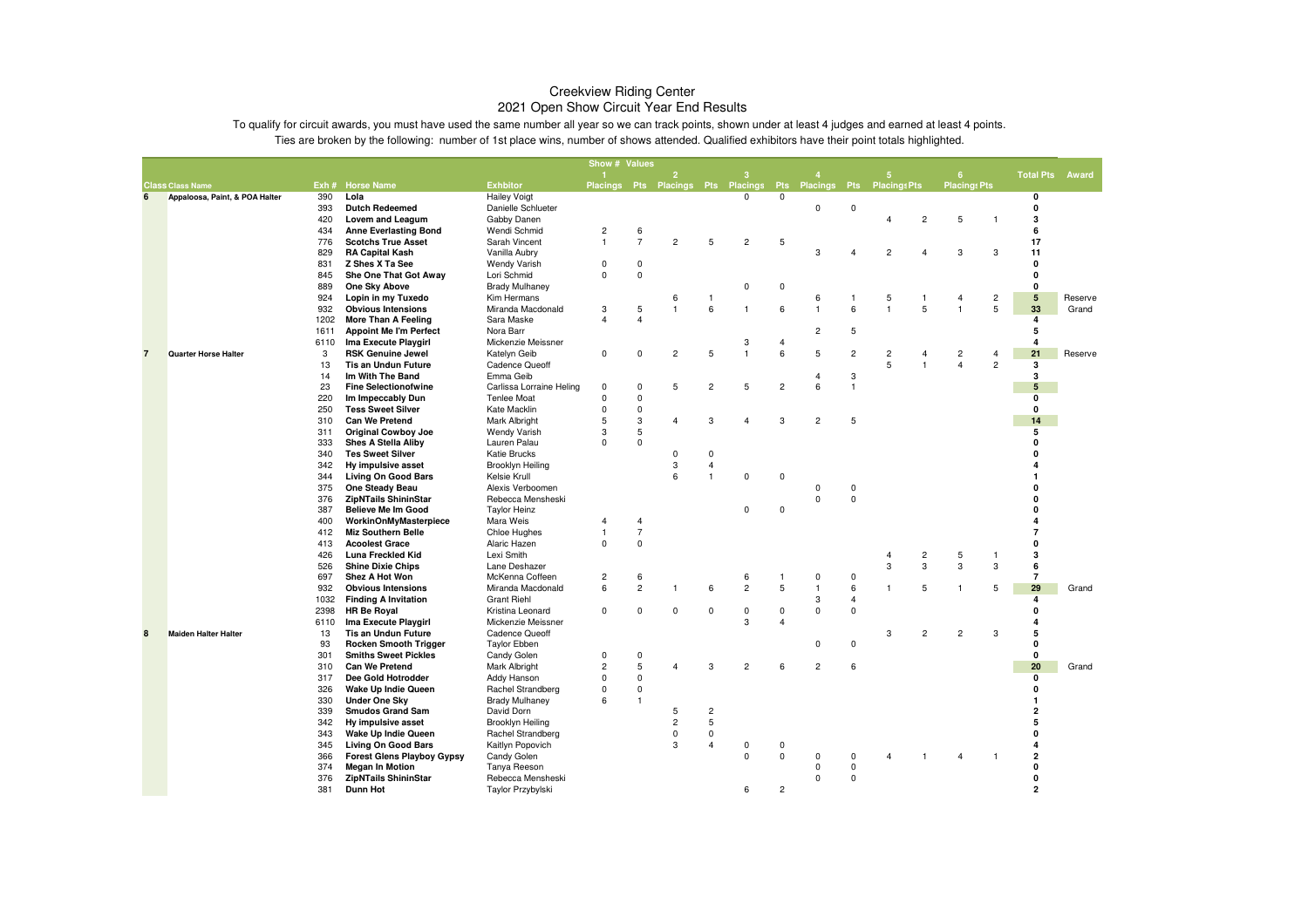# Creekview Riding Center

## 2021 Open Show Circuit Year End Results

To qualify for circuit awards, you must have used the same number all year so we can track points, shown under at least 4 judges and earned at least 4 points.

Ties are broken by the following: number of 1st place wins, number of shows attended. Qualified exhibitors have their point totals highlighted.

| Class | Class Name | Exh # | Horse Name | Exhbitor | Show # 1 Placings | Values Pts | 2 Placings | Pts | 3 Placings | Pts | 4 Placings | Pts | 5 Placings | Pts | 6 Placings | Pts | Total Pts | Award |
|---|---|---|---|---|---|---|---|---|---|---|---|---|---|---|---|---|---|---|
| 6 | Appaloosa, Paint, & POA Halter | 390 | Lola | Hailey Voigt | | | | | 0 | 0 | | | | | | | 0 | |
| | | 393 | Dutch Redeemed | Danielle Schlueter | | | | | | | 0 | 0 | | | | | 0 | |
| | | 420 | Lovem and Leagum | Gabby Danen | | | | | | | | | 4 | 2 | 5 | 1 | 3 | |
| | | 434 | Anne Everlasting Bond | Wendi Schmid | 2 | 6 | | | | | | | | | | | 6 | |
| | | 776 | Scotchs True Asset | Sarah Vincent | 1 | 7 | 2 | 5 | 2 | 5 | | | | | | | 17 | |
| | | 829 | RA Capital Kash | Vanilla Aubry | | | | | | | 3 | 4 | 2 | 4 | 3 | 3 | 11 | |
| | | 831 | Z Shes X Ta See | Wendy Varish | 0 | 0 | | | | | | | | | | | 0 | |
| | | 845 | She One That Got Away | Lori Schmid | 0 | 0 | | | | | | | | | | | 0 | |
| | | 889 | One Sky Above | Brady Mulhaney | | | | | 0 | 0 | | | | | | | 0 | |
| | | 924 | Lopin in my Tuxedo | Kim Hermans | | | 6 | 1 | | | 6 | 1 | 5 | 1 | 4 | 2 | 5 | Reserve |
| | | 932 | Obvious Intensions | Miranda Macdonald | 3 | 5 | 1 | 6 | 1 | 6 | 1 | 6 | 1 | 5 | 1 | 5 | 33 | Grand |
| | | 1202 | More Than A Feeling | Sara Maske | 4 | 4 | | | | | | | | | | | 4 | |
| | | 1611 | Appoint Me I'm Perfect | Nora Barr | | | | | | | 2 | 5 | | | | | 5 | |
| | | 6110 | Ima Execute Playgirl | Mickenzie Meissner | | | | | 3 | 4 | | | | | | | 4 | |
| 7 | Quarter Horse Halter | 3 | RSK Genuine Jewel | Katelyn Geib | 0 | 0 | 2 | 5 | 1 | 6 | 5 | 2 | 2 | 4 | 2 | 4 | 21 | Reserve |
| | | 13 | Tis an Undun Future | Cadence Queoff | | | | | | | | | 5 | 1 | 4 | 2 | 3 | |
| | | 14 | Im With The Band | Emma Geib | | | | | | | 4 | 3 | | | | | 3 | |
| | | 23 | Fine Selectionofwine | Carlissa Lorraine Heling | 0 | 0 | 5 | 2 | 5 | 2 | 6 | 1 | | | | | 5 | |
| | | 220 | Im Impeccably Dun | Tenlee Moat | 0 | 0 | | | | | | | | | | | 0 | |
| | | 250 | Tess Sweet Silver | Kate Macklin | 0 | 0 | | | | | | | | | | | 0 | |
| | | 310 | Can We Pretend | Mark Albright | 5 | 3 | 4 | 3 | 4 | 3 | 2 | 5 | | | | | 14 | |
| | | 311 | Original Cowboy Joe | Wendy Varish | 3 | 5 | | | | | | | | | | | 5 | |
| | | 333 | Shes A Stella Aliby | Lauren Palau | 0 | 0 | | | | | | | | | | | 0 | |
| | | 340 | Tes Sweet Silver | Katie Brucks | | | 0 | 0 | | | | | | | | | 0 | |
| | | 342 | Hy impulsive asset | Brooklyn Heiling | | | 3 | 4 | | | | | | | | | 4 | |
| | | 344 | Living On Good Bars | Kelsie Krull | | | 6 | 1 | 0 | 0 | | | | | | | 1 | |
| | | 375 | One Steady Beau | Alexis Verboomen | | | | | | | 0 | 0 | | | | | 0 | |
| | | 376 | ZipNTails ShininStar | Rebecca Mensheski | | | | | | | 0 | 0 | | | | | 0 | |
| | | 387 | Believe Me Im Good | Taylor Heinz | | | | | 0 | 0 | | | | | | | 0 | |
| | | 400 | WorkinOnMyMasterpiece | Mara Weis | 4 | 4 | | | | | | | | | | | 4 | |
| | | 412 | Miz Southern Belle | Chloe Hughes | 1 | 7 | | | | | | | | | | | 7 | |
| | | 413 | Acoolest Grace | Alaric Hazen | 0 | 0 | | | | | | | | | | | 0 | |
| | | 426 | Luna Freckled Kid | Lexi Smith | | | | | | | | | 4 | 2 | 5 | 1 | 3 | |
| | | 526 | Shine Dixie Chips | Lane Deshazer | | | | | | | | | 3 | 3 | 3 | 3 | 6 | |
| | | 697 | Shez A Hot Won | McKenna Coffeen | 2 | 6 | | | 6 | 1 | 0 | 0 | | | | | 7 | |
| | | 932 | Obvious Intensions | Miranda Macdonald | 6 | 2 | 1 | 6 | 2 | 5 | 1 | 6 | 1 | 5 | 1 | 5 | 29 | Grand |
| | | 1032 | Finding A Invitation | Grant Riehl | | | | | | | 3 | 4 | | | | | 4 | |
| | | 2398 | HR Be Royal | Kristina Leonard | 0 | 0 | 0 | 0 | 0 | 0 | 0 | 0 | | | | | 0 | |
| | | 6110 | Ima Execute Playgirl | Mickenzie Meissner | | | | | 3 | 4 | | | | | | | 4 | |
| 8 | Maiden Halter Halter | 13 | Tis an Undun Future | Cadence Queoff | | | | | | | | | 3 | 2 | 2 | 3 | 5 | |
| | | 93 | Rocken Smooth Trigger | Taylor Ebben | | | | | | | 0 | 0 | | | | | 0 | |
| | | 301 | Smiths Sweet Pickles | Candy Golen | 0 | 0 | | | | | | | | | | | 0 | |
| | | 310 | Can We Pretend | Mark Albright | 2 | 5 | 4 | 3 | 2 | 6 | 2 | 6 | | | | | 20 | Grand |
| | | 317 | Dee Gold Hotrodder | Addy Hanson | 0 | 0 | | | | | | | | | | | 0 | |
| | | 326 | Wake Up Indie Queen | Rachel Strandberg | 0 | 0 | | | | | | | | | | | 0 | |
| | | 330 | Under One Sky | Brady Mulhaney | 6 | 1 | | | | | | | | | | | 1 | |
| | | 339 | Smudos Grand Sam | David Dorn | | | 5 | 2 | | | | | | | | | 2 | |
| | | 342 | Hy impulsive asset | Brooklyn Heiling | | | 2 | 5 | | | | | | | | | 5 | |
| | | 343 | Wake Up Indie Queen | Rachel Strandberg | | | 0 | 0 | | | | | | | | | 0 | |
| | | 345 | Living On Good Bars | Kaitlyn Popovich | | | 3 | 4 | 0 | 0 | | | | | | | 4 | |
| | | 366 | Forest Glens Playboy Gypsy | Candy Golen | | | | | 0 | 0 | 0 | 0 | 4 | 1 | 4 | 1 | 2 | |
| | | 374 | Megan In Motion | Tanya Reeson | | | | | | | 0 | 0 | | | | | 0 | |
| | | 376 | ZipNTails ShininStar | Rebecca Mensheski | | | | | | | 0 | 0 | | | | | 0 | |
| | | 381 | Dunn Hot | Taylor Przybylski | | | | | 6 | 2 | | | | | | | 2 | |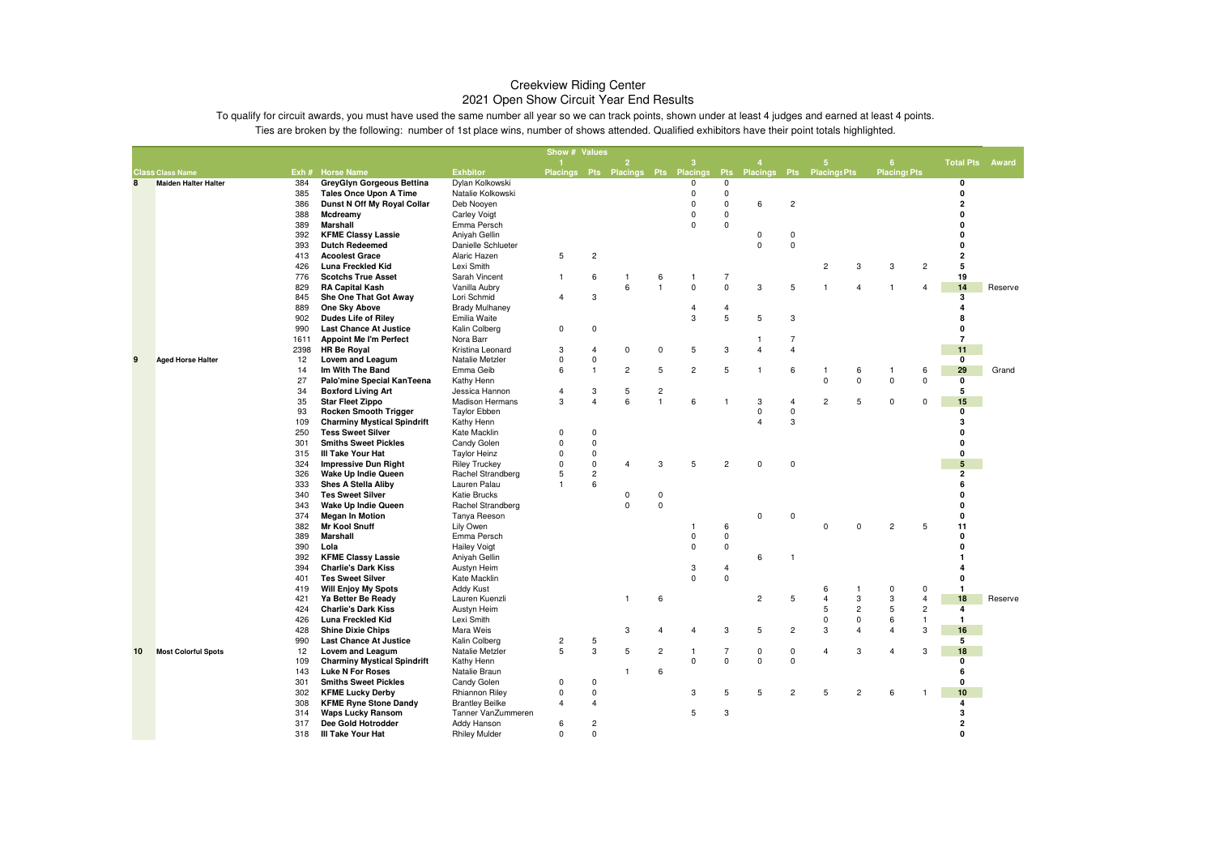# Creekview Riding Center

## 2021 Open Show Circuit Year End Results

To qualify for circuit awards, you must have used the same number all year so we can track points, shown under at least 4 judges and earned at least 4 points.

Ties are broken by the following: number of 1st place wins, number of shows attended. Qualified exhibitors have their point totals highlighted.

| Class | Class Name | Exh # | Horse Name | Exhibitor | Show 1 Placings | Show 1 Pts | Show 2 Placings | Show 2 Pts | Show 3 Placings | Show 3 Pts | Show 4 Placings | Show 4 Pts | Show 5 Placings | Show 5 Pts | Show 6 Placings | Show 6 Pts | Total Pts | Award |
|---|---|---|---|---|---|---|---|---|---|---|---|---|---|---|---|---|---|---|
| 8 | Maiden Halter Halter | 384 | GreyGlyn Gorgeous Bettina | Dylan Kolkowski | | | | | 0 | 0 | | | | | | | 0 | |
| | | 385 | Tales Once Upon A Time | Natalie Kolkowski | | | | | 0 | 0 | | | | | | | 0 | |
| | | 386 | Dunst N Off My Royal Collar | Deb Nooyen | | | | | 0 | 0 | 6 | 2 | | | | | 2 | |
| | | 388 | Mcdreamy | Carley Voigt | | | | | 0 | 0 | | | | | | | 0 | |
| | | 389 | Marshall | Emma Persch | | | | | 0 | 0 | | | | | | | 0 | |
| | | 392 | KFME Classy Lassie | Aniyah Gellin | | | | | | | 0 | 0 | | | | | 0 | |
| | | 393 | Dutch Redeemed | Danielle Schlueter | | | | | | | 0 | 0 | | | | | 0 | |
| | | 413 | Acoolest Grace | Alaric Hazen | 5 | 2 | | | | | | | | | | | 2 | |
| | | 426 | Luna Freckled Kid | Lexi Smith | | | | | | | | | 2 | 3 | 3 | 2 | 5 | |
| | | 776 | Scotchs True Asset | Sarah Vincent | 1 | 6 | 1 | 6 | 1 | 7 | | | | | | | 19 | |
| | | 829 | RA Capital Kash | Vanilla Aubry | | | 6 | 1 | 0 | 0 | 3 | 5 | 1 | 4 | 1 | 4 | 14 | Reserve |
| | | 845 | She One That Got Away | Lori Schmid | 4 | 3 | | | | | | | | | | | 3 | |
| | | 889 | One Sky Above | Brady Mulhaney | | | | | 4 | 4 | | | | | | | 4 | |
| | | 902 | Dudes Life of Riley | Emilia Waite | | | | | 3 | 5 | 5 | 3 | | | | | 8 | |
| | | 990 | Last Chance At Justice | Kalin Colberg | 0 | 0 | | | | | | | | | | | 0 | |
| | | 1611 | Appoint Me I'm Perfect | Nora Barr | | | | | | | 1 | 7 | | | | | 7 | |
| | | 2398 | HR Be Royal | Kristina Leonard | 3 | 4 | 0 | 0 | 5 | 3 | 4 | 4 | | | | | 11 | |
| 9 | Aged Horse Halter | 12 | Lovem and Leagum | Natalie Metzler | 0 | 0 | | | | | | | | | | | 0 | |
| | | 14 | Im With The Band | Emma Geib | 6 | 1 | 2 | 5 | 2 | 5 | 1 | 6 | 1 | 6 | 1 | 6 | 29 | Grand |
| | | 27 | Palo'mine Special KanTeena | Kathy Henn | | | | | | | | | 0 | 0 | 0 | 0 | 0 | |
| | | 34 | Boxford Living Art | Jessica Hannon | 4 | 3 | 5 | 2 | | | | | | | | | 5 | |
| | | 35 | Star Fleet Zippo | Madison Hermans | 3 | 4 | 6 | 1 | 6 | 1 | 3 | 4 | 2 | 5 | 0 | 0 | 15 | |
| | | 93 | Rocken Smooth Trigger | Taylor Ebben | | | | | | | 0 | 0 | | | | | 0 | |
| | | 109 | Charminy Mystical Spindrift | Kathy Henn | | | | | | | 4 | 3 | | | | | 3 | |
| | | 250 | Tess Sweet Silver | Kate Macklin | 0 | 0 | | | | | | | | | | | 0 | |
| | | 301 | Smiths Sweet Pickles | Candy Golen | 0 | 0 | | | | | | | | | | | 0 | |
| | | 315 | Ill Take Your Hat | Taylor Heinz | 0 | 0 | | | | | | | | | | | 0 | |
| | | 324 | Impressive Dun Right | Riley Truckey | 0 | 0 | 4 | 3 | 5 | 2 | 0 | 0 | | | | | 5 | |
| | | 326 | Wake Up Indie Queen | Rachel Strandberg | 5 | 2 | | | | | | | | | | | 2 | |
| | | 333 | Shes A Stella Aliby | Lauren Palau | 1 | 6 | | | | | | | | | | | 6 | |
| | | 340 | Tes Sweet Silver | Katie Brucks | | | 0 | 0 | | | | | | | | | 0 | |
| | | 343 | Wake Up Indie Queen | Rachel Strandberg | | | 0 | 0 | | | | | | | | | 0 | |
| | | 374 | Megan In Motion | Tanya Reeson | | | | | | | 0 | 0 | | | | | 0 | |
| | | 382 | Mr Kool Snuff | Lily Owen | | | | | 1 | 6 | | | 0 | 0 | 2 | 5 | 11 | |
| | | 389 | Marshall | Emma Persch | | | | | 0 | 0 | | | | | | | 0 | |
| | | 390 | Lola | Hailey Voigt | | | | | 0 | 0 | | | | | | | 0 | |
| | | 392 | KFME Classy Lassie | Aniyah Gellin | | | | | | | 6 | 1 | | | | | 1 | |
| | | 394 | Charlie's Dark Kiss | Austyn Heim | | | | | 3 | 4 | | | | | | | 4 | |
| | | 401 | Tes Sweet Silver | Kate Macklin | | | | | 0 | 0 | | | | | | | 0 | |
| | | 419 | Will Enjoy My Spots | Addy Kust | | | | | | | | | 6 | 1 | 0 | 0 | 1 | |
| | | 421 | Ya Better Be Ready | Lauren Kuenzli | | | 1 | 6 | | | 2 | 5 | 4 | 3 | 3 | 4 | 18 | Reserve |
| | | 424 | Charlie's Dark Kiss | Austyn Heim | | | | | | | | | 5 | 2 | 5 | 2 | 4 | |
| | | 426 | Luna Freckled Kid | Lexi Smith | | | | | | | | | 0 | 0 | 6 | 1 | 1 | |
| | | 428 | Shine Dixie Chips | Mara Weis | | | 3 | 4 | 4 | 3 | 5 | 2 | 3 | 4 | 4 | 3 | 16 | |
| | | 990 | Last Chance At Justice | Kalin Colberg | 2 | 5 | | | | | | | | | | | 5 | |
| 10 | Most Colorful Spots | 12 | Lovem and Leagum | Natalie Metzler | 5 | 3 | 5 | 2 | 1 | 7 | 0 | 0 | 4 | 3 | 4 | 3 | 18 | |
| | | 109 | Charminy Mystical Spindrift | Kathy Henn | | | | | 0 | 0 | 0 | 0 | | | | | 0 | |
| | | 143 | Luke N For Roses | Natalie Braun | | | 1 | 6 | | | | | | | | | 6 | |
| | | 301 | Smiths Sweet Pickles | Candy Golen | 0 | 0 | | | | | | | | | | | 0 | |
| | | 302 | KFME Lucky Derby | Rhiannon Riley | 0 | 0 | | | 3 | 5 | 5 | 2 | 5 | 2 | 6 | 1 | 10 | |
| | | 308 | KFME Ryne Stone Dandy | Brantley Beilke | 4 | 4 | | | | | | | | | | | 4 | |
| | | 314 | Waps Lucky Ransom | Tanner VanZummeren | | | | | 5 | 3 | | | | | | | 3 | |
| | | 317 | Dee Gold Hotrodder | Addy Hanson | 6 | 2 | | | | | | | | | | | 2 | |
| | | 318 | Ill Take Your Hat | Rhiley Mulder | 0 | 0 | | | | | | | | | | | 0 | |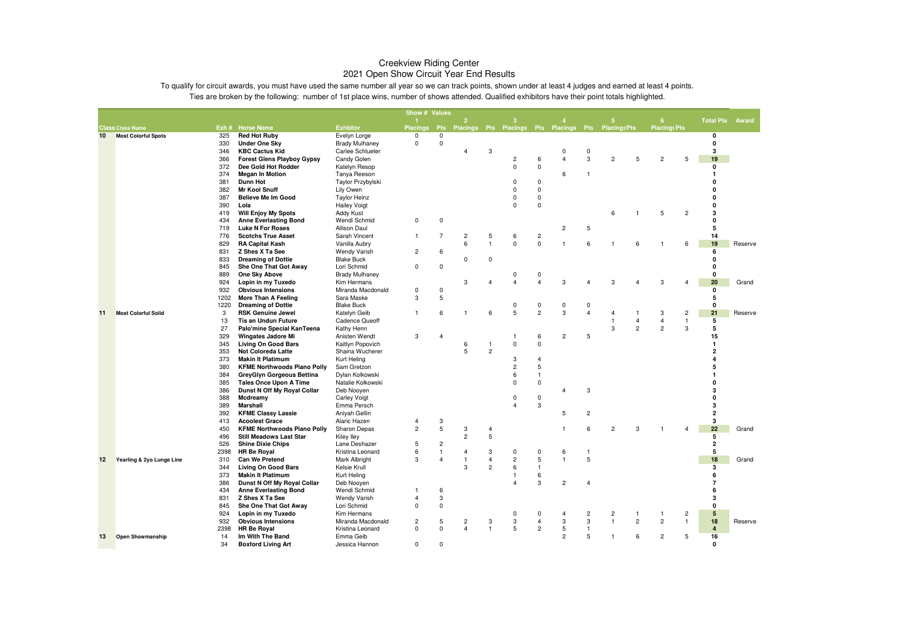# Creekview Riding Center
## 2021 Open Show Circuit Year End Results

To qualify for circuit awards, you must have used the same number all year so we can track points, shown under at least 4 judges and earned at least 4 points.

Ties are broken by the following: number of 1st place wins, number of shows attended. Qualified exhibitors have their point totals highlighted.

| | | | | | Show # Values | | | | | | | | | | | | | |
|---|---|---|---|---|---|---|---|---|---|---|---|---|---|---|---|---|---|---|
| | | | | | 1 | | 2 | | 3 | | 4 | | 5 | | 6 | | | |
| Class | Class Name | Exh # | Horse Name | Exhbitor | Placings | Pts | Placings | Pts | Placings | Pts | Placings | Pts | Placings | Pts | Placings | Pts | Total Pts | Award |
| 10 | Most Colorful Spots | 325 | Red Hot Ruby | Evelyn Lorge | 0 | 0 | | | | | | | | | | | 0 | |
| | | 330 | Under One Sky | Brady Mulhaney | 0 | 0 | | | | | | | | | | | 0 | |
| | | 346 | KBC Cactus Kid | Carlee Schlueter | | | 4 | 3 | | | 0 | 0 | | | | | 3 | |
| | | 366 | Forest Glens Playboy Gypsy | Candy Golen | | | | | 2 | 6 | 4 | 3 | 2 | 5 | 2 | 5 | 19 | |
| | | 372 | Dee Gold Hot Rodder | Katelyn Resop | | | | | 0 | 0 | | | | | | | 0 | |
| | | 374 | Megan In Motion | Tanya Reeson | | | | | | | 6 | 1 | | | | | 1 | |
| | | 381 | Dunn Hot | Taylor Przybylski | | | | | 0 | 0 | | | | | | | 0 | |
| | | 382 | Mr Kool Snuff | Lily Owen | | | | | 0 | 0 | | | | | | | 0 | |
| | | 387 | Believe Me Im Good | Taylor Heinz | | | | | 0 | 0 | | | | | | | 0 | |
| | | 390 | Lola | Hailey Voigt | | | | | 0 | 0 | | | | | | | 0 | |
| | | 419 | Will Enjoy My Spots | Addy Kust | | | | | | | | | 6 | 1 | 5 | 2 | 3 | |
| | | 434 | Anne Everlasting Bond | Wendi Schmid | 0 | 0 | | | | | | | | | | | 0 | |
| | | 719 | Luke N For Roses | Allison Daul | | | | | | | 2 | 5 | | | | | 5 | |
| | | 776 | Scotchs True Asset | Sarah Vincent | 1 | 7 | 2 | 5 | 6 | 2 | | | | | | | 14 | |
| | | 829 | RA Capital Kash | Vanilla Aubry | | | 6 | 1 | 0 | 0 | 1 | 6 | 1 | 6 | 1 | 6 | 19 | Reserve |
| | | 831 | Z Shes X Ta See | Wendy Varish | 2 | 6 | | | | | | | | | | | 6 | |
| | | 833 | Dreaming of Dottie | Blake Buck | | | 0 | 0 | | | | | | | | | 0 | |
| | | 845 | She One That Got Away | Lori Schmid | 0 | 0 | | | | | | | | | | | 0 | |
| | | 889 | One Sky Above | Brady Mulhaney | | | | | 0 | 0 | | | | | | | 0 | |
| | | 924 | Lopin in my Tuxedo | Kim Hermans | | | 3 | 4 | 4 | 4 | 3 | 4 | 3 | 4 | 3 | 4 | 20 | Grand |
| | | 932 | Obvious Intensions | Miranda Macdonald | 0 | 0 | | | | | | | | | | | 0 | |
| | | 1202 | More Than A Feeling | Sara Maske | 3 | 5 | | | | | | | | | | | 5 | |
| | | 1220 | Dreaming of Dottie | Blake Buck | | | | | 0 | 0 | 0 | 0 | | | | | 0 | |
| 11 | Most Colorful Solid | 3 | RSK Genuine Jewel | Katelyn Geib | 1 | 6 | 1 | 6 | 5 | 2 | 3 | 4 | 4 | 1 | 3 | 2 | 21 | Reserve |
| | | 13 | Tis an Undun Future | Cadence Queoff | | | | | | | | | 1 | 4 | 4 | 1 | 5 | |
| | | 27 | Palo'mine Special KanTeena | Kathy Henn | | | | | | | | | 3 | 2 | 2 | 3 | 5 | |
| | | 329 | Wingates Jadore Mi | Anisten Wendt | 3 | 4 | | | 1 | 6 | 2 | 5 | | | | | 15 | |
| | | 345 | Living On Good Bars | Kaitlyn Popovich | | | 6 | 1 | 0 | 0 | | | | | | | 1 | |
| | | 353 | Not Coloreda Latte | Shaina Wucherer | | | 5 | 2 | | | | | | | | | 2 | |
| | | 373 | Makin It Platimum | Kurt Heling | | | | | 3 | 4 | | | | | | | 4 | |
| | | 380 | KFME Northwoods Piano Polly | Sam Gretzon | | | | | 2 | 5 | | | | | | | 5 | |
| | | 384 | GreyGlyn Gorgeous Bettina | Dylan Kolkowski | | | | | 6 | 1 | | | | | | | 1 | |
| | | 385 | Tales Once Upon A Time | Natalie Kolkowski | | | | | 0 | 0 | | | | | | | 0 | |
| | | 386 | Dunst N Off My Royal Collar | Deb Nooyen | | | | | | | 4 | 3 | | | | | 3 | |
| | | 388 | Mcdreamy | Carley Voigt | | | | | 0 | 0 | | | | | | | 0 | |
| | | 389 | Marshall | Emma Persch | | | | | 4 | 3 | | | | | | | 3 | |
| | | 392 | KFME Classy Lassie | Aniyah Gellin | | | | | | | 5 | 2 | | | | | 2 | |
| | | 413 | Acoolest Grace | Alaric Hazen | 4 | 3 | | | | | | | | | | | 3 | |
| | | 450 | KFME Northwoods Piano Polly | Sharon Depas | 2 | 5 | 3 | 4 | | | 1 | 6 | 2 | 3 | 1 | 4 | 22 | Grand |
| | | 496 | Still Meadows Last Star | Kiley Iley | | | 2 | 5 | | | | | | | | | 5 | |
| | | 526 | Shine Dixie Chips | Lane Deshazer | 5 | 2 | | | | | | | | | | | 2 | |
| | | 2398 | HR Be Royal | Kristina Leonard | 6 | 1 | 4 | 3 | 0 | 0 | 6 | 1 | | | | | 5 | |
| 12 | Yearling & 2yo Lunge Line | 310 | Can We Pretend | Mark Albright | 3 | 4 | 1 | 4 | 2 | 5 | 1 | 5 | | | | | 18 | Grand |
| | | 344 | Living On Good Bars | Kelsie Krull | | | 3 | 2 | 6 | 1 | | | | | | | 3 | |
| | | 373 | Makin It Platimum | Kurt Heling | | | | | 1 | 6 | | | | | | | 6 | |
| | | 386 | Dunst N Off My Royal Collar | Deb Nooyen | | | | | 4 | 3 | 2 | 4 | | | | | 7 | |
| | | 434 | Anne Everlasting Bond | Wendi Schmid | 1 | 6 | | | | | | | | | | | 6 | |
| | | 831 | Z Shes X Ta See | Wendy Varish | 4 | 3 | | | | | | | | | | | 3 | |
| | | 845 | She One That Got Away | Lori Schmid | 0 | 0 | | | | | | | | | | | 0 | |
| | | 924 | Lopin in my Tuxedo | Kim Hermans | | | | | 0 | 0 | 4 | 2 | 2 | 1 | 1 | 2 | 5 | |
| | | 932 | Obvious Intensions | Miranda Macdonald | 2 | 5 | 2 | 3 | 3 | 4 | 3 | 3 | 1 | 2 | 2 | 1 | 18 | Reserve |
| | | 2398 | HR Be Royal | Kristina Leonard | 0 | 0 | 4 | 1 | 5 | 2 | 5 | 1 | | | | | 4 | |
| 13 | Open Showmanship | 14 | Im With The Band | Emma Geib | | | | | | | 2 | 5 | 1 | 6 | 2 | 5 | 16 | |
| | | 34 | Boxford Living Art | Jessica Hannon | 0 | 0 | | | | | | | | | | | 0 | |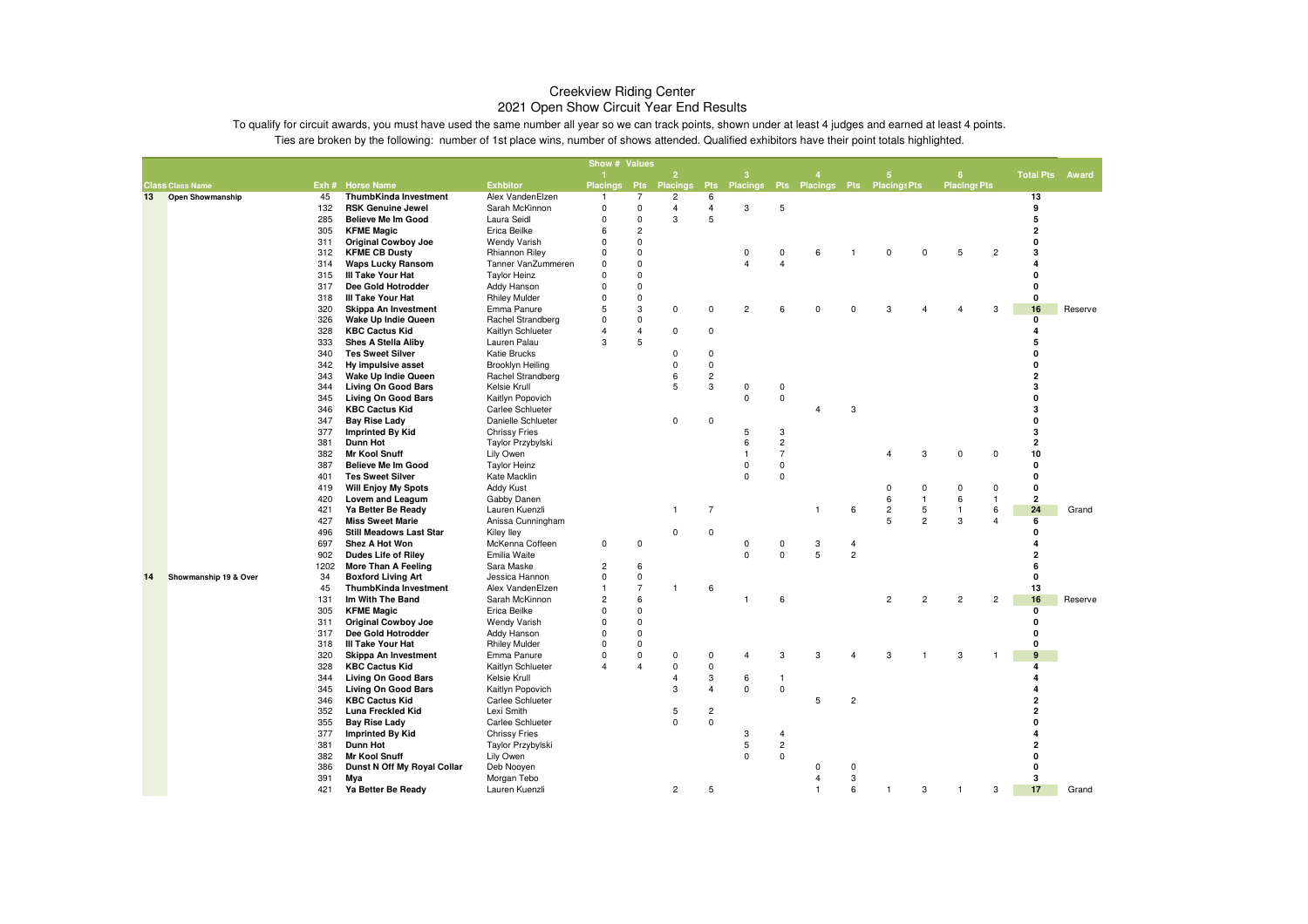# Creekview Riding Center
## 2021 Open Show Circuit Year End Results

To qualify for circuit awards, you must have used the same number all year so we can track points, shown under at least 4 judges and earned at least 4 points.

Ties are broken by the following: number of 1st place wins, number of shows attended. Qualified exhibitors have their point totals highlighted.

| | | | | | Show # 1 | Values | 2 | | 3 | | 4 | | 5 | | 6 | | | |
|---|---|---|---|---|---|---|---|---|---|---|---|---|---|---|---|---|---|---|
| Class | Class Name | Exh # | Horse Name | Exhbitor | Placings | Pts | Placings | Pts | Placings | Pts | Placings | Pts | Placings | Pts | Placings | Pts | Total Pts | Award |
| 13 | Open Showmanship | 45 | ThumbKinda Investment | Alex VandenElzen | 1 | 7 | 2 | 6 | | | | | | | | | 13 | |
| | | 132 | RSK Genuine Jewel | Sarah McKinnon | 0 | 0 | 4 | 4 | 3 | 5 | | | | | | | 9 | |
| | | 285 | Believe Me Im Good | Laura Seidl | 0 | 0 | 3 | 5 | | | | | | | | | 5 | |
| | | 305 | KFME Magic | Erica Beilke | 6 | 2 | | | | | | | | | | | 2 | |
| | | 311 | Original Cowboy Joe | Wendy Varish | 0 | 0 | | | | | | | | | | | 0 | |
| | | 312 | KFME CB Dusty | Rhiannon Riley | 0 | 0 | | | 0 | 0 | 6 | 1 | 0 | 0 | 5 | 2 | 3 | |
| | | 314 | Waps Lucky Ransom | Tanner VanZummeren | 0 | 0 | | | 4 | 4 | | | | | | | 4 | |
| | | 315 | Ill Take Your Hat | Taylor Heinz | 0 | 0 | | | | | | | | | | | 0 | |
| | | 317 | Dee Gold Hotrodder | Addy Hanson | 0 | 0 | | | | | | | | | | | 0 | |
| | | 318 | Ill Take Your Hat | Rhiley Mulder | 0 | 0 | | | | | | | | | | | 0 | |
| | | 320 | Skippa An Investment | Emma Panure | 5 | 3 | 0 | 0 | 2 | 6 | 0 | 0 | 3 | 4 | 4 | 3 | 16 | Reserve |
| | | 326 | Wake Up Indie Queen | Rachel Strandberg | 0 | 0 | | | | | | | | | | | 0 | |
| | | 328 | KBC Cactus Kid | Kaitlyn Schlueter | 4 | 4 | 0 | 0 | | | | | | | | | 4 | |
| | | 333 | Shes A Stella Aliby | Lauren Palau | 3 | 5 | | | | | | | | | | | 5 | |
| | | 340 | Tes Sweet Silver | Katie Brucks | | | 0 | 0 | | | | | | | | | 0 | |
| | | 342 | Hy impulsive asset | Brooklyn Heiling | | | 0 | 0 | | | | | | | | | 0 | |
| | | 343 | Wake Up Indie Queen | Rachel Strandberg | | | 6 | 2 | | | | | | | | | 2 | |
| | | 344 | Living On Good Bars | Kelsie Krull | | | 5 | 3 | 0 | 0 | | | | | | | 3 | |
| | | 345 | Living On Good Bars | Kaitlyn Popovich | | | | | 0 | 0 | | | | | | | 0 | |
| | | 346 | KBC Cactus Kid | Carlee Schlueter | | | | | | | 4 | 3 | | | | | 3 | |
| | | 347 | Bay Rise Lady | Danielle Schlueter | | | 0 | 0 | | | | | | | | | 0 | |
| | | 377 | Imprinted By Kid | Chrissy Fries | | | | | 5 | 3 | | | | | | | 3 | |
| | | 381 | Dunn Hot | Taylor Przybylski | | | | | 6 | 2 | | | | | | | 2 | |
| | | 382 | Mr Kool Snuff | Lily Owen | | | | | 1 | 7 | | | 4 | 3 | 0 | 0 | 10 | |
| | | 387 | Believe Me Im Good | Taylor Heinz | | | | | 0 | 0 | | | | | | | 0 | |
| | | 401 | Tes Sweet Silver | Kate Macklin | | | | | 0 | 0 | | | | | | | 0 | |
| | | 419 | Will Enjoy My Spots | Addy Kust | | | | | | | | | 0 | 0 | 0 | 0 | 0 | |
| | | 420 | Lovem and Leagum | Gabby Danen | | | | | | | | | 6 | 1 | 6 | 1 | 2 | |
| | | 421 | Ya Better Be Ready | Lauren Kuenzli | | | 1 | 7 | | | 1 | 6 | 2 | 5 | 1 | 6 | 24 | Grand |
| | | 427 | Miss Sweet Marie | Anissa Cunningham | | | | | | | | | 5 | 2 | 3 | 4 | 6 | |
| | | 496 | Still Meadows Last Star | Kiley Iley | | | 0 | 0 | | | | | | | | | 0 | |
| | | 697 | Shez A Hot Won | McKenna Coffeen | 0 | 0 | | | 0 | 0 | 3 | 4 | | | | | 4 | |
| | | 902 | Dudes Life of Riley | Emilia Waite | | | | | 0 | 0 | 5 | 2 | | | | | 2 | |
| | | 1202 | More Than A Feeling | Sara Maske | 2 | 6 | | | | | | | | | | | 6 | |
| 14 | Showmanship 19 & Over | 34 | Boxford Living Art | Jessica Hannon | 0 | 0 | | | | | | | | | | | 0 | |
| | | 45 | ThumbKinda Investment | Alex VandenElzen | 1 | 7 | 1 | 6 | | | | | | | | | 13 | |
| | | 131 | Im With The Band | Sarah McKinnon | 2 | 6 | | | 1 | 6 | | | 2 | 2 | 2 | 2 | 16 | Reserve |
| | | 305 | KFME Magic | Erica Beilke | 0 | 0 | | | | | | | | | | | 0 | |
| | | 311 | Original Cowboy Joe | Wendy Varish | 0 | 0 | | | | | | | | | | | 0 | |
| | | 317 | Dee Gold Hotrodder | Addy Hanson | 0 | 0 | | | | | | | | | | | 0 | |
| | | 318 | Ill Take Your Hat | Rhiley Mulder | 0 | 0 | | | | | | | | | | | 0 | |
| | | 320 | Skippa An Investment | Emma Panure | 0 | 0 | 0 | 0 | 4 | 3 | 3 | 4 | 3 | 1 | 3 | 1 | 9 | |
| | | 328 | KBC Cactus Kid | Kaitlyn Schlueter | 4 | 4 | 0 | 0 | | | | | | | | | 4 | |
| | | 344 | Living On Good Bars | Kelsie Krull | | | 4 | 3 | 6 | 1 | | | | | | | 4 | |
| | | 345 | Living On Good Bars | Kaitlyn Popovich | | | 3 | 4 | 0 | 0 | | | | | | | 4 | |
| | | 346 | KBC Cactus Kid | Carlee Schlueter | | | | | | | 5 | 2 | | | | | 2 | |
| | | 352 | Luna Freckled Kid | Lexi Smith | | | 5 | 2 | | | | | | | | | 2 | |
| | | 355 | Bay Rise Lady | Carlee Schlueter | | | 0 | 0 | | | | | | | | | 0 | |
| | | 377 | Imprinted By Kid | Chrissy Fries | | | | | 3 | 4 | | | | | | | 4 | |
| | | 381 | Dunn Hot | Taylor Przybylski | | | | | 5 | 2 | | | | | | | 2 | |
| | | 382 | Mr Kool Snuff | Lily Owen | | | | | 0 | 0 | | | | | | | 0 | |
| | | 386 | Dunst N Off My Royal Collar | Deb Nooyen | | | | | | | 0 | 0 | | | | | 0 | |
| | | 391 | Mya | Morgan Tebo | | | | | | | 4 | 3 | | | | | 3 | |
| | | 421 | Ya Better Be Ready | Lauren Kuenzli | | | 2 | 5 | | | 1 | 6 | 1 | 3 | 1 | 3 | 17 | Grand |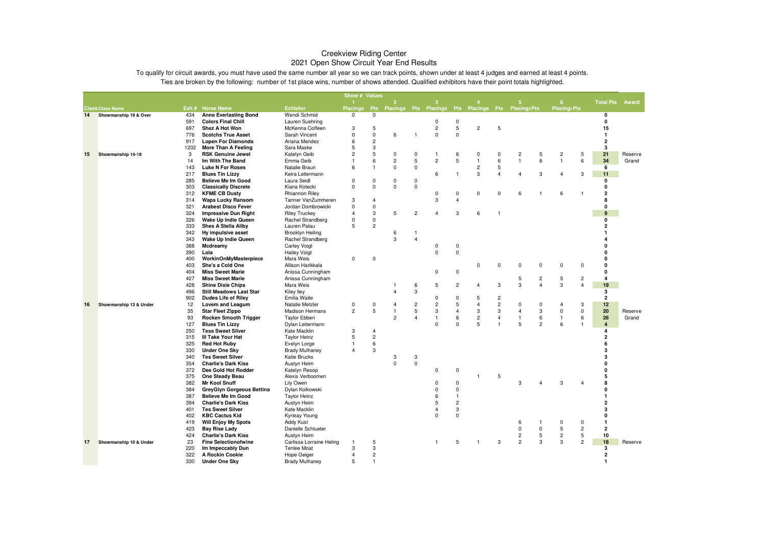Creekview Riding Center
2021 Open Show Circuit Year End Results

To qualify for circuit awards, you must have used the same number all year so we can track points, shown under at least 4 judges and earned at least 4 points.
Ties are broken by the following: number of 1st place wins, number of shows attended. Qualified exhibitors have their point totals highlighted.

| | | | | | Show # 1 | Values | 2 | | 3 | | 4 | | 5 | | 6 | | | |
|---|---|---|---|---|---|---|---|---|---|---|---|---|---|---|---|---|---|---|
| Class | Class Name | Exh # | Horse Name | Exhbitor | Placings | Pts | Placings | Pts | Placings | Pts | Placings | Pts | Placings | Pts | Placings | Pts | Total Pts | Award |
| 14 | Showmanship 19 & Over | 434 | Anne Everlasting Bond | Wendi Schmid | 0 | 0 | | | | | | | | | | | 0 | |
| | | 591 | Colors Final Chill | Lauren Suehring | | | | | 0 | 0 | | | | | | | 0 | |
| | | 697 | Shez A Hot Won | McKenna Coffeen | 3 | 5 | | | 2 | 5 | 2 | 5 | | | | | 15 | |
| | | 776 | Scotchs True Asset | Sarah Vincent | 0 | 0 | 6 | 1 | 0 | 0 | | | | | | | 1 | |
| | | 917 | Lopen For Diamonds | Ariana Mendez | 6 | 2 | | | | | | | | | | | 2 | |
| | | 1202 | More Than A Feeling | Sara Maske | 5 | 3 | | | | | | | | | | | 3 | |
| 15 | Showmanship 14-18 | 3 | RSK Genuine Jewel | Katelyn Geib | 2 | 5 | 0 | 0 | 1 | 6 | 0 | 0 | 2 | 5 | 2 | 5 | 21 | Reserve |
| | | 14 | Im With The Band | Emma Geib | 1 | 6 | 2 | 5 | 2 | 5 | 1 | 6 | 1 | 6 | 1 | 6 | 34 | Grand |
| | | 143 | Luke N For Roses | Natalie Braun | 6 | 1 | 0 | 0 | | | 2 | 5 | | | | | 6 | |
| | | 217 | Blues Tin Lizzy | Keira Leitermann | | | | | 6 | 1 | 3 | 4 | 4 | 3 | 4 | 3 | 11 | |
| | | 285 | Believe Me Im Good | Laura Seidl | 0 | 0 | 0 | 0 | | | | | | | | | 0 | |
| | | 303 | Classically Discrete | Kiana Kotecki | 0 | 0 | 0 | 0 | | | | | | | | | 0 | |
| | | 312 | KFME CB Dusty | Rhiannon Riley | | | | | 0 | 0 | 0 | 0 | 6 | 1 | 6 | 1 | 2 | |
| | | 314 | Waps Lucky Ransom | Tanner VanZummeren | 3 | 4 | | | 3 | 4 | | | | | | | 8 | |
| | | 321 | Arabest Disco Fever | Jordan Dombrowicki | 0 | 0 | | | | | | | | | | | 0 | |
| | | 324 | Impressive Dun Right | Riley Truckey | 4 | 3 | 5 | 2 | 4 | 3 | 6 | 1 | | | | | 9 | |
| | | 326 | Wake Up Indie Queen | Rachel Strandberg | 0 | 0 | | | | | | | | | | | 0 | |
| | | 333 | Shes A Stella Aliby | Lauren Palau | 5 | 2 | | | | | | | | | | | 2 | |
| | | 342 | Hy impulsive asset | Brooklyn Heiling | | | 6 | 1 | | | | | | | | | 1 | |
| | | 343 | Wake Up Indie Queen | Rachel Strandberg | | | 3 | 4 | | | | | | | | | 4 | |
| | | 388 | Mcdreamy | Carley Voigt | | | | | 0 | 0 | | | | | | | 0 | |
| | | 390 | Lola | Hailey Voigt | | | | | 0 | 0 | | | | | | | 0 | |
| | | 400 | WorkinOnMyMasterpiece | Mara Weis | 0 | 0 | | | | | | | | | | | 0 | |
| | | 403 | She's a Cold One | Allison Harikkala | | | | | | | 0 | 0 | 0 | 0 | 0 | 0 | 0 | |
| | | 404 | Miss Sweet Marie | Anissa Cunningham | | | | | 0 | 0 | | | | | | | 0 | |
| | | 427 | Miss Sweet Marie | Anissa Cunningham | | | | | | | | | 5 | 2 | 5 | 2 | 4 | |
| | | 428 | Shine Dixie Chips | Mara Weis | | | 1 | 6 | 5 | 2 | 4 | 3 | 3 | 4 | 3 | 4 | 19 | |
| | | 496 | Still Meadows Last Star | Kiley Iley | | | 4 | 3 | | | | | | | | | 3 | |
| | | 902 | Dudes Life of Riley | Emilia Waite | | | | | 0 | 0 | 5 | 2 | | | | | 2 | |
| 16 | Showmanship 13 & Under | 12 | Lovem and Leagum | Natalie Metzler | 0 | 0 | 4 | 2 | 2 | 5 | 4 | 2 | 0 | 0 | 4 | 3 | 12 | |
| | | 35 | Star Fleet Zippo | Madison Hermans | 2 | 5 | 1 | 5 | 3 | 4 | 3 | 3 | 4 | 3 | 0 | 0 | 20 | Reserve |
| | | 93 | Rocken Smooth Trigger | Taylor Ebben | | | 2 | 4 | 1 | 6 | 2 | 4 | 1 | 6 | 1 | 6 | 26 | Grand |
| | | 127 | Blues Tin Lizzy | Dylan Leitermann | | | | | 0 | 0 | 5 | 1 | 5 | 2 | 6 | 1 | 4 | |
| | | 250 | Tess Sweet Silver | Kate Macklin | 3 | 4 | | | | | | | | | | | 4 | |
| | | 315 | Ill Take Your Hat | Taylor Heinz | 5 | 2 | | | | | | | | | | | 2 | |
| | | 325 | Red Hot Ruby | Evelyn Lorge | 1 | 6 | | | | | | | | | | | 6 | |
| | | 330 | Under One Sky | Brady Mulhaney | 4 | 3 | | | | | | | | | | | 3 | |
| | | 340 | Tes Sweet Silver | Katie Brucks | | | 3 | 3 | | | | | | | | | 3 | |
| | | 354 | Charlie's Dark Kiss | Austyn Heim | | | 0 | 0 | | | | | | | | | 0 | |
| | | 372 | Dee Gold Hot Rodder | Katelyn Resop | | | | | 0 | 0 | | | | | | | 0 | |
| | | 375 | One Steady Beau | Alexis Verboomen | | | | | | | 1 | 5 | | | | | 5 | |
| | | 382 | Mr Kool Snuff | Lily Owen | | | | | 0 | 0 | | | 3 | 4 | 3 | 4 | 8 | |
| | | 384 | GreyGlyn Gorgeous Bettina | Dylan Kolkowski | | | | | 0 | 0 | | | | | | | 0 | |
| | | 387 | Believe Me Im Good | Taylor Heinz | | | | | 6 | 1 | | | | | | | 1 | |
| | | 394 | Charlie's Dark Kiss | Austyn Heim | | | | | 5 | 2 | | | | | | | 2 | |
| | | 401 | Tes Sweet Silver | Kate Macklin | | | | | 4 | 3 | | | | | | | 3 | |
| | | 402 | KBC Cactus Kid | Kyrieay Young | | | | | 0 | 0 | | | | | | | 0 | |
| | | 419 | Will Enjoy My Spots | Addy Kust | | | | | | | | | 6 | 1 | 0 | 0 | 1 | |
| | | 423 | Bay Rise Lady | Danielle Schlueter | | | | | | | | | 0 | 0 | 5 | 2 | 2 | |
| | | 424 | Charlie's Dark Kiss | Austyn Heim | | | | | | | | | 2 | 5 | 2 | 5 | 10 | |
| 17 | Showmanship 10 & Under | 23 | Fine Selectionofwine | Carlissa Lorraine Heling | 1 | 5 | | | 1 | 5 | 1 | 3 | 2 | 3 | 3 | 2 | 18 | Reserve |
| | | 220 | Im Impeccably Dun | Tenlee Moat | 3 | 3 | | | | | | | | | | | 3 | |
| | | 322 | A Rockin Cookie | Hope Geiger | 4 | 2 | | | | | | | | | | | 2 | |
| | | 330 | Under One Sky | Brady Mulhaney | 5 | 1 | | | | | | | | | | | 1 | |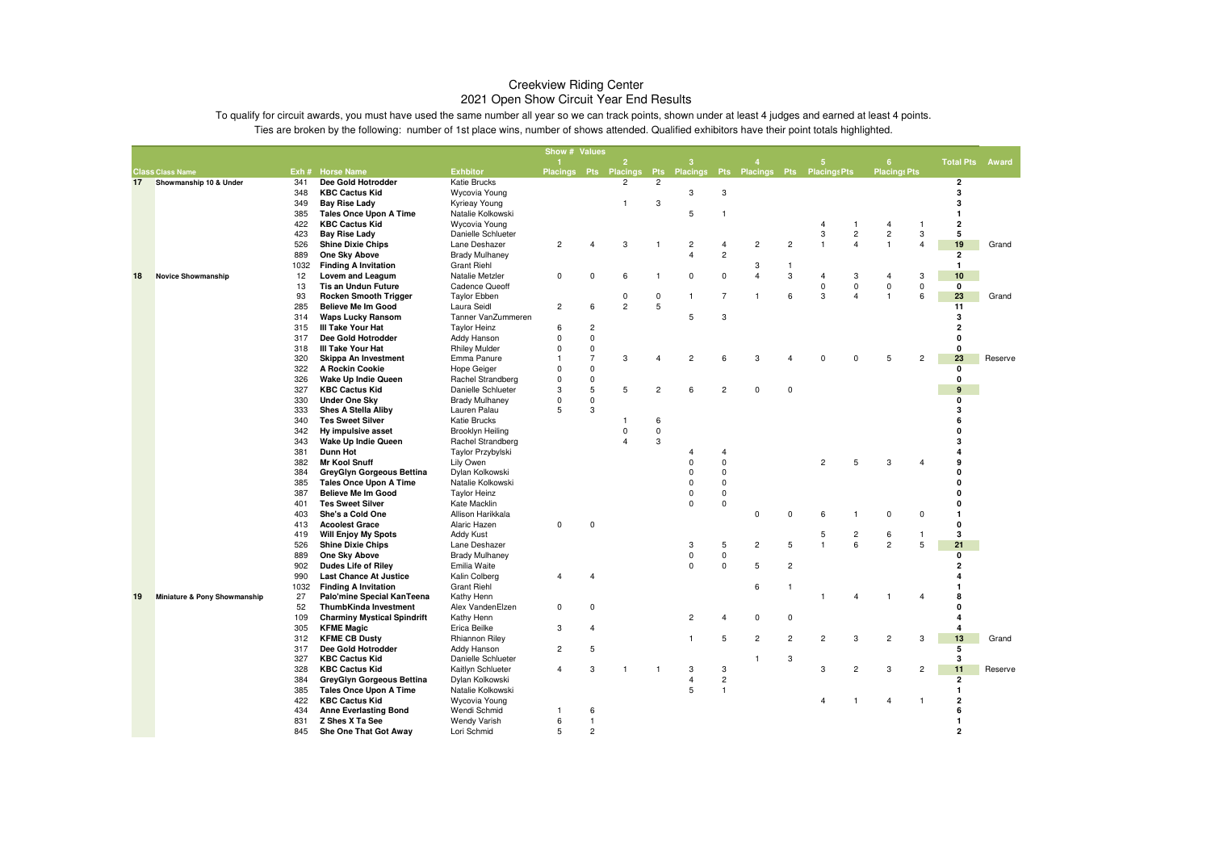# Creekview Riding Center

## 2021 Open Show Circuit Year End Results

To qualify for circuit awards, you must have used the same number all year so we can track points, shown under at least 4 judges and earned at least 4 points.

Ties are broken by the following: number of 1st place wins, number of shows attended. Qualified exhibitors have their point totals highlighted.

| Class | Class Name | Exh # | Horse Name | Exhbitor | Show # 1 Placings | 1 Pts | 2 Placings | 2 Pts | 3 Placings | 3 Pts | 4 Placings | 4 Pts | 5 Placings | 5 Pts | 6 Placings | 6 Pts | Total Pts | Award |
|---|---|---|---|---|---|---|---|---|---|---|---|---|---|---|---|---|---|---|
| 17 | Showmanship 10 & Under | 341 | **Dee Gold Hotrodder** | Katie Brucks | | | 2 | 2 | | | | | | | | | 2 | |
| | | 348 | **KBC Cactus Kid** | Wycovia Young | | | | | 3 | 3 | | | | | | | 3 | |
| | | 349 | **Bay Rise Lady** | Kyrieay Young | | | 1 | 3 | | | | | | | | | 3 | |
| | | 385 | **Tales Once Upon A Time** | Natalie Kolkowski | | | | | 5 | 1 | | | | | | | 1 | |
| | | 422 | **KBC Cactus Kid** | Wycovia Young | | | | | | | | | 4 | 1 | 4 | 1 | 2 | |
| | | 423 | **Bay Rise Lady** | Danielle Schlueter | | | | | | | | | 3 | 2 | 2 | 3 | 5 | |
| | | 526 | **Shine Dixie Chips** | Lane Deshazer | 2 | 4 | 3 | 1 | 2 | 4 | 2 | 2 | 1 | 4 | 1 | 4 | 19 | Grand |
| | | 889 | **One Sky Above** | Brady Mulhaney | | | | | 4 | 2 | | | | | | | 2 | |
| | | 1032 | **Finding A Invitation** | Grant Riehl | | | | | | | 3 | 1 | | | | | 1 | |
| 18 | Novice Showmanship | 12 | **Lovem and Leagum** | Natalie Metzler | 0 | 0 | 6 | 1 | 0 | 0 | 4 | 3 | 4 | 3 | 4 | 3 | 10 | |
| | | 13 | **Tis an Undun Future** | Cadence Queoff | | | | | | | | | 0 | 0 | 0 | 0 | 0 | |
| | | 93 | **Rocken Smooth Trigger** | Taylor Ebben | | | 0 | 0 | 1 | 7 | 1 | 6 | 3 | 4 | 1 | 6 | 23 | Grand |
| | | 285 | **Believe Me Im Good** | Laura Seidl | 2 | 6 | 2 | 5 | | | | | | | | | 11 | |
| | | 314 | **Waps Lucky Ransom** | Tanner VanZummeren | | | | | 5 | 3 | | | | | | | 3 | |
| | | 315 | **Ill Take Your Hat** | Taylor Heinz | 6 | 2 | | | | | | | | | | | 2 | |
| | | 317 | **Dee Gold Hotrodder** | Addy Hanson | 0 | 0 | | | | | | | | | | | 0 | |
| | | 318 | **Ill Take Your Hat** | Rhiley Mulder | 0 | 0 | | | | | | | | | | | 0 | |
| | | 320 | **Skippa An Investment** | Emma Panure | 1 | 7 | 3 | 4 | 2 | 6 | 3 | 4 | 0 | 0 | 5 | 2 | 23 | Reserve |
| | | 322 | **A Rockin Cookie** | Hope Geiger | 0 | 0 | | | | | | | | | | | 0 | |
| | | 326 | **Wake Up Indie Queen** | Rachel Strandberg | 0 | 0 | | | | | | | | | | | 0 | |
| | | 327 | **KBC Cactus Kid** | Danielle Schlueter | 3 | 5 | 5 | 2 | 6 | 2 | 0 | 0 | | | | | 9 | |
| | | 330 | **Under One Sky** | Brady Mulhaney | 0 | 0 | | | | | | | | | | | 0 | |
| | | 333 | **Shes A Stella Aliby** | Lauren Palau | 5 | 3 | | | | | | | | | | | 3 | |
| | | 340 | **Tes Sweet Silver** | Katie Brucks | | | 1 | 6 | | | | | | | | | 6 | |
| | | 342 | **Hy impulsive asset** | Brooklyn Heiling | | | 0 | 0 | | | | | | | | | 0 | |
| | | 343 | **Wake Up Indie Queen** | Rachel Strandberg | | | 4 | 3 | | | | | | | | | 3 | |
| | | 381 | **Dunn Hot** | Taylor Przybylski | | | | | 4 | 4 | | | | | | | 4 | |
| | | 382 | **Mr Kool Snuff** | Lily Owen | | | | | 0 | 0 | | | 2 | 5 | 3 | 4 | 9 | |
| | | 384 | **GreyGlyn Gorgeous Bettina** | Dylan Kolkowski | | | | | 0 | 0 | | | | | | | 0 | |
| | | 385 | **Tales Once Upon A Time** | Natalie Kolkowski | | | | | 0 | 0 | | | | | | | 0 | |
| | | 387 | **Believe Me Im Good** | Taylor Heinz | | | | | 0 | 0 | | | | | | | 0 | |
| | | 401 | **Tes Sweet Silver** | Kate Macklin | | | | | 0 | 0 | | | | | | | 0 | |
| | | 403 | **She's a Cold One** | Allison Harikkala | | | | | | | 0 | 0 | 6 | 1 | 0 | 0 | 1 | |
| | | 413 | **Acoolest Grace** | Alaric Hazen | 0 | 0 | | | | | | | | | | | 0 | |
| | | 419 | **Will Enjoy My Spots** | Addy Kust | | | | | | | | | 5 | 2 | 6 | 1 | 3 | |
| | | 526 | **Shine Dixie Chips** | Lane Deshazer | | | | | 3 | 5 | 2 | 5 | 1 | 6 | 2 | 5 | 21 | |
| | | 889 | **One Sky Above** | Brady Mulhaney | | | | | 0 | 0 | | | | | | | 0 | |
| | | 902 | **Dudes Life of Riley** | Emilia Waite | | | | | 0 | 0 | 5 | 2 | | | | | 2 | |
| | | 990 | **Last Chance At Justice** | Kalin Colberg | 4 | 4 | | | | | | | | | | | 4 | |
| | | 1032 | **Finding A Invitation** | Grant Riehl | | | | | | | 6 | 1 | | | | | 1 | |
| 19 | Miniature & Pony Showmanship | 27 | **Palo'mine Special KanTeena** | Kathy Henn | | | | | | | | | 1 | 4 | 1 | 4 | 8 | |
| | | 52 | **ThumbKinda Investment** | Alex VandenElzen | 0 | 0 | | | | | | | | | | | 0 | |
| | | 109 | **Charminy Mystical Spindrift** | Kathy Henn | | | | | 2 | 4 | 0 | 0 | | | | | 4 | |
| | | 305 | **KFME Magic** | Erica Beilke | 3 | 4 | | | | | | | | | | | 4 | |
| | | 312 | **KFME CB Dusty** | Rhiannon Riley | | | | | 1 | 5 | 2 | 2 | 2 | 3 | 2 | 3 | 13 | Grand |
| | | 317 | **Dee Gold Hotrodder** | Addy Hanson | 2 | 5 | | | | | | | | | | | 5 | |
| | | 327 | **KBC Cactus Kid** | Danielle Schlueter | | | | | | | 1 | 3 | | | | | 3 | |
| | | 328 | **KBC Cactus Kid** | Kaitlyn Schlueter | 4 | 3 | 1 | 1 | 3 | 3 | | | 3 | 2 | 3 | 2 | 11 | Reserve |
| | | 384 | **GreyGlyn Gorgeous Bettina** | Dylan Kolkowski | | | | | 4 | 2 | | | | | | | 2 | |
| | | 385 | **Tales Once Upon A Time** | Natalie Kolkowski | | | | | 5 | 1 | | | | | | | 1 | |
| | | 422 | **KBC Cactus Kid** | Wycovia Young | | | | | | | | | 4 | 1 | 4 | 1 | 2 | |
| | | 434 | **Anne Everlasting Bond** | Wendi Schmid | 1 | 6 | | | | | | | | | | | 6 | |
| | | 831 | **Z Shes X Ta See** | Wendy Varish | 6 | 1 | | | | | | | | | | | 1 | |
| | | 845 | **She One That Got Away** | Lori Schmid | 5 | 2 | | | | | | | | | | | 2 | |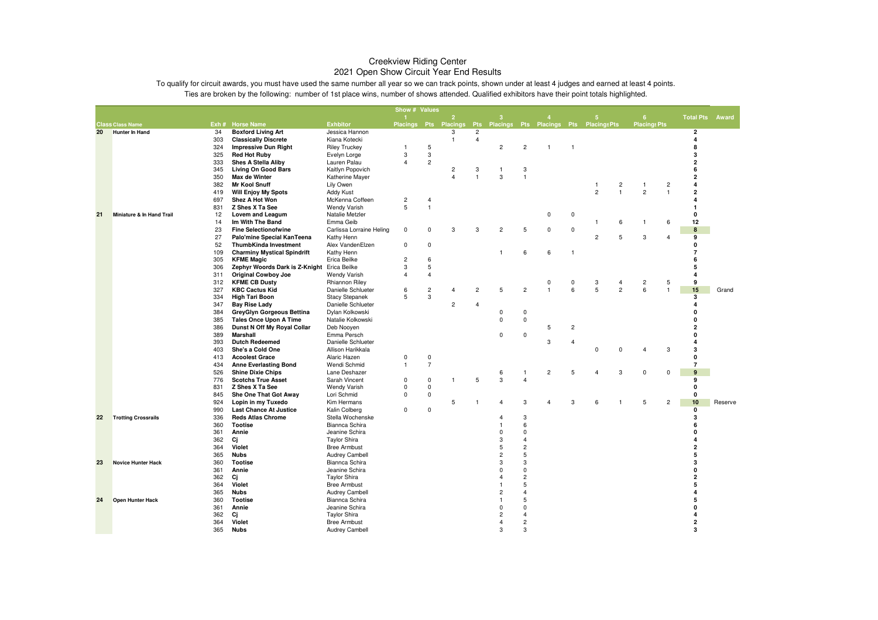# Creekview Riding Center
## 2021 Open Show Circuit Year End Results

To qualify for circuit awards, you must have used the same number all year so we can track points, shown under at least 4 judges and earned at least 4 points.
Ties are broken by the following: number of 1st place wins, number of shows attended. Qualified exhibitors have their point totals highlighted.

| Class | Class Name | Exh # | Horse Name | Exhbitor | Show # 1 Placings | 1 Pts | 2 Placings | 2 Pts | 3 Placings | 3 Pts | 4 Placings | 4 Pts | 5 Placings | 5 Pts | 6 Placings | 6 Pts | Total Pts | Award |
|---|---|---|---|---|---|---|---|---|---|---|---|---|---|---|---|---|---|---|
| 20 | Hunter In Hand | 34 | **Boxford Living Art** | Jessica Hannon | | | 3 | 2 | | | | | | | | | 2 | |
| | | 303 | **Classically Discrete** | Kiana Kotecki | | | 1 | 4 | | | | | | | | | 4 | |
| | | 324 | **Impressive Dun Right** | Riley Truckey | 1 | 5 | | | 2 | 2 | 1 | 1 | | | | | 8 | |
| | | 325 | **Red Hot Ruby** | Evelyn Lorge | 3 | 3 | | | | | | | | | | | 3 | |
| | | 333 | **Shes A Stella Aliby** | Lauren Palau | 4 | 2 | | | | | | | | | | | 2 | |
| | | 345 | **Living On Good Bars** | Kaitlyn Popovich | | | 2 | 3 | 1 | 3 | | | | | | | 6 | |
| | | 350 | **Max de Winter** | Katherine Mayer | | | 4 | 1 | 3 | 1 | | | | | | | 2 | |
| | | 382 | **Mr Kool Snuff** | Lily Owen | | | | | | | | | 1 | 2 | 1 | 2 | 4 | |
| | | 419 | **Will Enjoy My Spots** | Addy Kust | | | | | | | | | 2 | 1 | 2 | 1 | 2 | |
| | | 697 | **Shez A Hot Won** | McKenna Coffeen | 2 | 4 | | | | | | | | | | | 4 | |
| | | 831 | **Z Shes X Ta See** | Wendy Varish | 5 | 1 | | | | | | | | | | | 1 | |
| 21 | Miniature & In Hand Trail | 12 | **Lovem and Leagum** | Natalie Metzler | | | | | | | 0 | 0 | | | | | 0 | |
| | | 14 | **Im With The Band** | Emma Geib | | | | | | | | | 1 | 6 | 1 | 6 | 12 | |
| | | 23 | **Fine Selectionofwine** | Carlissa Lorraine Heling | 0 | 0 | 3 | 3 | 2 | 5 | 0 | 0 | | | | | **8** | |
| | | 27 | **Palo'mine Special KanTeena** | Kathy Henn | | | | | | | | | 2 | 5 | 3 | 4 | 9 | |
| | | 52 | **ThumbKinda Investment** | Alex VandenElzen | 0 | 0 | | | | | | | | | | | 0 | |
| | | 109 | **Charminy Mystical Spindrift** | Kathy Henn | | | | | 1 | 6 | 6 | 1 | | | | | 7 | |
| | | 305 | **KFME Magic** | Erica Beilke | 2 | 6 | | | | | | | | | | | 6 | |
| | | 306 | **Zephyr Woords Dark is Z-Knight** | Erica Beilke | 3 | 5 | | | | | | | | | | | 5 | |
| | | 311 | **Original Cowboy Joe** | Wendy Varish | 4 | 4 | | | | | | | | | | | 4 | |
| | | 312 | **KFME CB Dusty** | Rhiannon Riley | | | | | | | 0 | 0 | 3 | 4 | 2 | 5 | 9 | |
| | | 327 | **KBC Cactus Kid** | Danielle Schlueter | 6 | 2 | 4 | 2 | 5 | 2 | 1 | 6 | 5 | 2 | 6 | 1 | **15** | Grand |
| | | 334 | **High Tari Boon** | Stacy Stepanek | 5 | 3 | | | | | | | | | | | 3 | |
| | | 347 | **Bay Rise Lady** | Danielle Schlueter | | | 2 | 4 | | | | | | | | | 4 | |
| | | 384 | **GreyGlyn Gorgeous Bettina** | Dylan Kolkowski | | | | | 0 | 0 | | | | | | | 0 | |
| | | 385 | **Tales Once Upon A Time** | Natalie Kolkowski | | | | | 0 | 0 | | | | | | | 0 | |
| | | 386 | **Dunst N Off My Royal Collar** | Deb Nooyen | | | | | | | 5 | 2 | | | | | 2 | |
| | | 389 | **Marshall** | Emma Persch | | | | | 0 | 0 | | | | | | | 0 | |
| | | 393 | **Dutch Redeemed** | Danielle Schlueter | | | | | | | 3 | 4 | | | | | 4 | |
| | | 403 | **She's a Cold One** | Allison Harikkala | | | | | | | | | 0 | 0 | 4 | 3 | 3 | |
| | | 413 | **Acoolest Grace** | Alaric Hazen | 0 | 0 | | | | | | | | | | | 0 | |
| | | 434 | **Anne Everlasting Bond** | Wendi Schmid | 1 | 7 | | | | | | | | | | | 7 | |
| | | 526 | **Shine Dixie Chips** | Lane Deshazer | | | | | 6 | 1 | 2 | 5 | 4 | 3 | 0 | 0 | **9** | |
| | | 776 | **Scotchs True Asset** | Sarah Vincent | 0 | 0 | 1 | 5 | 3 | 4 | | | | | | | 9 | |
| | | 831 | **Z Shes X Ta See** | Wendy Varish | 0 | 0 | | | | | | | | | | | 0 | |
| | | 845 | **She One That Got Away** | Lori Schmid | 0 | 0 | | | | | | | | | | | 0 | |
| | | 924 | **Lopin in my Tuxedo** | Kim Hermans | | | 5 | 1 | 4 | 3 | 4 | 3 | 6 | 1 | 5 | 2 | **10** | Reserve |
| | | 990 | **Last Chance At Justice** | Kalin Colberg | 0 | 0 | | | | | | | | | | | 0 | |
| 22 | Trotting Crossrails | 336 | **Reds Atlas Chrome** | Stella Wochenske | | | | | 4 | 3 | | | | | | | 3 | |
| | | 360 | **Tootise** | Biannca Schira | | | | | 1 | 6 | | | | | | | 6 | |
| | | 361 | **Annie** | Jeanine Schira | | | | | 0 | 0 | | | | | | | 0 | |
| | | 362 | **Cj** | Taylor Shira | | | | | 3 | 4 | | | | | | | 4 | |
| | | 364 | **Violet** | Bree Armbust | | | | | 5 | 2 | | | | | | | 2 | |
| | | 365 | **Nubs** | Audrey Cambell | | | | | 2 | 5 | | | | | | | 5 | |
| 23 | Novice Hunter Hack | 360 | **Tootise** | Biannca Schira | | | | | 3 | 3 | | | | | | | 3 | |
| | | 361 | **Annie** | Jeanine Schira | | | | | 0 | 0 | | | | | | | 0 | |
| | | 362 | **Cj** | Taylor Shira | | | | | 4 | 2 | | | | | | | 2 | |
| | | 364 | **Violet** | Bree Armbust | | | | | 1 | 5 | | | | | | | 5 | |
| | | 365 | **Nubs** | Audrey Cambell | | | | | 2 | 4 | | | | | | | 4 | |
| 24 | Open Hunter Hack | 360 | **Tootise** | Biannca Schira | | | | | 1 | 5 | | | | | | | 5 | |
| | | 361 | **Annie** | Jeanine Schira | | | | | 0 | 0 | | | | | | | 0 | |
| | | 362 | **Cj** | Taylor Shira | | | | | 2 | 4 | | | | | | | 4 | |
| | | 364 | **Violet** | Bree Armbust | | | | | 4 | 2 | | | | | | | 2 | |
| | | 365 | **Nubs** | Audrey Cambell | | | | | 3 | 3 | | | | | | | 3 | |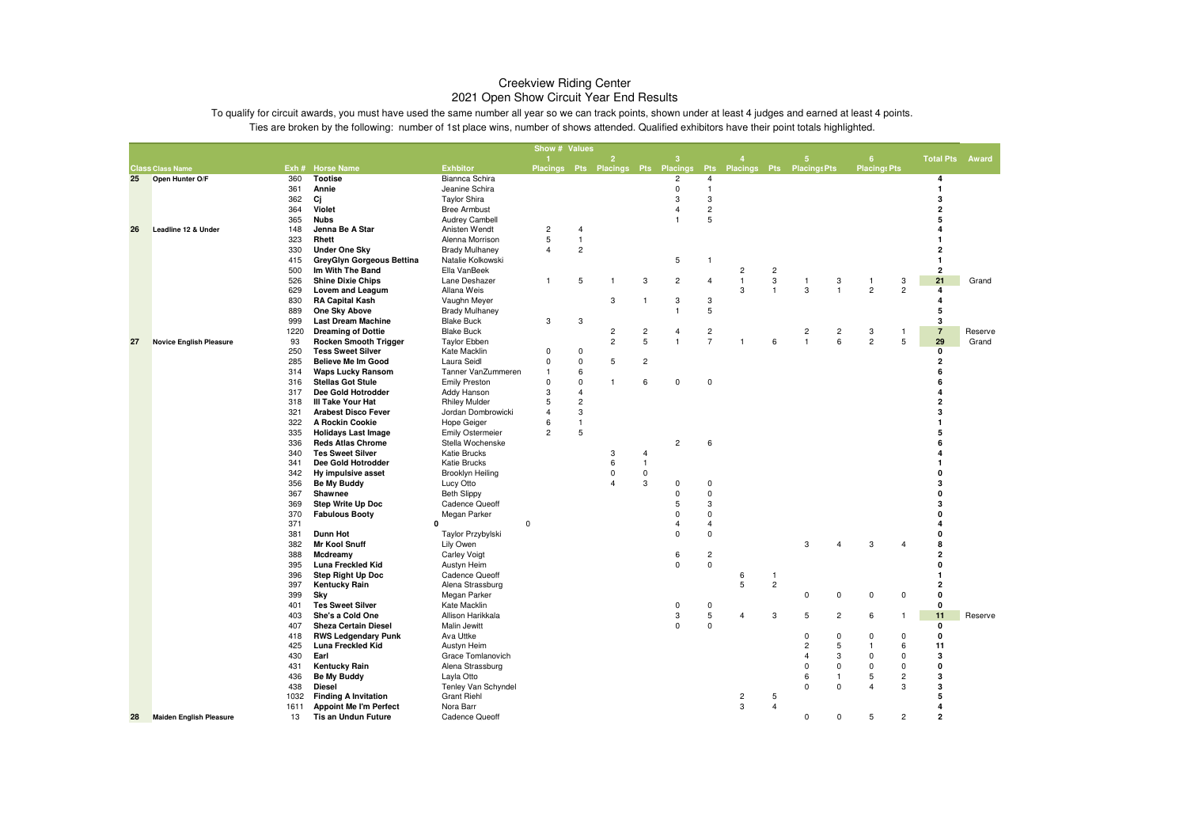# Creekview Riding Center
## 2021 Open Show Circuit Year End Results

To qualify for circuit awards, you must have used the same number all year so we can track points, shown under at least 4 judges and earned at least 4 points.

Ties are broken by the following: number of 1st place wins, number of shows attended. Qualified exhibitors have their point totals highlighted.

| | | | | | Show # Values | | | | | | | | | | | | | |
|---|---|---|---|---|---|---|---|---|---|---|---|---|---|---|---|---|---|---|
| | | | | | 1 | | 2 | | 3 | | 4 | | 5 | | 6 | | | |
| **Class** | **Class Name** | **Exh #** | **Horse Name** | **Exhbitor** | **Placings** | **Pts** | **Placings** | **Pts** | **Placings** | **Pts** | **Placings** | **Pts** | **Placings** | **Pts** | **Placings** | **Pts** | **Total Pts** | **Award** |
| 25 | Open Hunter O/F | 360 | Tootise | Biannca Schira | | | | | 2 | 4 | | | | | | | 4 | |
| | | 361 | Annie | Jeanine Schira | | | | | 0 | 1 | | | | | | | 1 | |
| | | 362 | Cj | Taylor Shira | | | | | 3 | 3 | | | | | | | 3 | |
| | | 364 | Violet | Bree Armbust | | | | | 4 | 2 | | | | | | | 2 | |
| | | 365 | Nubs | Audrey Cambell | | | | | 1 | 5 | | | | | | | 5 | |
| 26 | Leadline 12 & Under | 148 | Jenna Be A Star | Anisten Wendt | 2 | 4 | | | | | | | | | | | 4 | |
| | | 323 | Rhett | Alenna Morrison | 5 | 1 | | | | | | | | | | | 1 | |
| | | 330 | Under One Sky | Brady Mulhaney | 4 | 2 | | | | | | | | | | | 2 | |
| | | 415 | GreyGlyn Gorgeous Bettina | Natalie Kolkowski | | | | | 5 | 1 | | | | | | | 1 | |
| | | 500 | Im With The Band | Ella VanBeek | | | | | | | 2 | 2 | | | | | 2 | |
| | | 526 | Shine Dixie Chips | Lane Deshazer | 1 | 5 | 1 | 3 | 2 | 4 | 1 | 3 | 1 | 3 | 1 | 3 | 21 | Grand |
| | | 629 | Lovem and Leagum | Allana Weis | | | | | | | 3 | 1 | 3 | 1 | 2 | 2 | 4 | |
| | | 830 | RA Capital Kash | Vaughn Meyer | | | 3 | 1 | 3 | 3 | | | | | | | 4 | |
| | | 889 | One Sky Above | Brady Mulhaney | | | | | 1 | 5 | | | | | | | 5 | |
| | | 999 | Last Dream Machine | Blake Buck | 3 | 3 | | | | | | | | | | | 3 | |
| | | 1220 | Dreaming of Dottie | Blake Buck | | | 2 | 2 | 4 | 2 | | | 2 | 2 | 3 | 1 | 7 | Reserve |
| 27 | Novice English Pleasure | 93 | Rocken Smooth Trigger | Taylor Ebben | | | 2 | 5 | 1 | 7 | 1 | 6 | 1 | 6 | 2 | 5 | 29 | Grand |
| | | 250 | Tess Sweet Silver | Kate Macklin | 0 | 0 | | | | | | | | | | | 0 | |
| | | 285 | Believe Me Im Good | Laura Seidl | 0 | 0 | 5 | 2 | | | | | | | | | 2 | |
| | | 314 | Waps Lucky Ransom | Tanner VanZummeren | 1 | 6 | | | | | | | | | | | 6 | |
| | | 316 | Stellas Got Stule | Emily Preston | 0 | 0 | 1 | 6 | 0 | 0 | | | | | | | 6 | |
| | | 317 | Dee Gold Hotrodder | Addy Hanson | 3 | 4 | | | | | | | | | | | 4 | |
| | | 318 | Ill Take Your Hat | Rhiley Mulder | 5 | 2 | | | | | | | | | | | 2 | |
| | | 321 | Arabest Disco Fever | Jordan Dombrowicki | 4 | 3 | | | | | | | | | | | 3 | |
| | | 322 | A Rockin Cookie | Hope Geiger | 6 | 1 | | | | | | | | | | | 1 | |
| | | 335 | Holidays Last Image | Emily Ostermeier | 2 | 5 | | | | | | | | | | | 5 | |
| | | 336 | Reds Atlas Chrome | Stella Wochenske | | | | | 2 | 6 | | | | | | | 6 | |
| | | 340 | Tes Sweet Silver | Katie Brucks | | | 3 | 4 | | | | | | | | | 4 | |
| | | 341 | Dee Gold Hotrodder | Katie Brucks | | | 6 | 1 | | | | | | | | | 1 | |
| | | 342 | Hy impulsive asset | Brooklyn Heiling | | | 0 | 0 | | | | | | | | | 0 | |
| | | 356 | Be My Buddy | Lucy Otto | | | 4 | 3 | 0 | 0 | | | | | | | 3 | |
| | | 367 | Shawnee | Beth Slippy | | | | | 0 | 0 | | | | | | | 0 | |
| | | 369 | Step Write Up Doc | Cadence Queoff | | | | | 5 | 3 | | | | | | | 3 | |
| | | 370 | Fabulous Booty | Megan Parker | | | | | 0 | 0 | | | | | | | 0 | |
| | | 371 | 0 | 0 | | | | | 4 | 4 | | | | | | | 4 | |
| | | 381 | Dunn Hot | Taylor Przybylski | | | | | 0 | 0 | | | | | | | 0 | |
| | | 382 | Mr Kool Snuff | Lily Owen | | | | | | | | | 3 | 4 | 3 | 4 | 8 | |
| | | 388 | Mcdreamy | Carley Voigt | | | | | 6 | 2 | | | | | | | 2 | |
| | | 395 | Luna Freckled Kid | Austyn Heim | | | | | 0 | 0 | | | | | | | 0 | |
| | | 396 | Step Right Up Doc | Cadence Queoff | | | | | | | 6 | 1 | | | | | 1 | |
| | | 397 | Kentucky Rain | Alena Strassburg | | | | | | | 5 | 2 | | | | | 2 | |
| | | 399 | Sky | Megan Parker | | | | | | | | | 0 | 0 | 0 | 0 | 0 | |
| | | 401 | Tes Sweet Silver | Kate Macklin | | | | | 0 | 0 | | | | | | | 0 | |
| | | 403 | She's a Cold One | Allison Harikkala | | | | | 3 | 5 | 4 | 3 | 5 | 2 | 6 | 1 | 11 | Reserve |
| | | 407 | Sheza Certain Diesel | Malin Jewitt | | | | | 0 | 0 | | | | | | | 0 | |
| | | 418 | RWS Ledgendary Punk | Ava Uttke | | | | | | | | | 0 | 0 | 0 | 0 | 0 | |
| | | 425 | Luna Freckled Kid | Austyn Heim | | | | | | | | | 2 | 5 | 1 | 6 | 11 | |
| | | 430 | Earl | Grace Tomlanovich | | | | | | | | | 4 | 3 | 0 | 0 | 3 | |
| | | 431 | Kentucky Rain | Alena Strassburg | | | | | | | | | 0 | 0 | 0 | 0 | 0 | |
| | | 436 | Be My Buddy | Layla Otto | | | | | | | | | 6 | 1 | 5 | 2 | 3 | |
| | | 438 | Diesel | Tenley Van Schyndel | | | | | | | | | 0 | 0 | 4 | 3 | 3 | |
| | | 1032 | Finding A Invitation | Grant Riehl | | | | | | | 2 | 5 | | | | | 5 | |
| | | 1611 | Appoint Me I'm Perfect | Nora Barr | | | | | | | 3 | 4 | | | | | 4 | |
| 28 | Maiden English Pleasure | 13 | Tis an Undun Future | Cadence Queoff | | | | | | | | | 0 | 0 | 5 | 2 | 2 | |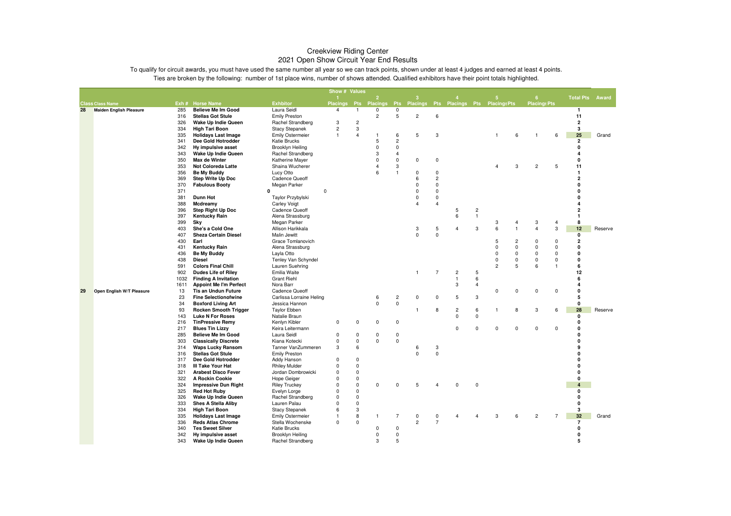# Creekview Riding Center
## 2021 Open Show Circuit Year End Results

To qualify for circuit awards, you must have used the same number all year so we can track points, shown under at least 4 judges and earned at least 4 points.

Ties are broken by the following: number of 1st place wins, number of shows attended. Qualified exhibitors have their point totals highlighted.

| | | | | | Show # Values | | | | | | | | | | | | | |
|---|---|---|---|---|---|---|---|---|---|---|---|---|---|---|---|---|---|---|
| | | | | | 1 | | 2 | | 3 | | 4 | | 5 | | 6 | | | |
| Class | Class Name | Exh # | Horse Name | Exhbitor | Placings | Pts | Placings | Pts | Placings | Pts | Placings | Pts | Placings | Pts | Placings | Pts | Total Pts | Award |
| 28 | Maiden English Pleasure | 285 | Believe Me Im Good | Laura Seidl | 4 | 1 | 0 | 0 | | | | | | | | | 1 | |
| | | 316 | Stellas Got Stule | Emily Preston | | | 2 | 5 | 2 | 6 | | | | | | | 11 | |
| | | 326 | Wake Up Indie Queen | Rachel Strandberg | 3 | 2 | | | | | | | | | | | 2 | |
| | | 334 | High Tari Boon | Stacy Stepanek | 2 | 3 | | | | | | | | | | | 3 | |
| | | 335 | Holidays Last Image | Emily Ostermeier | 1 | 4 | 1 | 6 | 5 | 3 | | | 1 | 6 | 1 | 6 | 25 | Grand |
| | | 341 | Dee Gold Hotrodder | Katie Brucks | | | 5 | 2 | | | | | | | | | 2 | |
| | | 342 | Hy impulsive asset | Brooklyn Heiling | | | 0 | 0 | | | | | | | | | 0 | |
| | | 343 | Wake Up Indie Queen | Rachel Strandberg | | | 3 | 4 | | | | | | | | | 4 | |
| | | 350 | Max de Winter | Katherine Mayer | | | 0 | 0 | 0 | 0 | | | | | | | 0 | |
| | | 353 | Not Coloreda Latte | Shaina Wucherer | | | 4 | 3 | | | | | 4 | 3 | 2 | 5 | 11 | |
| | | 356 | Be My Buddy | Lucy Otto | | | 6 | 1 | 0 | 0 | | | | | | | 1 | |
| | | 369 | Step Write Up Doc | Cadence Queoff | | | | | 6 | 2 | | | | | | | 2 | |
| | | 370 | Fabulous Booty | Megan Parker | | | | | 0 | 0 | | | | | | | 0 | |
| | | 371 | 0 | 0 | | | | | 0 | 0 | | | | | | | 0 | |
| | | 381 | Dunn Hot | Taylor Przybylski | | | | | 0 | 0 | | | | | | | 0 | |
| | | 388 | Mcdreamy | Carley Voigt | | | | | 4 | 4 | | | | | | | 4 | |
| | | 396 | Step Right Up Doc | Cadence Queoff | | | | | | | 5 | 2 | | | | | 2 | |
| | | 397 | Kentucky Rain | Alena Strassburg | | | | | | | 6 | 1 | | | | | 1 | |
| | | 399 | Sky | Megan Parker | | | | | | | | | 3 | 4 | 3 | 4 | 8 | |
| | | 403 | She's a Cold One | Allison Harikkala | | | | | 3 | 5 | 4 | 3 | 6 | 1 | 4 | 3 | 12 | Reserve |
| | | 407 | Sheza Certain Diesel | Malin Jewitt | | | | | 0 | 0 | | | | | | | 0 | |
| | | 430 | Earl | Grace Tomlanovich | | | | | | | | | 5 | 2 | 0 | 0 | 2 | |
| | | 431 | Kentucky Rain | Alena Strassburg | | | | | | | | | 0 | 0 | 0 | 0 | 0 | |
| | | 436 | Be My Buddy | Layla Otto | | | | | | | | | 0 | 0 | 0 | 0 | 0 | |
| | | 438 | Diesel | Tenley Van Schyndel | | | | | | | | | 0 | 0 | 0 | 0 | 0 | |
| | | 591 | Colors Final Chill | Lauren Suehring | | | | | | | | | 2 | 5 | 6 | 1 | 6 | |
| | | 902 | Dudes Life of Riley | Emilia Waite | | | | | 1 | 7 | 2 | 5 | | | | | 12 | |
| | | 1032 | Finding A Invitation | Grant Riehl | | | | | | | 1 | 6 | | | | | 6 | |
| | | 1611 | Appoint Me I'm Perfect | Nora Barr | | | | | | | 3 | 4 | | | | | 4 | |
| 29 | Open English W/T Pleasure | 13 | Tis an Undun Future | Cadence Queoff | | | | | | | | | 0 | 0 | 0 | 0 | 0 | |
| | | 23 | Fine Selectionofwine | Carlissa Lorraine Heling | | | 6 | 2 | 0 | 0 | 5 | 3 | | | | | 5 | |
| | | 34 | Boxford Living Art | Jessica Hannon | | | 0 | 0 | | | | | | | | | 0 | |
| | | 93 | Rocken Smooth Trigger | Taylor Ebben | | | | | 1 | 8 | 2 | 6 | 1 | 8 | 3 | 6 | 28 | Reserve |
| | | 143 | Luke N For Roses | Natalie Braun | | | | | | | 0 | 0 | | | | | 0 | |
| | | 216 | TinPressive Remy | Kenlyn Kibler | 0 | 0 | 0 | 0 | | | | | | | | | 0 | |
| | | 217 | Blues Tin Lizzy | Keira Leitermann | | | | | | | 0 | 0 | 0 | 0 | 0 | 0 | 0 | |
| | | 285 | Believe Me Im Good | Laura Seidl | 0 | 0 | 0 | 0 | | | | | | | | | 0 | |
| | | 303 | Classically Discrete | Kiana Kotecki | 0 | 0 | 0 | 0 | | | | | | | | | 0 | |
| | | 314 | Waps Lucky Ransom | Tanner VanZummeren | 3 | 6 | | | 6 | 3 | | | | | | | 9 | |
| | | 316 | Stellas Got Stule | Emily Preston | | | | | 0 | 0 | | | | | | | 0 | |
| | | 317 | Dee Gold Hotrodder | Addy Hanson | 0 | 0 | | | | | | | | | | | 0 | |
| | | 318 | Ill Take Your Hat | Rhiley Mulder | 0 | 0 | | | | | | | | | | | 0 | |
| | | 321 | Arabest Disco Fever | Jordan Dombrowicki | 0 | 0 | | | | | | | | | | | 0 | |
| | | 322 | A Rockin Cookie | Hope Geiger | 0 | 0 | | | | | | | | | | | 0 | |
| | | 324 | Impressive Dun Right | Riley Truckey | 0 | 0 | 0 | 0 | 5 | 4 | 0 | 0 | | | | | 4 | |
| | | 325 | Red Hot Ruby | Evelyn Lorge | 0 | 0 | | | | | | | | | | | 0 | |
| | | 326 | Wake Up Indie Queen | Rachel Strandberg | 0 | 0 | | | | | | | | | | | 0 | |
| | | 333 | Shes A Stella Aliby | Lauren Palau | 0 | 0 | | | | | | | | | | | 0 | |
| | | 334 | High Tari Boon | Stacy Stepanek | 6 | 3 | | | | | | | | | | | 3 | |
| | | 335 | Holidays Last Image | Emily Ostermeier | 1 | 8 | 1 | 7 | 0 | 0 | 4 | 4 | 3 | 6 | 2 | 7 | 32 | Grand |
| | | 336 | Reds Atlas Chrome | Stella Wochenske | 0 | 0 | | | 2 | 7 | | | | | | | 7 | |
| | | 340 | Tes Sweet Silver | Katie Brucks | | | 0 | 0 | | | | | | | | | 0 | |
| | | 342 | Hy impulsive asset | Brooklyn Heiling | | | 0 | 0 | | | | | | | | | 0 | |
| | | 343 | Wake Up Indie Queen | Rachel Strandberg | | | 3 | 5 | | | | | | | | | 5 | |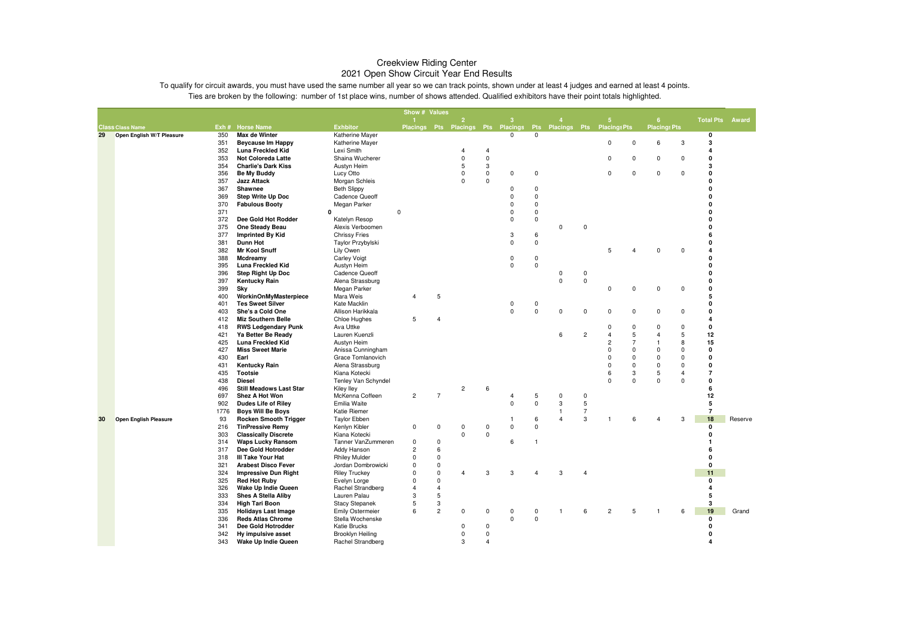# Creekview Riding Center

## 2021 Open Show Circuit Year End Results

To qualify for circuit awards, you must have used the same number all year so we can track points, shown under at least 4 judges and earned at least 4 points.

Ties are broken by the following: number of 1st place wins, number of shows attended. Qualified exhibitors have their point totals highlighted.

| | | | | | Show # Values | | | | | | | | | | | | | |
|---|---|---|---|---|---|---|---|---|---|---|---|---|---|---|---|---|---|---|
| | | | | | 1 | | 2 | | 3 | | 4 | | 5 | | 6 | | | |
| Class | Class Name | Exh # | Horse Name | Exhbitor | Placings | Pts | Placings | Pts | Placings | Pts | Placings | Pts | Placings | Pts | Placings | Pts | Total Pts | Award |
| 29 | Open English W/T Pleasure | 350 | Max de Winter | Katherine Mayer | | | | | 0 | 0 | | | | | | | 0 | |
| | | 351 | Beycause Im Happy | Katherine Mayer | | | | | | | | | 0 | 0 | 6 | 3 | 3 | |
| | | 352 | Luna Freckled Kid | Lexi Smith | | | 4 | 4 | | | | | | | | | 4 | |
| | | 353 | Not Coloreda Latte | Shaina Wucherer | | | 0 | 0 | | | | | 0 | 0 | 0 | 0 | 0 | |
| | | 354 | Charlie's Dark Kiss | Austyn Heim | | | 5 | 3 | | | | | | | | | 3 | |
| | | 356 | Be My Buddy | Lucy Otto | | | 0 | 0 | 0 | 0 | | | 0 | 0 | 0 | 0 | 0 | |
| | | 357 | Jazz Attack | Morgan Schleis | | | 0 | 0 | | | | | | | | | 0 | |
| | | 367 | Shawnee | Beth Slippy | | | | | 0 | 0 | | | | | | | 0 | |
| | | 369 | Step Write Up Doc | Cadence Queoff | | | | | 0 | 0 | | | | | | | 0 | |
| | | 370 | Fabulous Booty | Megan Parker | | | | | 0 | 0 | | | | | | | 0 | |
| | | 371 | 0 | 0 | | | | | 0 | 0 | | | | | | | 0 | |
| | | 372 | Dee Gold Hot Rodder | Katelyn Resop | | | | | 0 | 0 | | | | | | | 0 | |
| | | 375 | One Steady Beau | Alexis Verboomen | | | | | | | 0 | 0 | | | | | 0 | |
| | | 377 | Imprinted By Kid | Chrissy Fries | | | | | 3 | 6 | | | | | | | 6 | |
| | | 381 | Dunn Hot | Taylor Przybylski | | | | | 0 | 0 | | | | | | | 0 | |
| | | 382 | Mr Kool Snuff | Lily Owen | | | | | | | | | 5 | 4 | 0 | 0 | 4 | |
| | | 388 | Mcdreamy | Carley Voigt | | | | | 0 | 0 | | | | | | | 0 | |
| | | 395 | Luna Freckled Kid | Austyn Heim | | | | | 0 | 0 | | | | | | | 0 | |
| | | 396 | Step Right Up Doc | Cadence Queoff | | | | | | | 0 | 0 | | | | | 0 | |
| | | 397 | Kentucky Rain | Alena Strassburg | | | | | | | 0 | 0 | | | | | 0 | |
| | | 399 | Sky | Megan Parker | | | | | | | | | 0 | 0 | 0 | 0 | 0 | |
| | | 400 | WorkinOnMyMasterpiece | Mara Weis | 4 | 5 | | | | | | | | | | | 5 | |
| | | 401 | Tes Sweet Silver | Kate Macklin | | | | | 0 | 0 | | | | | | | 0 | |
| | | 403 | She's a Cold One | Allison Harikkala | | | | | 0 | 0 | 0 | 0 | 0 | 0 | 0 | 0 | 0 | |
| | | 412 | Miz Southern Belle | Chloe Hughes | 5 | 4 | | | | | | | | | | | 4 | |
| | | 418 | RWS Ledgendary Punk | Ava Uttke | | | | | | | | | 0 | 0 | 0 | 0 | 0 | |
| | | 421 | Ya Better Be Ready | Lauren Kuenzli | | | | | | | 6 | 2 | 4 | 5 | 4 | 5 | 12 | |
| | | 425 | Luna Freckled Kid | Austyn Heim | | | | | | | | | 2 | 7 | 1 | 8 | 15 | |
| | | 427 | Miss Sweet Marie | Anissa Cunningham | | | | | | | | | 0 | 0 | 0 | 0 | 0 | |
| | | 430 | Earl | Grace Tomlanovich | | | | | | | | | 0 | 0 | 0 | 0 | 0 | |
| | | 431 | Kentucky Rain | Alena Strassburg | | | | | | | | | 0 | 0 | 0 | 0 | 0 | |
| | | 435 | Tootsie | Kiana Kotecki | | | | | | | | | 6 | 3 | 5 | 4 | 7 | |
| | | 438 | Diesel | Tenley Van Schyndel | | | | | | | | | 0 | 0 | 0 | 0 | 0 | |
| | | 496 | Still Meadows Last Star | Kiley Iley | | | 2 | 6 | | | | | | | | | 6 | |
| | | 697 | Shez A Hot Won | McKenna Coffeen | 2 | 7 | | | 4 | 5 | 0 | 0 | | | | | 12 | |
| | | 902 | Dudes Life of Riley | Emilia Waite | | | | | 0 | 0 | 3 | 5 | | | | | 5 | |
| | | 1776 | Boys Will Be Boys | Katie Riemer | | | | | | | 1 | 7 | | | | | 7 | |
| 30 | Open English Pleasure | 93 | Rocken Smooth Trigger | Taylor Ebben | | | | | 1 | 6 | 4 | 3 | 1 | 6 | 4 | 3 | 18 | Reserve |
| | | 216 | TinPressive Remy | Kenlyn Kibler | 0 | 0 | 0 | 0 | 0 | 0 | | | | | | | 0 | |
| | | 303 | Classically Discrete | Kiana Kotecki | | | 0 | 0 | | | | | | | | | 0 | |
| | | 314 | Waps Lucky Ransom | Tanner VanZummeren | 0 | 0 | | | 6 | 1 | | | | | | | 1 | |
| | | 317 | Dee Gold Hotrodder | Addy Hanson | 2 | 6 | | | | | | | | | | | 6 | |
| | | 318 | Ill Take Your Hat | Rhiley Mulder | 0 | 0 | | | | | | | | | | | 0 | |
| | | 321 | Arabest Disco Fever | Jordan Dombrowicki | 0 | 0 | | | | | | | | | | | 0 | |
| | | 324 | Impressive Dun Right | Riley Truckey | 0 | 0 | 4 | 3 | 3 | 4 | 3 | 4 | | | | | 11 | |
| | | 325 | Red Hot Ruby | Evelyn Lorge | 0 | 0 | | | | | | | | | | | 0 | |
| | | 326 | Wake Up Indie Queen | Rachel Strandberg | 4 | 4 | | | | | | | | | | | 4 | |
| | | 333 | Shes A Stella Aliby | Lauren Palau | 3 | 5 | | | | | | | | | | | 5 | |
| | | 334 | High Tari Boon | Stacy Stepanek | 5 | 3 | | | | | | | | | | | 3 | |
| | | 335 | Holidays Last Image | Emily Ostermeier | 6 | 2 | 0 | 0 | 0 | 0 | 1 | 6 | 2 | 5 | 1 | 6 | 19 | Grand |
| | | 336 | Reds Atlas Chrome | Stella Wochenske | | | | | 0 | 0 | | | | | | | 0 | |
| | | 341 | Dee Gold Hotrodder | Katie Brucks | | | 0 | 0 | | | | | | | | | 0 | |
| | | 342 | Hy impulsive asset | Brooklyn Heiling | | | 0 | 0 | | | | | | | | | 0 | |
| | | 343 | Wake Up Indie Queen | Rachel Strandberg | | | 3 | 4 | | | | | | | | | 4 | |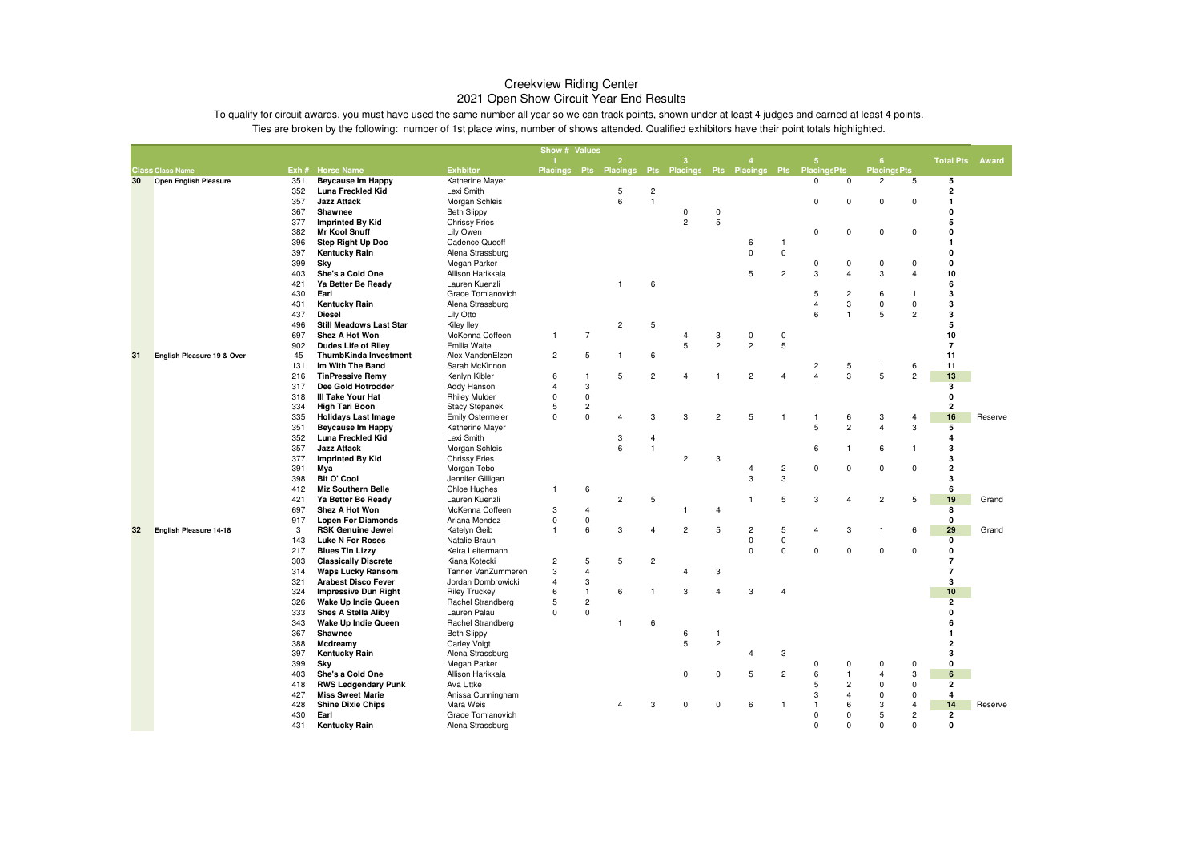# Creekview Riding Center

## 2021 Open Show Circuit Year End Results

To qualify for circuit awards, you must have used the same number all year so we can track points, shown under at least 4 judges and earned at least 4 points.

Ties are broken by the following: number of 1st place wins, number of shows attended. Qualified exhibitors have their point totals highlighted.

| | | | | | Show # 1 | Values | 2 | | 3 | | 4 | | 5 | | 6 | | | |
|---|---|---|---|---|---|---|---|---|---|---|---|---|---|---|---|---|---|---|
| Class | Class Name | Exh # | Horse Name | Exhbitor | Placings | Pts | Placings | Pts | Placings | Pts | Placings | Pts | Placings | Pts | Placings | Pts | Total Pts | Award |
| 30 | Open English Pleasure | 351 | **Beycause Im Happy** | Katherine Mayer | | | | | | | | | 0 | 0 | 2 | 5 | **5** | |
| | | 352 | **Luna Freckled Kid** | Lexi Smith | | | 5 | 2 | | | | | | | | | **2** | |
| | | 357 | **Jazz Attack** | Morgan Schleis | | | 6 | 1 | | | | | 0 | 0 | 0 | 0 | **1** | |
| | | 367 | **Shawnee** | Beth Slippy | | | | | 0 | 0 | | | | | | | **0** | |
| | | 377 | **Imprinted By Kid** | Chrissy Fries | | | | | 2 | 5 | | | | | | | **5** | |
| | | 382 | **Mr Kool Snuff** | Lily Owen | | | | | | | | | 0 | 0 | 0 | 0 | **0** | |
| | | 396 | **Step Right Up Doc** | Cadence Queoff | | | | | | | 6 | 1 | | | | | **1** | |
| | | 397 | **Kentucky Rain** | Alena Strassburg | | | | | | | 0 | 0 | | | | | **0** | |
| | | 399 | **Sky** | Megan Parker | | | | | | | | | 0 | 0 | 0 | 0 | **0** | |
| | | 403 | **She's a Cold One** | Allison Harikkala | | | | | | | 5 | 2 | 3 | 4 | 3 | 4 | **10** | |
| | | 421 | **Ya Better Be Ready** | Lauren Kuenzli | | | 1 | 6 | | | | | | | | | **6** | |
| | | 430 | **Earl** | Grace Tomlanovich | | | | | | | | | 5 | 2 | 6 | 1 | **3** | |
| | | 431 | **Kentucky Rain** | Alena Strassburg | | | | | | | | | 4 | 3 | 0 | 0 | **3** | |
| | | 437 | **Diesel** | Lily Otto | | | | | | | | | 6 | 1 | 5 | 2 | **3** | |
| | | 496 | **Still Meadows Last Star** | Kiley Iley | | | 2 | 5 | | | | | | | | | **5** | |
| | | 697 | **Shez A Hot Won** | McKenna Coffeen | 1 | 7 | | | 4 | 3 | 0 | 0 | | | | | **10** | |
| | | 902 | **Dudes Life of Riley** | Emilia Waite | | | | | 5 | 2 | 2 | 5 | | | | | **7** | |
| 31 | English Pleasure 19 & Over | 45 | **ThumbKinda Investment** | Alex VandenElzen | 2 | 5 | 1 | 6 | | | | | | | | | **11** | |
| | | 131 | **Im With The Band** | Sarah McKinnon | | | | | | | | | 2 | 5 | 1 | 6 | **11** | |
| | | 216 | **TinPressive Remy** | Kenlyn Kibler | 6 | 1 | 5 | 2 | 4 | 1 | 2 | 4 | 4 | 3 | 5 | 2 | **13** | |
| | | 317 | **Dee Gold Hotrodder** | Addy Hanson | 4 | 3 | | | | | | | | | | | **3** | |
| | | 318 | **Ill Take Your Hat** | Rhiley Mulder | 0 | 0 | | | | | | | | | | | **0** | |
| | | 334 | **High Tari Boon** | Stacy Stepanek | 5 | 2 | | | | | | | | | | | **2** | |
| | | 335 | **Holidays Last Image** | Emily Ostermeier | 0 | 0 | 4 | 3 | 3 | 2 | 5 | 1 | 1 | 6 | 3 | 4 | **16** | Reserve |
| | | 351 | **Beycause Im Happy** | Katherine Mayer | | | | | | | | | 5 | 2 | 4 | 3 | **5** | |
| | | 352 | **Luna Freckled Kid** | Lexi Smith | | | 3 | 4 | | | | | | | | | **4** | |
| | | 357 | **Jazz Attack** | Morgan Schleis | | | 6 | 1 | | | | | 6 | 1 | 6 | 1 | **3** | |
| | | 377 | **Imprinted By Kid** | Chrissy Fries | | | | | 2 | 3 | | | | | | | **3** | |
| | | 391 | **Mya** | Morgan Tebo | | | | | | | 4 | 2 | 0 | 0 | 0 | 0 | **2** | |
| | | 398 | **Bit O' Cool** | Jennifer Gilligan | | | | | | | 3 | 3 | | | | | **3** | |
| | | 412 | **Miz Southern Belle** | Chloe Hughes | 1 | 6 | | | | | | | | | | | **6** | |
| | | 421 | **Ya Better Be Ready** | Lauren Kuenzli | | | 2 | 5 | | | 1 | 5 | 3 | 4 | 2 | 5 | **19** | Grand |
| | | 697 | **Shez A Hot Won** | McKenna Coffeen | 3 | 4 | | | 1 | 4 | | | | | | | **8** | |
| | | 917 | **Lopen For Diamonds** | Ariana Mendez | 0 | 0 | | | | | | | | | | | **0** | |
| 32 | English Pleasure 14-18 | 3 | **RSK Genuine Jewel** | Katelyn Geib | 1 | 6 | 3 | 4 | 2 | 5 | 2 | 5 | 4 | 3 | 1 | 6 | **29** | Grand |
| | | 143 | **Luke N For Roses** | Natalie Braun | | | | | | | 0 | 0 | | | | | **0** | |
| | | 217 | **Blues Tin Lizzy** | Keira Leitermann | | | | | | | 0 | 0 | 0 | 0 | 0 | 0 | **0** | |
| | | 303 | **Classically Discrete** | Kiana Kotecki | 2 | 5 | 5 | 2 | | | | | | | | | **7** | |
| | | 314 | **Waps Lucky Ransom** | Tanner VanZummeren | 3 | 4 | | | 4 | 3 | | | | | | | **7** | |
| | | 321 | **Arabest Disco Fever** | Jordan Dombrowicki | 4 | 3 | | | | | | | | | | | **3** | |
| | | 324 | **Impressive Dun Right** | Riley Truckey | 6 | 1 | 6 | 1 | 3 | 4 | 3 | 4 | | | | | **10** | |
| | | 326 | **Wake Up Indie Queen** | Rachel Strandberg | 5 | 2 | | | | | | | | | | | **2** | |
| | | 333 | **Shes A Stella Aliby** | Lauren Palau | 0 | 0 | | | | | | | | | | | **0** | |
| | | 343 | **Wake Up Indie Queen** | Rachel Strandberg | | | 1 | 6 | | | | | | | | | **6** | |
| | | 367 | **Shawnee** | Beth Slippy | | | | | 6 | 1 | | | | | | | **1** | |
| | | 388 | **Mcdreamy** | Carley Voigt | | | | | 5 | 2 | | | | | | | **2** | |
| | | 397 | **Kentucky Rain** | Alena Strassburg | | | | | | | 4 | 3 | | | | | **3** | |
| | | 399 | **Sky** | Megan Parker | | | | | | | | | 0 | 0 | 0 | 0 | **0** | |
| | | 403 | **She's a Cold One** | Allison Harikkala | | | | | 0 | 0 | 5 | 2 | 6 | 1 | 4 | 3 | **6** | |
| | | 418 | **RWS Ledgendary Punk** | Ava Uttke | | | | | | | | | 5 | 2 | 0 | 0 | **2** | |
| | | 427 | **Miss Sweet Marie** | Anissa Cunningham | | | | | | | | | 3 | 4 | 0 | 0 | **4** | |
| | | 428 | **Shine Dixie Chips** | Mara Weis | | | 4 | 3 | 0 | 0 | 6 | 1 | 1 | 6 | 3 | 4 | **14** | Reserve |
| | | 430 | **Earl** | Grace Tomlanovich | | | | | | | | | 0 | 0 | 5 | 2 | **2** | |
| | | 431 | **Kentucky Rain** | Alena Strassburg | | | | | | | | | 0 | 0 | 0 | 0 | **0** | |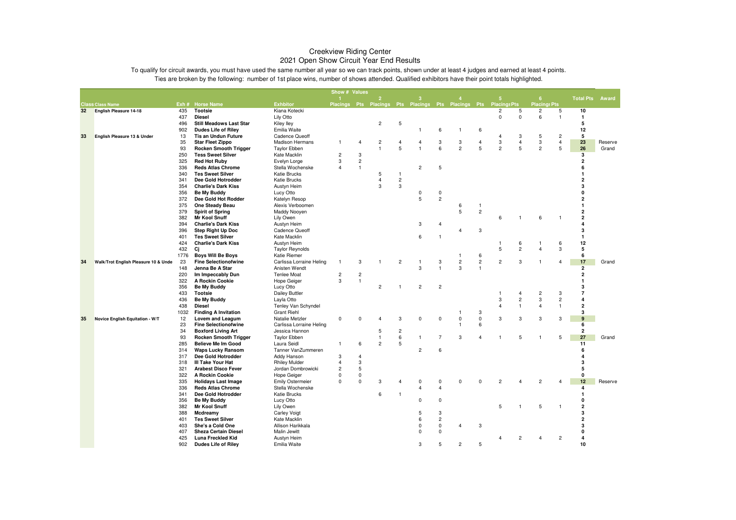# Creekview Riding Center

## 2021 Open Show Circuit Year End Results

To qualify for circuit awards, you must have used the same number all year so we can track points, shown under at least 4 judges and earned at least 4 points.

Ties are broken by the following: number of 1st place wins, number of shows attended. Qualified exhibitors have their point totals highlighted.

| | | | | | Show # Values | | | | | | | | | | | | | |
|---|---|---|---|---|---|---|---|---|---|---|---|---|---|---|---|---|---|---|
| | | | | | 1 | | 2 | | 3 | | 4 | | 5 | | 6 | | Total Pts | Award |
| Class | Class Name | Exh # | Horse Name | Exhbitor | Placings | Pts | Placings | Pts | Placings | Pts | Placings | Pts | Placings | Pts | Placings | Pts | | |
| 32 | English Pleasure 14-18 | 435 | **Tootsie** | Kiana Kotecki | | | | | | | | | 2 | 5 | 2 | 5 | 10 | |
| | | 437 | **Diesel** | Lily Otto | | | | | | | | | 0 | 0 | 6 | 1 | 1 | |
| | | 496 | **Still Meadows Last Star** | Kiley Iley | | | 2 | 5 | | | | | | | | | 5 | |
| | | 902 | **Dudes Life of Riley** | Emilia Waite | | | | | 1 | 6 | 1 | 6 | | | | | 12 | |
| 33 | English Pleasure 13 & Under | 13 | **Tis an Undun Future** | Cadence Queoff | | | | | | | | | 4 | 3 | 5 | 2 | 5 | |
| | | 35 | **Star Fleet Zippo** | Madison Hermans | 1 | 4 | 2 | 4 | 4 | 3 | 3 | 4 | 3 | 4 | 3 | 4 | 23 | Reserve |
| | | 93 | **Rocken Smooth Trigger** | Taylor Ebben | | | 1 | 5 | 1 | 6 | 2 | 5 | 2 | 5 | 2 | 5 | 26 | Grand |
| | | 250 | **Tess Sweet Silver** | Kate Macklin | 2 | 3 | | | | | | | | | | | 3 | |
| | | 325 | **Red Hot Ruby** | Evelyn Lorge | 3 | 2 | | | | | | | | | | | 2 | |
| | | 336 | **Reds Atlas Chrome** | Stella Wochenske | 4 | 1 | | | 2 | 5 | | | | | | | 6 | |
| | | 340 | **Tes Sweet Silver** | Katie Brucks | | | 5 | 1 | | | | | | | | | 1 | |
| | | 341 | **Dee Gold Hotrodder** | Katie Brucks | | | 4 | 2 | | | | | | | | | 2 | |
| | | 354 | **Charlie's Dark Kiss** | Austyn Heim | | | 3 | 3 | | | | | | | | | 3 | |
| | | 356 | **Be My Buddy** | Lucy Otto | | | | | 0 | 0 | | | | | | | 0 | |
| | | 372 | **Dee Gold Hot Rodder** | Katelyn Resop | | | | | 5 | 2 | | | | | | | 2 | |
| | | 375 | **One Steady Beau** | Alexis Verboomen | | | | | | | 6 | 1 | | | | | 1 | |
| | | 379 | **Spirit of Spring** | Maddy Nooyen | | | | | | | 5 | 2 | | | | | 2 | |
| | | 382 | **Mr Kool Snuff** | Lily Owen | | | | | | | | | 6 | 1 | 6 | 1 | 2 | |
| | | 394 | **Charlie's Dark Kiss** | Austyn Heim | | | | | 3 | 4 | | | | | | | 4 | |
| | | 396 | **Step Right Up Doc** | Cadence Queoff | | | | | | | 4 | 3 | | | | | 3 | |
| | | 401 | **Tes Sweet Silver** | Kate Macklin | | | | | 6 | 1 | | | | | | | 1 | |
| | | 424 | **Charlie's Dark Kiss** | Austyn Heim | | | | | | | | | 1 | 6 | 1 | 6 | 12 | |
| | | 432 | **Cj** | Taylor Reynolds | | | | | | | | | 5 | 2 | 4 | 3 | 5 | |
| | | 1776 | **Boys Will Be Boys** | Katie Riemer | | | | | | | 1 | 6 | | | | | 6 | |
| 34 | Walk/Trot English Pleasure 10 & Unde | 23 | **Fine Selectionofwine** | Carlissa Lorraine Heling | 1 | 3 | 1 | 2 | 1 | 3 | 2 | 2 | 2 | 3 | 1 | 4 | 17 | Grand |
| | | 148 | **Jenna Be A Star** | Anisten Wendt | | | | | 3 | 1 | 3 | 1 | | | | | 2 | |
| | | 220 | **Im Impeccably Dun** | Tenlee Moat | 2 | 2 | | | | | | | | | | | 2 | |
| | | 322 | **A Rockin Cookie** | Hope Geiger | 3 | 1 | | | | | | | | | | | 1 | |
| | | 356 | **Be My Buddy** | Lucy Otto | | | 2 | 1 | 2 | 2 | | | | | | | 3 | |
| | | 433 | **Tootsie** | Dailey Buttler | | | | | | | | | 1 | 4 | 2 | 3 | 7 | |
| | | 436 | **Be My Buddy** | Layla Otto | | | | | | | | | 3 | 2 | 3 | 2 | 4 | |
| | | 438 | **Diesel** | Tenley Van Schyndel | | | | | | | | | 4 | 1 | 4 | 1 | 2 | |
| | | 1032 | **Finding A Invitation** | Grant Riehl | | | | | | | 1 | 3 | | | | | 3 | |
| 35 | Novice English Equitation - W/T | 12 | **Lovem and Leagum** | Natalie Metzler | 0 | 0 | 4 | 3 | 0 | 0 | 0 | 0 | 3 | 3 | 3 | 3 | 9 | |
| | | 23 | **Fine Selectionofwine** | Carlissa Lorraine Heling | | | | | | | 1 | 6 | | | | | 6 | |
| | | 34 | **Boxford Living Art** | Jessica Hannon | | | 5 | 2 | | | | | | | | | 2 | |
| | | 93 | **Rocken Smooth Trigger** | Taylor Ebben | | | 1 | 6 | 1 | 7 | 3 | 4 | 1 | 5 | 1 | 5 | 27 | Grand |
| | | 285 | **Believe Me Im Good** | Laura Seidl | 1 | 6 | 2 | 5 | | | | | | | | | 11 | |
| | | 314 | **Waps Lucky Ransom** | Tanner VanZummeren | | | | | 2 | 6 | | | | | | | 6 | |
| | | 317 | **Dee Gold Hotrodder** | Addy Hanson | 3 | 4 | | | | | | | | | | | 4 | |
| | | 318 | **Ill Take Your Hat** | Rhiley Mulder | 4 | 3 | | | | | | | | | | | 3 | |
| | | 321 | **Arabest Disco Fever** | Jordan Dombrowicki | 2 | 5 | | | | | | | | | | | 5 | |
| | | 322 | **A Rockin Cookie** | Hope Geiger | 0 | 0 | | | | | | | | | | | 0 | |
| | | 335 | **Holidays Last Image** | Emily Ostermeier | 0 | 0 | 3 | 4 | 0 | 0 | 0 | 0 | 2 | 4 | 2 | 4 | 12 | Reserve |
| | | 336 | **Reds Atlas Chrome** | Stella Wochenske | | | | | 4 | 4 | | | | | | | 4 | |
| | | 341 | **Dee Gold Hotrodder** | Katie Brucks | | | 6 | 1 | | | | | | | | | 1 | |
| | | 356 | **Be My Buddy** | Lucy Otto | | | | | 0 | 0 | | | | | | | 0 | |
| | | 382 | **Mr Kool Snuff** | Lily Owen | | | | | | | | | 5 | 1 | 5 | 1 | 2 | |
| | | 388 | **Mcdreamy** | Carley Voigt | | | | | 5 | 3 | | | | | | | 3 | |
| | | 401 | **Tes Sweet Silver** | Kate Macklin | | | | | 6 | 2 | | | | | | | 2 | |
| | | 403 | **She's a Cold One** | Allison Harikkala | | | | | 0 | 0 | 4 | 3 | | | | | 3 | |
| | | 407 | **Sheza Certain Diesel** | Malin Jewitt | | | | | 0 | 0 | | | | | | | 0 | |
| | | 425 | **Luna Freckled Kid** | Austyn Heim | | | | | | | | | 4 | 2 | 4 | 2 | 4 | |
| | | 902 | **Dudes Life of Riley** | Emilia Waite | | | | | 3 | 5 | 2 | 5 | | | | | 10 | |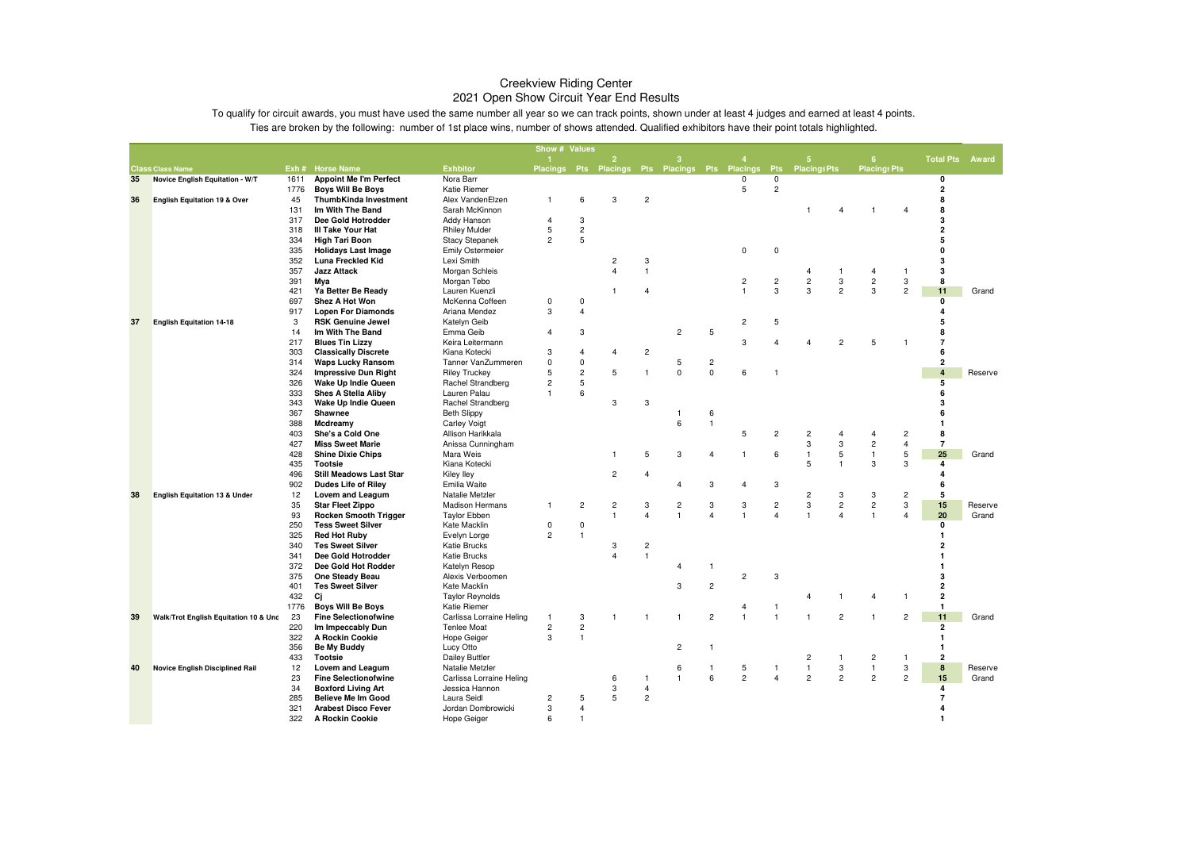# Creekview Riding Center
## 2021 Open Show Circuit Year End Results

To qualify for circuit awards, you must have used the same number all year so we can track points, shown under at least 4 judges and earned at least 4 points.

Ties are broken by the following: number of 1st place wins, number of shows attended. Qualified exhibitors have their point totals highlighted.

| | | | | | Show # 1 | Values | 2 | | 3 | | 4 | | 5 | | 6 | | | |
|---|---|---|---|---|---|---|---|---|---|---|---|---|---|---|---|---|---|---|
| Class | Class Name | Exh # | Horse Name | Exhbitor | Placings | Pts | Placings | Pts | Placings | Pts | Placings | Pts | Placings | Pts | Placings | Pts | Total Pts | Award |
| 35 | Novice English Equitation - W/T | 1611 | Appoint Me I'm Perfect | Nora Barr | | | | | | | 0 | 0 | | | | | 0 | |
| | | 1776 | Boys Will Be Boys | Katie Riemer | | | | | | | 5 | 2 | | | | | 2 | |
| 36 | English Equitation 19 & Over | 45 | ThumbKinda Investment | Alex VandenElzen | 1 | 6 | 3 | 2 | | | | | | | | | 8 | |
| | | 131 | Im With The Band | Sarah McKinnon | | | | | | | | | 1 | 4 | 1 | 4 | 8 | |
| | | 317 | Dee Gold Hotrodder | Addy Hanson | 4 | 3 | | | | | | | | | | | 3 | |
| | | 318 | Ill Take Your Hat | Rhiley Mulder | 5 | 2 | | | | | | | | | | | 2 | |
| | | 334 | High Tari Boon | Stacy Stepanek | 2 | 5 | | | | | | | | | | | 5 | |
| | | 335 | Holidays Last Image | Emily Ostermeier | | | | | | | 0 | 0 | | | | | 0 | |
| | | 352 | Luna Freckled Kid | Lexi Smith | | | 2 | 3 | | | | | | | | | 3 | |
| | | 357 | Jazz Attack | Morgan Schleis | | | 4 | 1 | | | | | 4 | 1 | 4 | 1 | 3 | |
| | | 391 | Mya | Morgan Tebo | | | | | | | 2 | 2 | 2 | 3 | 2 | 3 | 8 | |
| | | 421 | Ya Better Be Ready | Lauren Kuenzli | | | 1 | 4 | | | 1 | 3 | 3 | 2 | 3 | 2 | 11 | Grand |
| | | 697 | Shez A Hot Won | McKenna Coffeen | 0 | 0 | | | | | | | | | | | 0 | |
| | | 917 | Lopen For Diamonds | Ariana Mendez | 3 | 4 | | | | | | | | | | | 4 | |
| 37 | English Equitation 14-18 | 3 | RSK Genuine Jewel | Katelyn Geib | | | | | | | 2 | 5 | | | | | 5 | |
| | | 14 | Im With The Band | Emma Geib | 4 | 3 | | | 2 | 5 | | | | | | | 8 | |
| | | 217 | Blues Tin Lizzy | Keira Leitermann | | | | | | | 3 | 4 | 4 | 2 | 5 | 1 | 7 | |
| | | 303 | Classically Discrete | Kiana Kotecki | 3 | 4 | 4 | 2 | | | | | | | | | 6 | |
| | | 314 | Waps Lucky Ransom | Tanner VanZummeren | 0 | 0 | | | 5 | 2 | | | | | | | 2 | |
| | | 324 | Impressive Dun Right | Riley Truckey | 5 | 2 | 5 | 1 | 0 | 0 | 6 | 1 | | | | | 4 | Reserve |
| | | 326 | Wake Up Indie Queen | Rachel Strandberg | 2 | 5 | | | | | | | | | | | 5 | |
| | | 333 | Shes A Stella Aliby | Lauren Palau | 1 | 6 | | | | | | | | | | | 6 | |
| | | 343 | Wake Up Indie Queen | Rachel Strandberg | | | 3 | 3 | | | | | | | | | 3 | |
| | | 367 | Shawnee | Beth Slippy | | | | | 1 | 6 | | | | | | | 6 | |
| | | 388 | Mcdreamy | Carley Voigt | | | | | 6 | 1 | | | | | | | 1 | |
| | | 403 | She's a Cold One | Allison Harikkala | | | | | | | 5 | 2 | 2 | 4 | 4 | 2 | 8 | |
| | | 427 | Miss Sweet Marie | Anissa Cunningham | | | | | | | | | 3 | 3 | 2 | 4 | 7 | |
| | | 428 | Shine Dixie Chips | Mara Weis | | | 1 | 5 | 3 | 4 | 1 | 6 | 1 | 5 | 1 | 5 | 25 | Grand |
| | | 435 | Tootsie | Kiana Kotecki | | | | | | | | | 5 | 1 | 3 | 3 | 4 | |
| | | 496 | Still Meadows Last Star | Kiley Iley | | | 2 | 4 | | | | | | | | | 4 | |
| | | 902 | Dudes Life of Riley | Emilia Waite | | | | | 4 | 3 | 4 | 3 | | | | | 6 | |
| 38 | English Equitation 13 & Under | 12 | Lovem and Leagum | Natalie Metzler | | | | | | | | | 2 | 3 | 3 | 2 | 5 | |
| | | 35 | Star Fleet Zippo | Madison Hermans | 1 | 2 | 2 | 3 | 2 | 3 | 3 | 2 | 3 | 2 | 2 | 3 | 15 | Reserve |
| | | 93 | Rocken Smooth Trigger | Taylor Ebben | | | 1 | 4 | 1 | 4 | 1 | 4 | 1 | 4 | 1 | 4 | 20 | Grand |
| | | 250 | Tess Sweet Silver | Kate Macklin | 0 | 0 | | | | | | | | | | | 0 | |
| | | 325 | Red Hot Ruby | Evelyn Lorge | 2 | 1 | | | | | | | | | | | 1 | |
| | | 340 | Tes Sweet Silver | Katie Brucks | | | 3 | 2 | | | | | | | | | 2 | |
| | | 341 | Dee Gold Hotrodder | Katie Brucks | | | 4 | 1 | | | | | | | | | 1 | |
| | | 372 | Dee Gold Hot Rodder | Katelyn Resop | | | | | 4 | 1 | | | | | | | 1 | |
| | | 375 | One Steady Beau | Alexis Verboomen | | | | | | | 2 | 3 | | | | | 3 | |
| | | 401 | Tes Sweet Silver | Kate Macklin | | | | | 3 | 2 | | | | | | | 2 | |
| | | 432 | Cj | Taylor Reynolds | | | | | | | | | 4 | 1 | 4 | 1 | 2 | |
| | | 1776 | Boys Will Be Boys | Katie Riemer | | | | | | | 4 | 1 | | | | | 1 | |
| 39 | Walk/Trot English Equitation 10 & Und | 23 | Fine Selectionofwine | Carlissa Lorraine Heling | 1 | 3 | 1 | 1 | 1 | 2 | 1 | 1 | 1 | 2 | 1 | 2 | 11 | Grand |
| | | 220 | Im Impeccably Dun | Tenlee Moat | 2 | 2 | | | | | | | | | | | 2 | |
| | | 322 | A Rockin Cookie | Hope Geiger | 3 | 1 | | | | | | | | | | | 1 | |
| | | 356 | Be My Buddy | Lucy Otto | | | | | 2 | 1 | | | | | | | 1 | |
| | | 433 | Tootsie | Dailey Buttler | | | | | | | | | 2 | 1 | 2 | 1 | 2 | |
| 40 | Novice English Disciplined Rail | 12 | Lovem and Leagum | Natalie Metzler | | | | | 6 | 1 | 5 | 1 | 1 | 3 | 1 | 3 | 8 | Reserve |
| | | 23 | Fine Selectionofwine | Carlissa Lorraine Heling | | | 6 | 1 | 1 | 6 | 2 | 4 | 2 | 2 | 2 | 2 | 15 | Grand |
| | | 34 | Boxford Living Art | Jessica Hannon | | | 3 | 4 | | | | | | | | | 4 | |
| | | 285 | Believe Me Im Good | Laura Seidl | 2 | 5 | 5 | 2 | | | | | | | | | 7 | |
| | | 321 | Arabest Disco Fever | Jordan Dombrowicki | 3 | 4 | | | | | | | | | | | 4 | |
| | | 322 | A Rockin Cookie | Hope Geiger | 6 | 1 | | | | | | | | | | | 1 | |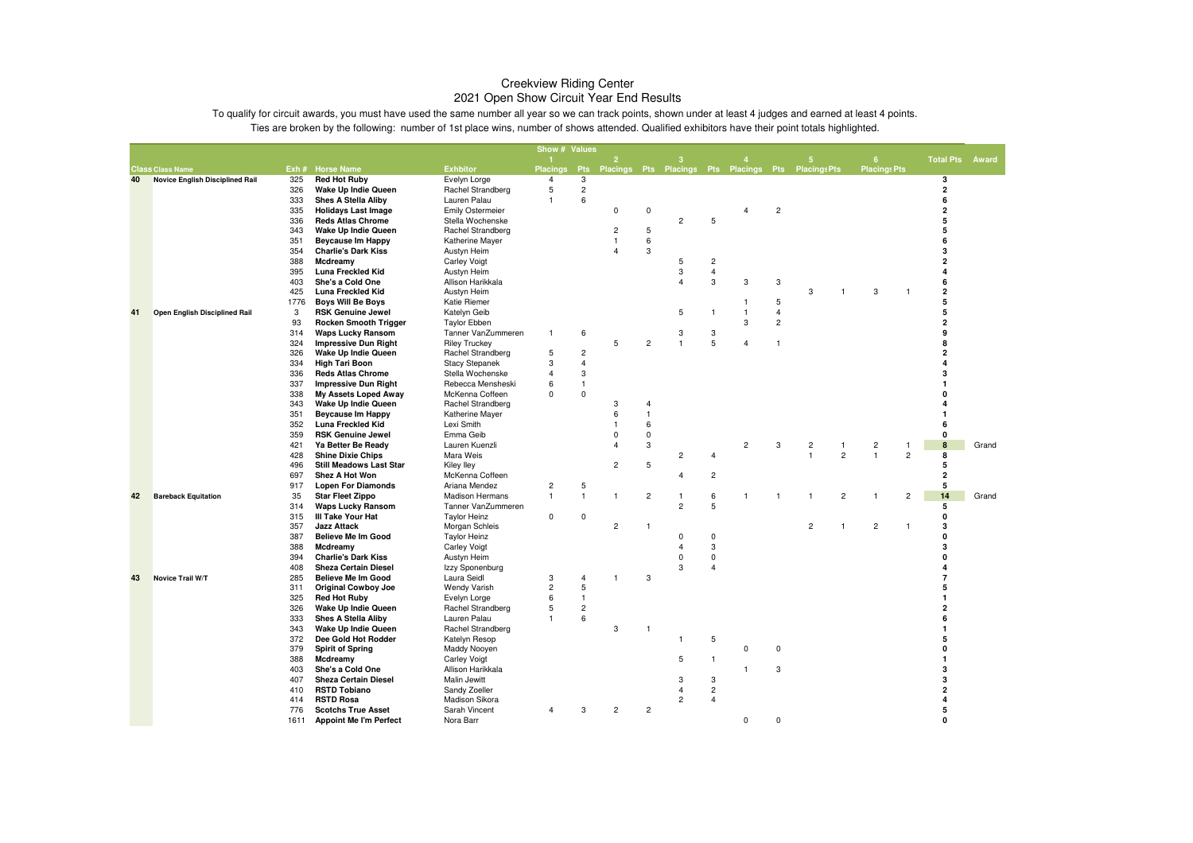# Creekview Riding Center
## 2021 Open Show Circuit Year End Results

To qualify for circuit awards, you must have used the same number all year so we can track points, shown under at least 4 judges and earned at least 4 points.

Ties are broken by the following: number of 1st place wins, number of shows attended. Qualified exhibitors have their point totals highlighted.

| Class | Class Name | Exh # | Horse Name | Exhbitor | Show # 1 Placings | Values 1 Pts | 2 Placings | 2 Pts | 3 Placings | 3 Pts | 4 Placings | 4 Pts | 5 Placings | 5 Pts | 6 Placings | 6 Pts | Total Pts | Award |
|---|---|---|---|---|---|---|---|---|---|---|---|---|---|---|---|---|---|---|
| 40 | Novice English Disciplined Rail | 325 | Red Hot Ruby | Evelyn Lorge | 4 | 3 | | | | | | | | | | | 3 | |
| | | 326 | Wake Up Indie Queen | Rachel Strandberg | 5 | 2 | | | | | | | | | | | 2 | |
| | | 333 | Shes A Stella Aliby | Lauren Palau | 1 | 6 | | | | | | | | | | | 6 | |
| | | 335 | Holidays Last Image | Emily Ostermeier | | | 0 | 0 | | | 4 | 2 | | | | | 2 | |
| | | 336 | Reds Atlas Chrome | Stella Wochenske | | | | | 2 | 5 | | | | | | | 5 | |
| | | 343 | Wake Up Indie Queen | Rachel Strandberg | | | 2 | 5 | | | | | | | | | 5 | |
| | | 351 | Beycause Im Happy | Katherine Mayer | | | 1 | 6 | | | | | | | | | 6 | |
| | | 354 | Charlie's Dark Kiss | Austyn Heim | | | 4 | 3 | | | | | | | | | 3 | |
| | | 388 | Mcdreamy | Carley Voigt | | | | | 5 | 2 | | | | | | | 2 | |
| | | 395 | Luna Freckled Kid | Austyn Heim | | | | | 3 | 4 | | | | | | | 4 | |
| | | 403 | She's a Cold One | Allison Harikkala | | | | | 4 | 3 | 3 | 3 | | | | | 6 | |
| | | 425 | Luna Freckled Kid | Austyn Heim | | | | | | | | | 3 | 1 | 3 | 1 | 2 | |
| | | 1776 | Boys Will Be Boys | Katie Riemer | | | | | | | 1 | 5 | | | | | 5 | |
| 41 | Open English Disciplined Rail | 3 | RSK Genuine Jewel | Katelyn Geib | | | | | 5 | 1 | 1 | 4 | | | | | 5 | |
| | | 93 | Rocken Smooth Trigger | Taylor Ebben | | | | | | | 3 | 2 | | | | | 2 | |
| | | 314 | Waps Lucky Ransom | Tanner VanZummeren | 1 | 6 | | | 3 | 3 | | | | | | | 9 | |
| | | 324 | Impressive Dun Right | Riley Truckey | | | 5 | 2 | 1 | 5 | 4 | 1 | | | | | 8 | |
| | | 326 | Wake Up Indie Queen | Rachel Strandberg | 5 | 2 | | | | | | | | | | | 2 | |
| | | 334 | High Tari Boon | Stacy Stepanek | 3 | 4 | | | | | | | | | | | 4 | |
| | | 336 | Reds Atlas Chrome | Stella Wochenske | 4 | 3 | | | | | | | | | | | 3 | |
| | | 337 | Impressive Dun Right | Rebecca Mensheski | 6 | 1 | | | | | | | | | | | 1 | |
| | | 338 | My Assets Loped Away | McKenna Coffeen | 0 | 0 | | | | | | | | | | | 0 | |
| | | 343 | Wake Up Indie Queen | Rachel Strandberg | | | 3 | 4 | | | | | | | | | 4 | |
| | | 351 | Beycause Im Happy | Katherine Mayer | | | 6 | 1 | | | | | | | | | 1 | |
| | | 352 | Luna Freckled Kid | Lexi Smith | | | 1 | 6 | | | | | | | | | 6 | |
| | | 359 | RSK Genuine Jewel | Emma Geib | | | 0 | 0 | | | | | | | | | 0 | |
| | | 421 | Ya Better Be Ready | Lauren Kuenzli | | | 4 | 3 | | | 2 | 3 | 2 | 1 | 2 | 1 | 8 | Grand |
| | | 428 | Shine Dixie Chips | Mara Weis | | | | | 2 | 4 | | | 1 | 2 | 1 | 2 | 8 | |
| | | 496 | Still Meadows Last Star | Kiley Iley | | | 2 | 5 | | | | | | | | | 5 | |
| | | 697 | Shez A Hot Won | McKenna Coffeen | | | | | 4 | 2 | | | | | | | 2 | |
| | | 917 | Lopen For Diamonds | Ariana Mendez | 2 | 5 | | | | | | | | | | | 5 | |
| 42 | Bareback Equitation | 35 | Star Fleet Zippo | Madison Hermans | 1 | 1 | 1 | 2 | 1 | 6 | 1 | 1 | 1 | 2 | 1 | 2 | 14 | Grand |
| | | 314 | Waps Lucky Ransom | Tanner VanZummeren | | | | | 2 | 5 | | | | | | | 5 | |
| | | 315 | Ill Take Your Hat | Taylor Heinz | 0 | 0 | | | | | | | | | | | 0 | |
| | | 357 | Jazz Attack | Morgan Schleis | | | 2 | 1 | | | | | 2 | 1 | 2 | 1 | 3 | |
| | | 387 | Believe Me Im Good | Taylor Heinz | | | | | 0 | 0 | | | | | | | 0 | |
| | | 388 | Mcdreamy | Carley Voigt | | | | | 4 | 3 | | | | | | | 3 | |
| | | 394 | Charlie's Dark Kiss | Austyn Heim | | | | | 0 | 0 | | | | | | | 0 | |
| | | 408 | Sheza Certain Diesel | Izzy Sponenburg | | | | | 3 | 4 | | | | | | | 4 | |
| 43 | Novice Trail W/T | 285 | Believe Me Im Good | Laura Seidl | 3 | 4 | 1 | 3 | | | | | | | | | 7 | |
| | | 311 | Original Cowboy Joe | Wendy Varish | 2 | 5 | | | | | | | | | | | 5 | |
| | | 325 | Red Hot Ruby | Evelyn Lorge | 6 | 1 | | | | | | | | | | | 1 | |
| | | 326 | Wake Up Indie Queen | Rachel Strandberg | 5 | 2 | | | | | | | | | | | 2 | |
| | | 333 | Shes A Stella Aliby | Lauren Palau | 1 | 6 | | | | | | | | | | | 6 | |
| | | 343 | Wake Up Indie Queen | Rachel Strandberg | | | 3 | 1 | | | | | | | | | 1 | |
| | | 372 | Dee Gold Hot Rodder | Katelyn Resop | | | | | 1 | 5 | | | | | | | 5 | |
| | | 379 | Spirit of Spring | Maddy Nooyen | | | | | | | 0 | 0 | | | | | 0 | |
| | | 388 | Mcdreamy | Carley Voigt | | | | | 5 | 1 | | | | | | | 1 | |
| | | 403 | She's a Cold One | Allison Harikkala | | | | | | | 1 | 3 | | | | | 3 | |
| | | 407 | Sheza Certain Diesel | Malin Jewitt | | | | | 3 | 3 | | | | | | | 3 | |
| | | 410 | RSTD Tobiano | Sandy Zoeller | | | | | 4 | 2 | | | | | | | 2 | |
| | | 414 | RSTD Rosa | Madison Sikora | | | | | 2 | 4 | | | | | | | 4 | |
| | | 776 | Scotchs True Asset | Sarah Vincent | 4 | 3 | 2 | 2 | | | | | | | | | 5 | |
| | | 1611 | Appoint Me I'm Perfect | Nora Barr | | | | | | | 0 | 0 | | | | | 0 | |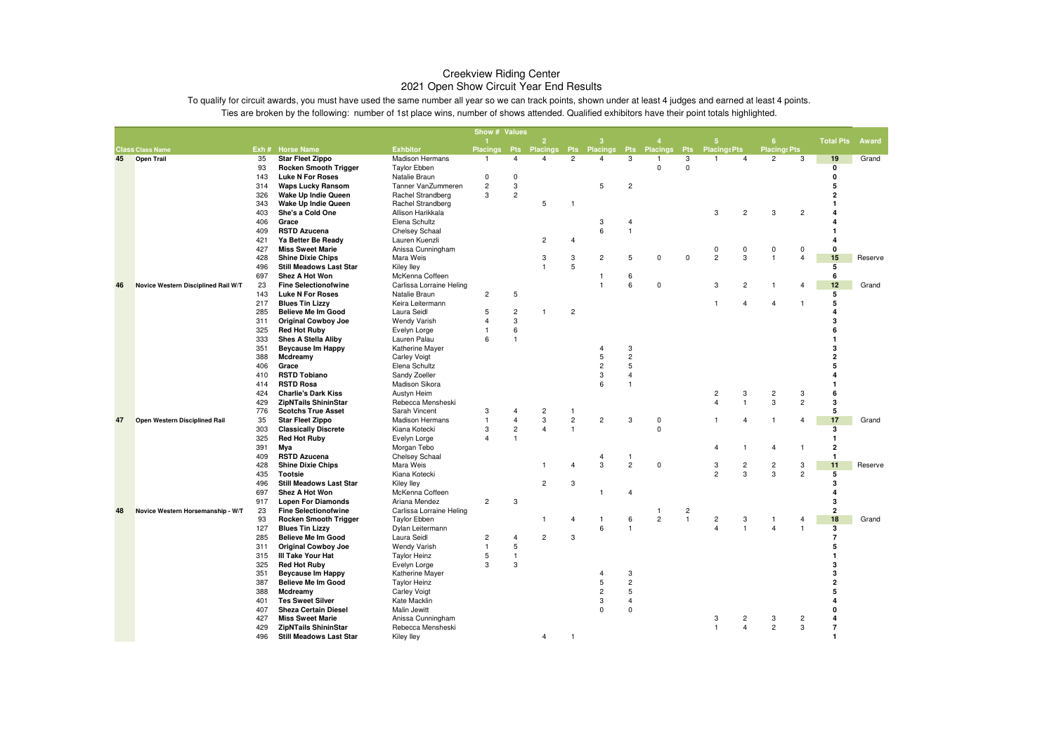# Creekview Riding Center

## 2021 Open Show Circuit Year End Results

To qualify for circuit awards, you must have used the same number all year so we can track points, shown under at least 4 judges and earned at least 4 points.

Ties are broken by the following: number of 1st place wins, number of shows attended. Qualified exhibitors have their point totals highlighted.

| | | | | | Show # 1 | Values | 2 | | 3 | | 4 | | 5 | | 6 | | | |
|---|---|---|---|---|---|---|---|---|---|---|---|---|---|---|---|---|---|---|
| Class | Class Name | Exh # | Horse Name | Exhbitor | Placings | Pts | Placings | Pts | Placings | Pts | Placings | Pts | Placings | Pts | Placings | Pts | Total Pts | Award |
| 45 | Open Trail | 35 | Star Fleet Zippo | Madison Hermans | 1 | 4 | 4 | 2 | 4 | 3 | 1 | 3 | 1 | 4 | 2 | 3 | 19 | Grand |
| | | 93 | Rocken Smooth Trigger | Taylor Ebben | | | | | | | 0 | 0 | | | | | 0 | |
| | | 143 | Luke N For Roses | Natalie Braun | 0 | 0 | | | | | | | | | | | 0 | |
| | | 314 | Waps Lucky Ransom | Tanner VanZummeren | 2 | 3 | | | 5 | 2 | | | | | | | 5 | |
| | | 326 | Wake Up Indie Queen | Rachel Strandberg | 3 | 2 | | | | | | | | | | | 2 | |
| | | 343 | Wake Up Indie Queen | Rachel Strandberg | | | 5 | 1 | | | | | | | | | 1 | |
| | | 403 | She's a Cold One | Allison Harikkala | | | | | | | | | 3 | 2 | 3 | 2 | 4 | |
| | | 406 | Grace | Elena Schultz | | | | | 3 | 4 | | | | | | | 4 | |
| | | 409 | RSTD Azucena | Chelsey Schaal | | | | | 6 | 1 | | | | | | | 1 | |
| | | 421 | Ya Better Be Ready | Lauren Kuenzli | | | 2 | 4 | | | | | | | | | 4 | |
| | | 427 | Miss Sweet Marie | Anissa Cunningham | | | | | | | | | 0 | 0 | 0 | 0 | 0 | |
| | | 428 | Shine Dixie Chips | Mara Weis | | | 3 | 3 | 2 | 5 | 0 | 0 | 2 | 3 | 1 | 4 | 15 | Reserve |
| | | 496 | Still Meadows Last Star | Kiley Iley | | | 1 | 5 | | | | | | | | | 5 | |
| | | 697 | Shez A Hot Won | McKenna Coffeen | | | | | 1 | 6 | | | | | | | 6 | |
| 46 | Novice Western Disciplined Rail W/T | 23 | Fine Selectionofwine | Carlissa Lorraine Heling | | | | | 1 | 6 | 0 | | 3 | 2 | 1 | 4 | 12 | Grand |
| | | 143 | Luke N For Roses | Natalie Braun | 2 | 5 | | | | | | | | | | | 5 | |
| | | 217 | Blues Tin Lizzy | Keira Leitermann | | | | | | | | | 1 | 4 | 4 | 1 | 5 | |
| | | 285 | Believe Me Im Good | Laura Seidl | 5 | 2 | 1 | 2 | | | | | | | | | 4 | |
| | | 311 | Original Cowboy Joe | Wendy Varish | 4 | 3 | | | | | | | | | | | 3 | |
| | | 325 | Red Hot Ruby | Evelyn Lorge | 1 | 6 | | | | | | | | | | | 6 | |
| | | 333 | Shes A Stella Aliby | Lauren Palau | 6 | 1 | | | | | | | | | | | 1 | |
| | | 351 | Beycause Im Happy | Katherine Mayer | | | | | 4 | 3 | | | | | | | 3 | |
| | | 388 | Mcdreamy | Carley Voigt | | | | | 5 | 2 | | | | | | | 2 | |
| | | 406 | Grace | Elena Schultz | | | | | 2 | 5 | | | | | | | 5 | |
| | | 410 | RSTD Tobiano | Sandy Zoeller | | | | | 3 | 4 | | | | | | | 4 | |
| | | 414 | RSTD Rosa | Madison Sikora | | | | | 6 | 1 | | | | | | | 1 | |
| | | 424 | Charlie's Dark Kiss | Austyn Heim | | | | | | | | | 2 | 3 | 2 | 3 | 6 | |
| | | 429 | ZipNTails ShininStar | Rebecca Mensheski | | | | | | | | | 4 | 1 | 3 | 2 | 3 | |
| | | 776 | Scotchs True Asset | Sarah Vincent | 3 | 4 | 2 | 1 | | | | | | | | | 5 | |
| 47 | Open Western Disciplined Rail | 35 | Star Fleet Zippo | Madison Hermans | 1 | 4 | 3 | 2 | 2 | 3 | 0 | | 1 | 4 | 1 | 4 | 17 | Grand |
| | | 303 | Classically Discrete | Kiana Kotecki | 3 | 2 | 4 | 1 | | | 0 | | | | | | 3 | |
| | | 325 | Red Hot Ruby | Evelyn Lorge | 4 | 1 | | | | | | | | | | | 1 | |
| | | 391 | Mya | Morgan Tebo | | | | | | | | | 4 | 1 | 4 | 1 | 2 | |
| | | 409 | RSTD Azucena | Chelsey Schaal | | | | | 4 | 1 | | | | | | | 1 | |
| | | 428 | Shine Dixie Chips | Mara Weis | | | 1 | 4 | 3 | 2 | 0 | | 3 | 2 | 2 | 3 | 11 | Reserve |
| | | 435 | Tootsie | Kiana Kotecki | | | | | | | | | 2 | 3 | 3 | 2 | 5 | |
| | | 496 | Still Meadows Last Star | Kiley Iley | | | 2 | 3 | | | | | | | | | 3 | |
| | | 697 | Shez A Hot Won | McKenna Coffeen | | | | | 1 | 4 | | | | | | | 4 | |
| | | 917 | Lopen For Diamonds | Ariana Mendez | 2 | 3 | | | | | | | | | | | 3 | |
| 48 | Novice Western Horsemanship - W/T | 23 | Fine Selectionofwine | Carlissa Lorraine Heling | | | | | | | 1 | 2 | | | | | 2 | |
| | | 93 | Rocken Smooth Trigger | Taylor Ebben | | | 1 | 4 | 1 | 6 | 2 | 1 | 2 | 3 | 1 | 4 | 18 | Grand |
| | | 127 | Blues Tin Lizzy | Dylan Leitermann | | | | | 6 | 1 | | | 4 | 1 | 4 | 1 | 3 | |
| | | 285 | Believe Me Im Good | Laura Seidl | 2 | 4 | 2 | 3 | | | | | | | | | 7 | |
| | | 311 | Original Cowboy Joe | Wendy Varish | 1 | 5 | | | | | | | | | | | 5 | |
| | | 315 | Ill Take Your Hat | Taylor Heinz | 5 | 1 | | | | | | | | | | | 1 | |
| | | 325 | Red Hot Ruby | Evelyn Lorge | 3 | 3 | | | | | | | | | | | 3 | |
| | | 351 | Beycause Im Happy | Katherine Mayer | | | | | 4 | 3 | | | | | | | 3 | |
| | | 387 | Believe Me Im Good | Taylor Heinz | | | | | 5 | 2 | | | | | | | 2 | |
| | | 388 | Mcdreamy | Carley Voigt | | | | | 2 | 5 | | | | | | | 5 | |
| | | 401 | Tes Sweet Silver | Kate Macklin | | | | | 3 | 4 | | | | | | | 4 | |
| | | 407 | Sheza Certain Diesel | Malin Jewitt | | | | | 0 | 0 | | | | | | | 0 | |
| | | 427 | Miss Sweet Marie | Anissa Cunningham | | | | | | | | | 3 | 2 | 3 | 2 | 4 | |
| | | 429 | ZipNTails ShininStar | Rebecca Mensheski | | | | | | | | | 1 | 4 | 2 | 3 | 7 | |
| | | 496 | Still Meadows Last Star | Kiley Iley | | | 4 | 1 | | | | | | | | | 1 | |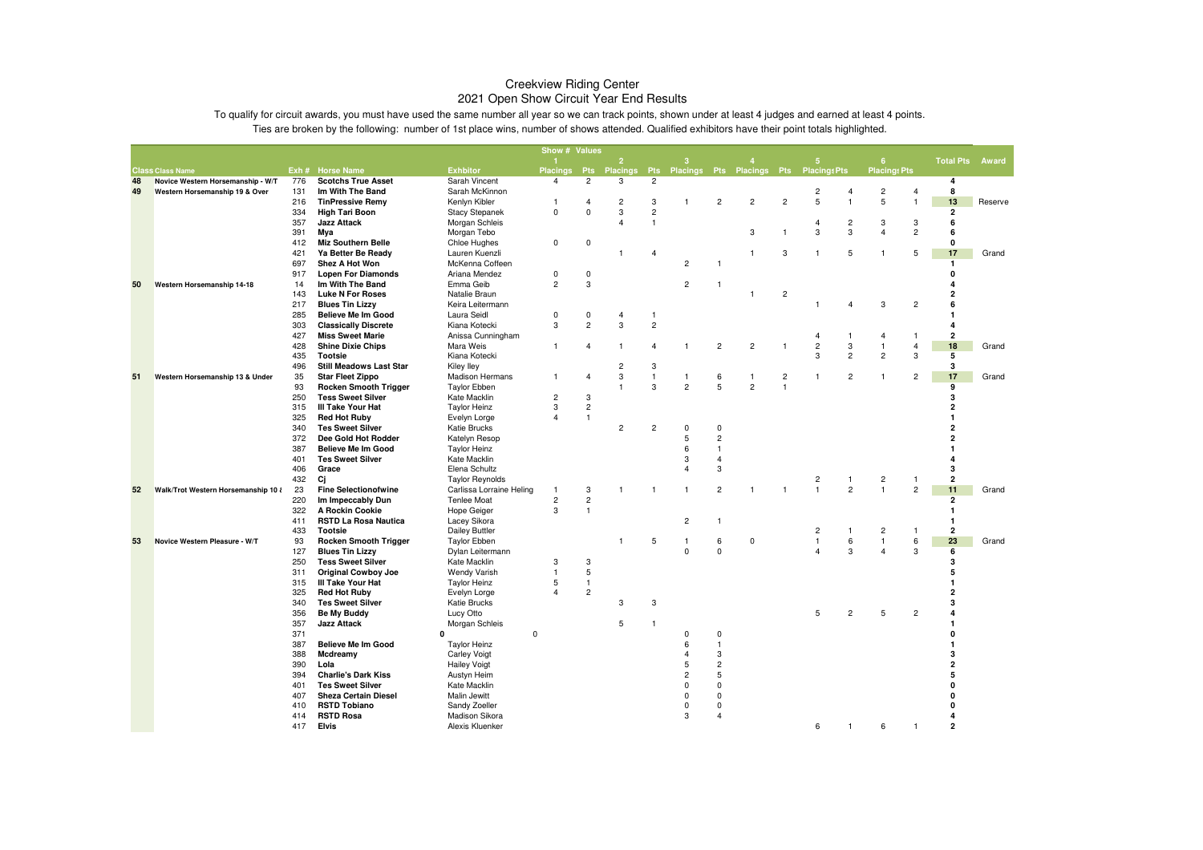# Creekview Riding Center
## 2021 Open Show Circuit Year End Results

To qualify for circuit awards, you must have used the same number all year so we can track points, shown under at least 4 judges and earned at least 4 points.

Ties are broken by the following: number of 1st place wins, number of shows attended. Qualified exhibitors have their point totals highlighted.

| | | | | | Show # Values | | | | | | | | | | | | | |
|---|---|---|---|---|---|---|---|---|---|---|---|---|---|---|---|---|---|---|
| | | | | | 1 | | 2 | | 3 | | 4 | | 5 | | 6 | | | |
| **Class** | **Class Name** | **Exh #** | **Horse Name** | **Exhbitor** | **Placings** | **Pts** | **Placings** | **Pts** | **Placings** | **Pts** | **Placings** | **Pts** | **Placings** | **Pts** | **Placings** | **Pts** | **Total Pts** | **Award** |
| 48 | Novice Western Horsemanship - W/T | 776 | **Scotchs True Asset** | Sarah Vincent | 4 | 2 | 3 | 2 | | | | | | | | | **4** | |
| 49 | Western Horsemanship 19 & Over | 131 | **Im With The Band** | Sarah McKinnon | | | | | | | | | 2 | 4 | 2 | 4 | **8** | |
| | | 216 | **TinPressive Remy** | Kenlyn Kibler | 1 | 4 | 2 | 3 | 1 | 2 | 2 | 2 | 5 | 1 | 5 | 1 | **13** | Reserve |
| | | 334 | **High Tari Boon** | Stacy Stepanek | 0 | 0 | 3 | 2 | | | | | | | | | **2** | |
| | | 357 | **Jazz Attack** | Morgan Schleis | | | 4 | 1 | | | | | 4 | 2 | 3 | 3 | **6** | |
| | | 391 | **Mya** | Morgan Tebo | | | | | | | 3 | 1 | 3 | 3 | 4 | 2 | **6** | |
| | | 412 | **Miz Southern Belle** | Chloe Hughes | 0 | 0 | | | | | | | | | | | **0** | |
| | | 421 | **Ya Better Be Ready** | Lauren Kuenzli | | | 1 | 4 | | | 1 | 3 | 1 | 5 | 1 | 5 | **17** | Grand |
| | | 697 | **Shez A Hot Won** | McKenna Coffeen | | | | | 2 | 1 | | | | | | | **1** | |
| | | 917 | **Lopen For Diamonds** | Ariana Mendez | 0 | 0 | | | | | | | | | | | **0** | |
| 50 | Western Horsemanship 14-18 | 14 | **Im With The Band** | Emma Geib | 2 | 3 | | | 2 | 1 | | | | | | | **4** | |
| | | 143 | **Luke N For Roses** | Natalie Braun | | | | | | | 1 | 2 | | | | | **2** | |
| | | 217 | **Blues Tin Lizzy** | Keira Leitermann | | | | | | | | | 1 | 4 | 3 | 2 | **6** | |
| | | 285 | **Believe Me Im Good** | Laura Seidl | 0 | 0 | 4 | 1 | | | | | | | | | **1** | |
| | | 303 | **Classically Discrete** | Kiana Kotecki | 3 | 2 | 3 | 2 | | | | | | | | | **4** | |
| | | 427 | **Miss Sweet Marie** | Anissa Cunningham | | | | | | | | | 4 | 1 | 4 | 1 | **2** | |
| | | 428 | **Shine Dixie Chips** | Mara Weis | 1 | 4 | 1 | 4 | 1 | 2 | 2 | 1 | 2 | 3 | 1 | 4 | **18** | Grand |
| | | 435 | **Tootsie** | Kiana Kotecki | | | | | | | | | 3 | 2 | 2 | 3 | **5** | |
| | | 496 | **Still Meadows Last Star** | Kiley Iley | | | 2 | 3 | | | | | | | | | **3** | |
| 51 | Western Horsemanship 13 & Under | 35 | **Star Fleet Zippo** | Madison Hermans | 1 | 4 | 3 | 1 | 1 | 6 | 1 | 2 | 1 | 2 | 1 | 2 | **17** | Grand |
| | | 93 | **Rocken Smooth Trigger** | Taylor Ebben | | | 1 | 3 | 2 | 5 | 2 | 1 | | | | | **9** | |
| | | 250 | **Tess Sweet Silver** | Kate Macklin | 2 | 3 | | | | | | | | | | | **3** | |
| | | 315 | **Ill Take Your Hat** | Taylor Heinz | 3 | 2 | | | | | | | | | | | **2** | |
| | | 325 | **Red Hot Ruby** | Evelyn Lorge | 4 | 1 | | | | | | | | | | | **1** | |
| | | 340 | **Tes Sweet Silver** | Katie Brucks | | | 2 | 2 | 0 | 0 | | | | | | | **2** | |
| | | 372 | **Dee Gold Hot Rodder** | Katelyn Resop | | | | | 5 | 2 | | | | | | | **2** | |
| | | 387 | **Believe Me Im Good** | Taylor Heinz | | | | | 6 | 1 | | | | | | | **1** | |
| | | 401 | **Tes Sweet Silver** | Kate Macklin | | | | | 3 | 4 | | | | | | | **4** | |
| | | 406 | **Grace** | Elena Schultz | | | | | 4 | 3 | | | | | | | **3** | |
| | | 432 | **Cj** | Taylor Reynolds | | | | | | | | | 2 | 1 | 2 | 1 | **2** | |
| 52 | Walk/Trot Western Horsemanship 10 & | 23 | **Fine Selectionofwine** | Carlissa Lorraine Heling | 1 | 3 | 1 | 1 | 1 | 2 | 1 | 1 | 1 | 2 | 1 | 2 | **11** | Grand |
| | | 220 | **Im Impeccably Dun** | Tenlee Moat | 2 | 2 | | | | | | | | | | | **2** | |
| | | 322 | **A Rockin Cookie** | Hope Geiger | 3 | 1 | | | | | | | | | | | **1** | |
| | | 411 | **RSTD La Rosa Nautica** | Lacey Sikora | | | | | 2 | 1 | | | | | | | **1** | |
| | | 433 | **Tootsie** | Dailey Buttler | | | | | | | | | 2 | 1 | 2 | 1 | **2** | |
| 53 | Novice Western Pleasure - W/T | 93 | **Rocken Smooth Trigger** | Taylor Ebben | | | 1 | 5 | 1 | 6 | 0 | | 1 | 6 | 1 | 6 | **23** | Grand |
| | | 127 | **Blues Tin Lizzy** | Dylan Leitermann | | | | | 0 | 0 | | | 4 | 3 | 4 | 3 | **6** | |
| | | 250 | **Tess Sweet Silver** | Kate Macklin | 3 | 3 | | | | | | | | | | | **3** | |
| | | 311 | **Original Cowboy Joe** | Wendy Varish | 1 | 5 | | | | | | | | | | | **5** | |
| | | 315 | **Ill Take Your Hat** | Taylor Heinz | 5 | 1 | | | | | | | | | | | **1** | |
| | | 325 | **Red Hot Ruby** | Evelyn Lorge | 4 | 2 | | | | | | | | | | | **2** | |
| | | 340 | **Tes Sweet Silver** | Katie Brucks | | | 3 | 3 | | | | | | | | | **3** | |
| | | 356 | **Be My Buddy** | Lucy Otto | | | | | | | | | 5 | 2 | 5 | 2 | **4** | |
| | | 357 | **Jazz Attack** | Morgan Schleis | | | 5 | 1 | | | | | | | | | **1** | |
| | | 371 | **0** | 0 | | | | | 0 | 0 | | | | | | | **0** | |
| | | 387 | **Believe Me Im Good** | Taylor Heinz | | | | | 6 | 1 | | | | | | | **1** | |
| | | 388 | **Mcdreamy** | Carley Voigt | | | | | 4 | 3 | | | | | | | **3** | |
| | | 390 | **Lola** | Hailey Voigt | | | | | 5 | 2 | | | | | | | **2** | |
| | | 394 | **Charlie's Dark Kiss** | Austyn Heim | | | | | 2 | 5 | | | | | | | **5** | |
| | | 401 | **Tes Sweet Silver** | Kate Macklin | | | | | 0 | 0 | | | | | | | **0** | |
| | | 407 | **Sheza Certain Diesel** | Malin Jewitt | | | | | 0 | 0 | | | | | | | **0** | |
| | | 410 | **RSTD Tobiano** | Sandy Zoeller | | | | | 0 | 0 | | | | | | | **0** | |
| | | 414 | **RSTD Rosa** | Madison Sikora | | | | | 3 | 4 | | | | | | | **4** | |
| | | 417 | **Elvis** | Alexis Kluenker | | | | | | | | | 6 | 1 | 6 | 1 | **2** | |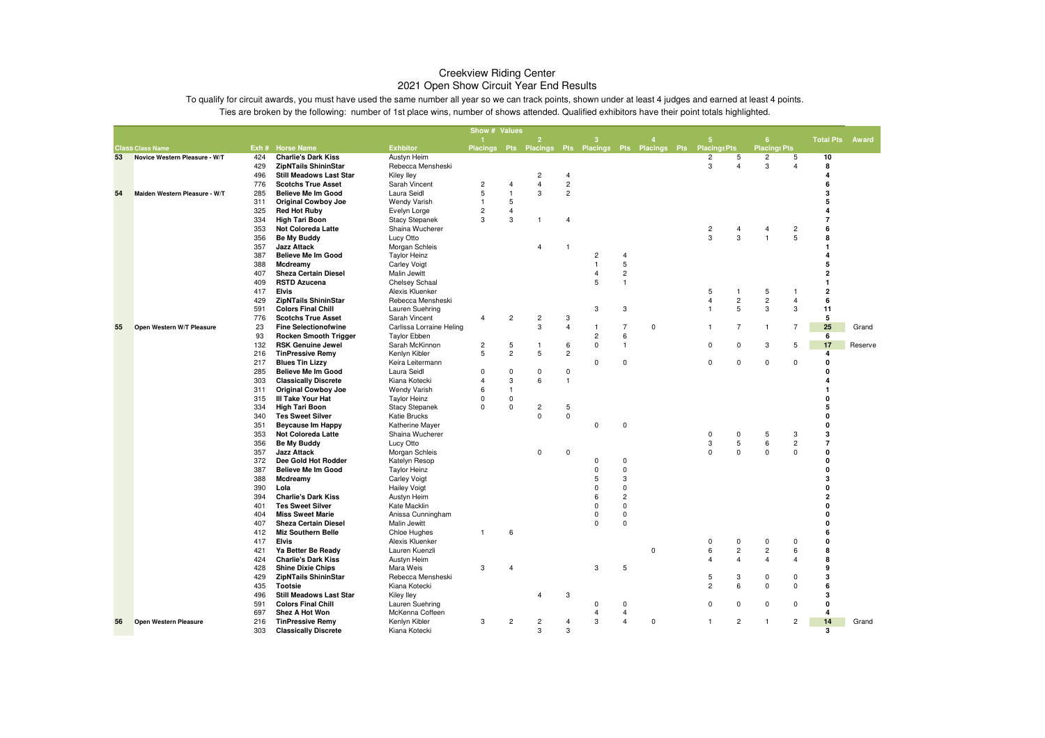# Creekview Riding Center
## 2021 Open Show Circuit Year End Results

To qualify for circuit awards, you must have used the same number all year so we can track points, shown under at least 4 judges and earned at least 4 points.

Ties are broken by the following: number of 1st place wins, number of shows attended. Qualified exhibitors have their point totals highlighted.

| | | | | | Show # 1 | Values | 2 | | 3 | | 4 | | 5 | | 6 | | | |
|---|---|---|---|---|---|---|---|---|---|---|---|---|---|---|---|---|---|---|
| Class | Class Name | Exh # | Horse Name | Exhbitor | Placings | Pts | Placings | Pts | Placings | Pts | Placings | Pts | Placings | Pts | Placings | Pts | Total Pts | Award |
| 53 | Novice Western Pleasure - W/T | 424 | Charlie's Dark Kiss | Austyn Heim | | | | | | | | | 2 | 5 | 2 | 5 | 10 | |
| | | 429 | ZipNTails ShininStar | Rebecca Mensheski | | | | | | | | | 3 | 4 | 3 | 4 | 8 | |
| | | 496 | Still Meadows Last Star | Kiley Iley | | | 2 | 4 | | | | | | | | | 4 | |
| | | 776 | Scotchs True Asset | Sarah Vincent | 2 | 4 | 4 | 2 | | | | | | | | | 6 | |
| 54 | Maiden Western Pleasure - W/T | 285 | Believe Me Im Good | Laura Seidl | 5 | 1 | 3 | 2 | | | | | | | | | 3 | |
| | | 311 | Original Cowboy Joe | Wendy Varish | 1 | 5 | | | | | | | | | | | 5 | |
| | | 325 | Red Hot Ruby | Evelyn Lorge | 2 | 4 | | | | | | | | | | | 4 | |
| | | 334 | High Tari Boon | Stacy Stepanek | 3 | 3 | 1 | 4 | | | | | | | | | 7 | |
| | | 353 | Not Coloreda Latte | Shaina Wucherer | | | | | | | | | 2 | 4 | 4 | 2 | 6 | |
| | | 356 | Be My Buddy | Lucy Otto | | | | | | | | | 3 | 3 | 1 | 5 | 8 | |
| | | 357 | Jazz Attack | Morgan Schleis | | | 4 | 1 | | | | | | | | | 1 | |
| | | 387 | Believe Me Im Good | Taylor Heinz | | | | | 2 | 4 | | | | | | | 4 | |
| | | 388 | Mcdreamy | Carley Voigt | | | | | 1 | 5 | | | | | | | 5 | |
| | | 407 | Sheza Certain Diesel | Malin Jewitt | | | | | 4 | 2 | | | | | | | 2 | |
| | | 409 | RSTD Azucena | Chelsey Schaal | | | | | 5 | 1 | | | | | | | 1 | |
| | | 417 | Elvis | Alexis Kluenker | | | | | | | | | 5 | 1 | 5 | 1 | 2 | |
| | | 429 | ZipNTails ShininStar | Rebecca Mensheski | | | | | | | | | 4 | 2 | 2 | 4 | 6 | |
| | | 591 | Colors Final Chill | Lauren Suehring | | | | | 3 | 3 | | | 1 | 5 | 3 | 3 | 11 | |
| | | 776 | Scotchs True Asset | Sarah Vincent | 4 | 2 | 2 | 3 | | | | | | | | | 5 | |
| 55 | Open Western W/T Pleasure | 23 | Fine Selectionofwine | Carlissa Lorraine Heling | | | 3 | 4 | 1 | 7 | 0 | | 1 | 7 | 1 | 7 | 25 | Grand |
| | | 93 | Rocken Smooth Trigger | Taylor Ebben | | | | | 2 | 6 | | | | | | | 6 | |
| | | 132 | RSK Genuine Jewel | Sarah McKinnon | 2 | 5 | 1 | 6 | 0 | 1 | | | 0 | 0 | 3 | 5 | 17 | Reserve |
| | | 216 | TinPressive Remy | Kenlyn Kibler | 5 | 2 | 5 | 2 | | | | | | | | | 4 | |
| | | 217 | Blues Tin Lizzy | Keira Leitermann | | | | | 0 | 0 | | | 0 | 0 | 0 | 0 | 0 | |
| | | 285 | Believe Me Im Good | Laura Seidl | 0 | 0 | 0 | 0 | | | | | | | | | 0 | |
| | | 303 | Classically Discrete | Kiana Kotecki | 4 | 3 | 6 | 1 | | | | | | | | | 4 | |
| | | 311 | Original Cowboy Joe | Wendy Varish | 6 | 1 | | | | | | | | | | | 1 | |
| | | 315 | Ill Take Your Hat | Taylor Heinz | 0 | 0 | | | | | | | | | | | 0 | |
| | | 334 | High Tari Boon | Stacy Stepanek | 0 | 0 | 2 | 5 | | | | | | | | | 5 | |
| | | 340 | Tes Sweet Silver | Katie Brucks | | | 0 | 0 | | | | | | | | | 0 | |
| | | 351 | Beycause Im Happy | Katherine Mayer | | | | | 0 | 0 | | | | | | | 0 | |
| | | 353 | Not Coloreda Latte | Shaina Wucherer | | | | | | | | | 0 | 0 | 5 | 3 | 3 | |
| | | 356 | Be My Buddy | Lucy Otto | | | | | | | | | 3 | 5 | 6 | 2 | 7 | |
| | | 357 | Jazz Attack | Morgan Schleis | | | 0 | 0 | | | | | 0 | 0 | 0 | 0 | 0 | |
| | | 372 | Dee Gold Hot Rodder | Katelyn Resop | | | | | 0 | 0 | | | | | | | 0 | |
| | | 387 | Believe Me Im Good | Taylor Heinz | | | | | 0 | 0 | | | | | | | 0 | |
| | | 388 | Mcdreamy | Carley Voigt | | | | | 5 | 3 | | | | | | | 3 | |
| | | 390 | Lola | Hailey Voigt | | | | | 0 | 0 | | | | | | | 0 | |
| | | 394 | Charlie's Dark Kiss | Austyn Heim | | | | | 6 | 2 | | | | | | | 2 | |
| | | 401 | Tes Sweet Silver | Kate Macklin | | | | | 0 | 0 | | | | | | | 0 | |
| | | 404 | Miss Sweet Marie | Anissa Cunningham | | | | | 0 | 0 | | | | | | | 0 | |
| | | 407 | Sheza Certain Diesel | Malin Jewitt | | | | | 0 | 0 | | | | | | | 0 | |
| | | 412 | Miz Southern Belle | Chloe Hughes | 1 | 6 | | | | | | | | | | | 6 | |
| | | 417 | Elvis | Alexis Kluenker | | | | | | | | | 0 | 0 | 0 | 0 | 0 | |
| | | 421 | Ya Better Be Ready | Lauren Kuenzli | | | | | | | 0 | | 6 | 2 | 2 | 6 | 8 | |
| | | 424 | Charlie's Dark Kiss | Austyn Heim | | | | | | | | | 4 | 4 | 4 | 4 | 8 | |
| | | 428 | Shine Dixie Chips | Mara Weis | 3 | 4 | | | 3 | 5 | | | | | | | 9 | |
| | | 429 | ZipNTails ShininStar | Rebecca Mensheski | | | | | | | | | 5 | 3 | 0 | 0 | 3 | |
| | | 435 | Tootsie | Kiana Kotecki | | | | | | | | | 2 | 6 | 0 | 0 | 6 | |
| | | 496 | Still Meadows Last Star | Kiley Iley | | | 4 | 3 | | | | | | | | | 3 | |
| | | 591 | Colors Final Chill | Lauren Suehring | | | | | 0 | 0 | | | 0 | 0 | 0 | 0 | 0 | |
| | | 697 | Shez A Hot Won | McKenna Coffeen | | | | | 4 | 4 | | | | | | | 4 | |
| 56 | Open Western Pleasure | 216 | TinPressive Remy | Kenlyn Kibler | 3 | 2 | 2 | 4 | 3 | 4 | 0 | | 1 | 2 | 1 | 2 | 14 | Grand |
| | | 303 | Classically Discrete | Kiana Kotecki | | | 3 | 3 | | | | | | | | | 3 | |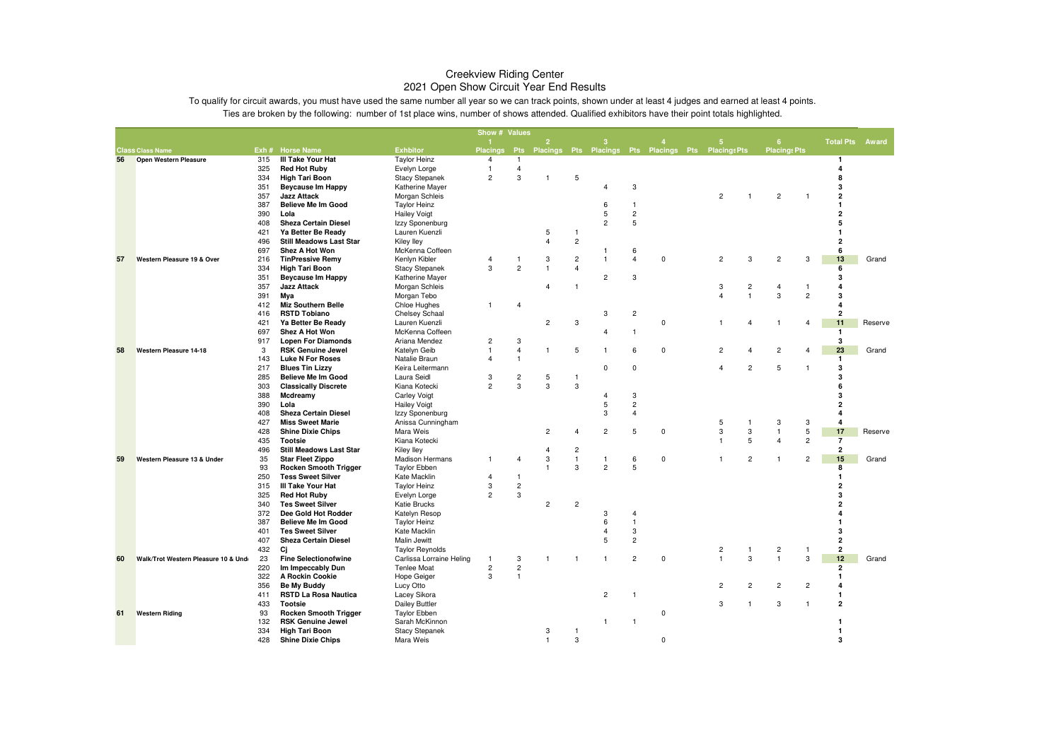# Creekview Riding Center
## 2021 Open Show Circuit Year End Results

To qualify for circuit awards, you must have used the same number all year so we can track points, shown under at least 4 judges and earned at least 4 points.

Ties are broken by the following: number of 1st place wins, number of shows attended. Qualified exhibitors have their point totals highlighted.

| Class | Class Name | Exh # | Horse Name | Exhbitor | Show # 1 Placings | Values 1 Pts | 2 Placings | 2 Pts | 3 Placings | 3 Pts | 4 Placings | 4 Pts | 5 Placings | 5 Pts | 6 Placings | 6 Pts | Total Pts | Award |
|---|---|---|---|---|---|---|---|---|---|---|---|---|---|---|---|---|---|---|
| 56 | Open Western Pleasure | 315 | **Ill Take Your Hat** | Taylor Heinz | 4 | 1 | | | | | | | | | | | 1 | |
| | | 325 | **Red Hot Ruby** | Evelyn Lorge | 1 | 4 | | | | | | | | | | | 4 | |
| | | 334 | **High Tari Boon** | Stacy Stepanek | 2 | 3 | 1 | 5 | | | | | | | | | 8 | |
| | | 351 | **Beycause Im Happy** | Katherine Mayer | | | | | 4 | 3 | | | | | | | 3 | |
| | | 357 | **Jazz Attack** | Morgan Schleis | | | | | | | | | 2 | 1 | 2 | 1 | 2 | |
| | | 387 | **Believe Me Im Good** | Taylor Heinz | | | | | 6 | 1 | | | | | | | 1 | |
| | | 390 | **Lola** | Hailey Voigt | | | | | 5 | 2 | | | | | | | 2 | |
| | | 408 | **Sheza Certain Diesel** | Izzy Sponenburg | | | | | 2 | 5 | | | | | | | 5 | |
| | | 421 | **Ya Better Be Ready** | Lauren Kuenzli | | | 5 | 1 | | | | | | | | | 1 | |
| | | 496 | **Still Meadows Last Star** | Kiley Iley | | | 4 | 2 | | | | | | | | | 2 | |
| | | 697 | **Shez A Hot Won** | McKenna Coffeen | | | | | 1 | 6 | | | | | | | 6 | |
| 57 | Western Pleasure 19 & Over | 216 | **TinPressive Remy** | Kenlyn Kibler | 4 | 1 | 3 | 2 | 1 | 4 | 0 | | 2 | 3 | 2 | 3 | 13 | Grand |
| | | 334 | **High Tari Boon** | Stacy Stepanek | 3 | 2 | 1 | 4 | | | | | | | | | 6 | |
| | | 351 | **Beycause Im Happy** | Katherine Mayer | | | | | 2 | 3 | | | | | | | 3 | |
| | | 357 | **Jazz Attack** | Morgan Schleis | | | 4 | 1 | | | | | 3 | 2 | 4 | 1 | 4 | |
| | | 391 | **Mya** | Morgan Tebo | | | | | | | | | 4 | 1 | 3 | 2 | 3 | |
| | | 412 | **Miz Southern Belle** | Chloe Hughes | 1 | 4 | | | | | | | | | | | 4 | |
| | | 416 | **RSTD Tobiano** | Chelsey Schaal | | | | | 3 | 2 | | | | | | | 2 | |
| | | 421 | **Ya Better Be Ready** | Lauren Kuenzli | | | 2 | 3 | | | 0 | | 1 | 4 | 1 | 4 | 11 | Reserve |
| | | 697 | **Shez A Hot Won** | McKenna Coffeen | | | | | 4 | 1 | | | | | | | 1 | |
| | | 917 | **Lopen For Diamonds** | Ariana Mendez | 2 | 3 | | | | | | | | | | | 3 | |
| 58 | Western Pleasure 14-18 | 3 | **RSK Genuine Jewel** | Katelyn Geib | 1 | 4 | 1 | 5 | 1 | 6 | 0 | | 2 | 4 | 2 | 4 | 23 | Grand |
| | | 143 | **Luke N For Roses** | Natalie Braun | 4 | 1 | | | | | | | | | | | 1 | |
| | | 217 | **Blues Tin Lizzy** | Keira Leitermann | | | | | 0 | 0 | | | 4 | 2 | 5 | 1 | 3 | |
| | | 285 | **Believe Me Im Good** | Laura Seidl | 3 | 2 | 5 | 1 | | | | | | | | | 3 | |
| | | 303 | **Classically Discrete** | Kiana Kotecki | 2 | 3 | 3 | 3 | | | | | | | | | 6 | |
| | | 388 | **Mcdreamy** | Carley Voigt | | | | | 4 | 3 | | | | | | | 3 | |
| | | 390 | **Lola** | Hailey Voigt | | | | | 5 | 2 | | | | | | | 2 | |
| | | 408 | **Sheza Certain Diesel** | Izzy Sponenburg | | | | | 3 | 4 | | | | | | | 4 | |
| | | 427 | **Miss Sweet Marie** | Anissa Cunningham | | | | | | | | | 5 | 1 | 3 | 3 | 4 | |
| | | 428 | **Shine Dixie Chips** | Mara Weis | | | 2 | 4 | 2 | 5 | 0 | | 3 | 3 | 1 | 5 | 17 | Reserve |
| | | 435 | **Tootsie** | Kiana Kotecki | | | | | | | | | 1 | 5 | 4 | 2 | 7 | |
| | | 496 | **Still Meadows Last Star** | Kiley Iley | | | 4 | 2 | | | | | | | | | 2 | |
| 59 | Western Pleasure 13 & Under | 35 | **Star Fleet Zippo** | Madison Hermans | 1 | 4 | 3 | 1 | 1 | 6 | 0 | | 1 | 2 | 1 | 2 | 15 | Grand |
| | | 93 | **Rocken Smooth Trigger** | Taylor Ebben | | | 1 | 3 | 2 | 5 | | | | | | | 8 | |
| | | 250 | **Tess Sweet Silver** | Kate Macklin | 4 | 1 | | | | | | | | | | | 1 | |
| | | 315 | **Ill Take Your Hat** | Taylor Heinz | 3 | 2 | | | | | | | | | | | 2 | |
| | | 325 | **Red Hot Ruby** | Evelyn Lorge | 2 | 3 | | | | | | | | | | | 3 | |
| | | 340 | **Tes Sweet Silver** | Katie Brucks | | | 2 | 2 | | | | | | | | | 2 | |
| | | 372 | **Dee Gold Hot Rodder** | Katelyn Resop | | | | | 3 | 4 | | | | | | | 4 | |
| | | 387 | **Believe Me Im Good** | Taylor Heinz | | | | | 6 | 1 | | | | | | | 1 | |
| | | 401 | **Tes Sweet Silver** | Kate Macklin | | | | | 4 | 3 | | | | | | | 3 | |
| | | 407 | **Sheza Certain Diesel** | Malin Jewitt | | | | | 5 | 2 | | | | | | | 2 | |
| | | 432 | **Cj** | Taylor Reynolds | | | | | | | | | 2 | 1 | 2 | 1 | 2 | |
| 60 | Walk/Trot Western Pleasure 10 & Und | 23 | **Fine Selectionofwine** | Carlissa Lorraine Heling | 1 | 3 | 1 | 1 | 1 | 2 | 0 | | 1 | 3 | 1 | 3 | 12 | Grand |
| | | 220 | **Im Impeccably Dun** | Tenlee Moat | 2 | 2 | | | | | | | | | | | 2 | |
| | | 322 | **A Rockin Cookie** | Hope Geiger | 3 | 1 | | | | | | | | | | | 1 | |
| | | 356 | **Be My Buddy** | Lucy Otto | | | | | | | | | 2 | 2 | 2 | 2 | 4 | |
| | | 411 | **RSTD La Rosa Nautica** | Lacey Sikora | | | | | 2 | 1 | | | | | | | 1 | |
| | | 433 | **Tootsie** | Dailey Buttler | | | | | | | | | 3 | 1 | 3 | 1 | 2 | |
| 61 | Western Riding | 93 | **Rocken Smooth Trigger** | Taylor Ebben | | | | | | | 0 | | | | | | | |
| | | 132 | **RSK Genuine Jewel** | Sarah McKinnon | | | | | 1 | 1 | | | | | | | 1 | |
| | | 334 | **High Tari Boon** | Stacy Stepanek | | | 3 | 1 | | | | | | | | | 1 | |
| | | 428 | **Shine Dixie Chips** | Mara Weis | | | 1 | 3 | | | 0 | | | | | | 3 | |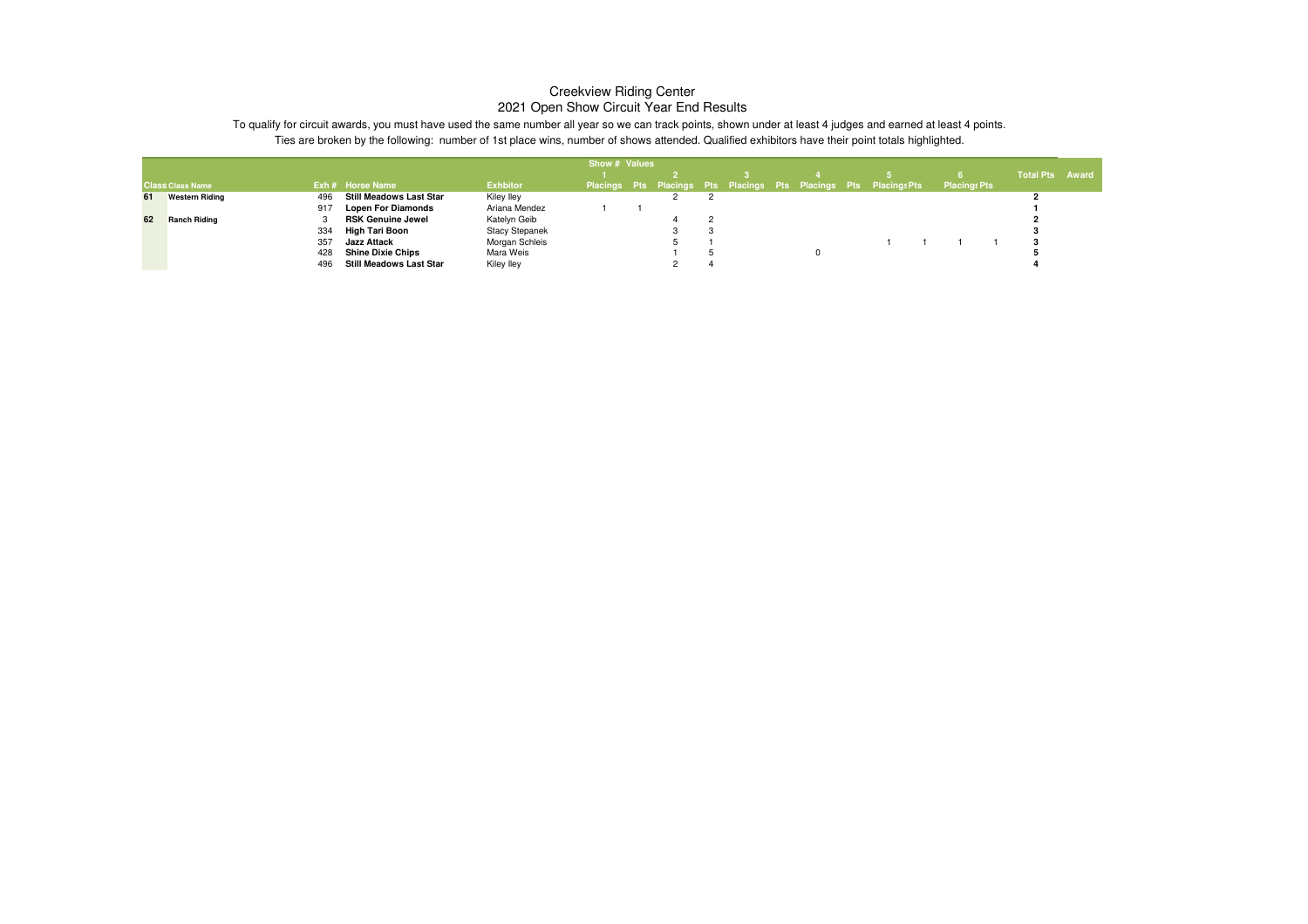# Creekview Riding Center

## 2021 Open Show Circuit Year End Results

To qualify for circuit awards, you must have used the same number all year so we can track points, shown under at least 4 judges and earned at least 4 points.

Ties are broken by the following: number of 1st place wins, number of shows attended. Qualified exhibitors have their point totals highlighted.

| | | | | | Show # Values | | | | | | | | | | | | | |
|---|---|---|---|---|---|---|---|---|---|---|---|---|---|---|---|---|---|---|
| | | | | | 1 | | 2 | | 3 | | 4 | | 5 | | 6 | | | |
| Class | Class Name | Exh # | Horse Name | Exhbitor | Placings | Pts | Placings | Pts | Placings | Pts | Placings | Pts | Placings | Pts | Placings | Pts | Total Pts | Award |
| **61** | **Western Riding** | 496 | **Still Meadows Last Star** | Kiley Iley | | | 2 | 2 | | | | | | | | | **2** | |
| | | 917 | **Lopen For Diamonds** | Ariana Mendez | 1 | 1 | | | | | | | | | | | **1** | |
| **62** | **Ranch Riding** | 3 | **RSK Genuine Jewel** | Katelyn Geib | | | 4 | 2 | | | | | | | | | **2** | |
| | | 334 | **High Tari Boon** | Stacy Stepanek | | | 3 | 3 | | | | | | | | | **3** | |
| | | 357 | **Jazz Attack** | Morgan Schleis | | | 5 | 1 | | | | | 1 | 1 | 1 | 1 | **3** | |
| | | 428 | **Shine Dixie Chips** | Mara Weis | | | 1 | 5 | | | 0 | | | | | | **5** | |
| | | 496 | **Still Meadows Last Star** | Kiley Iley | | | 2 | 4 | | | | | | | | | **4** | |